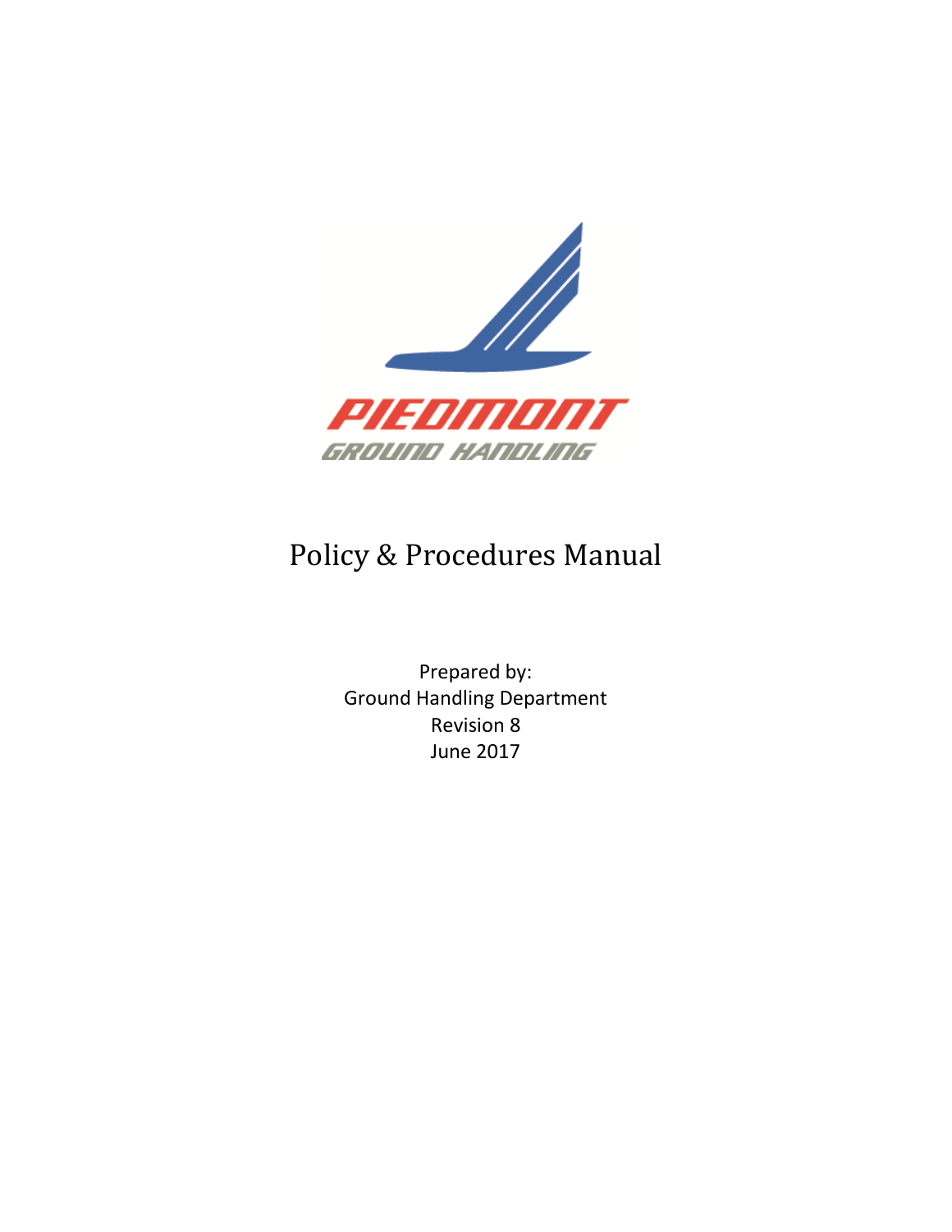PIEDMONT

GROUND HANDLING

# Policy & Procedures Manual

Prepared by:
Ground Handling Department
Revision 8
June 2017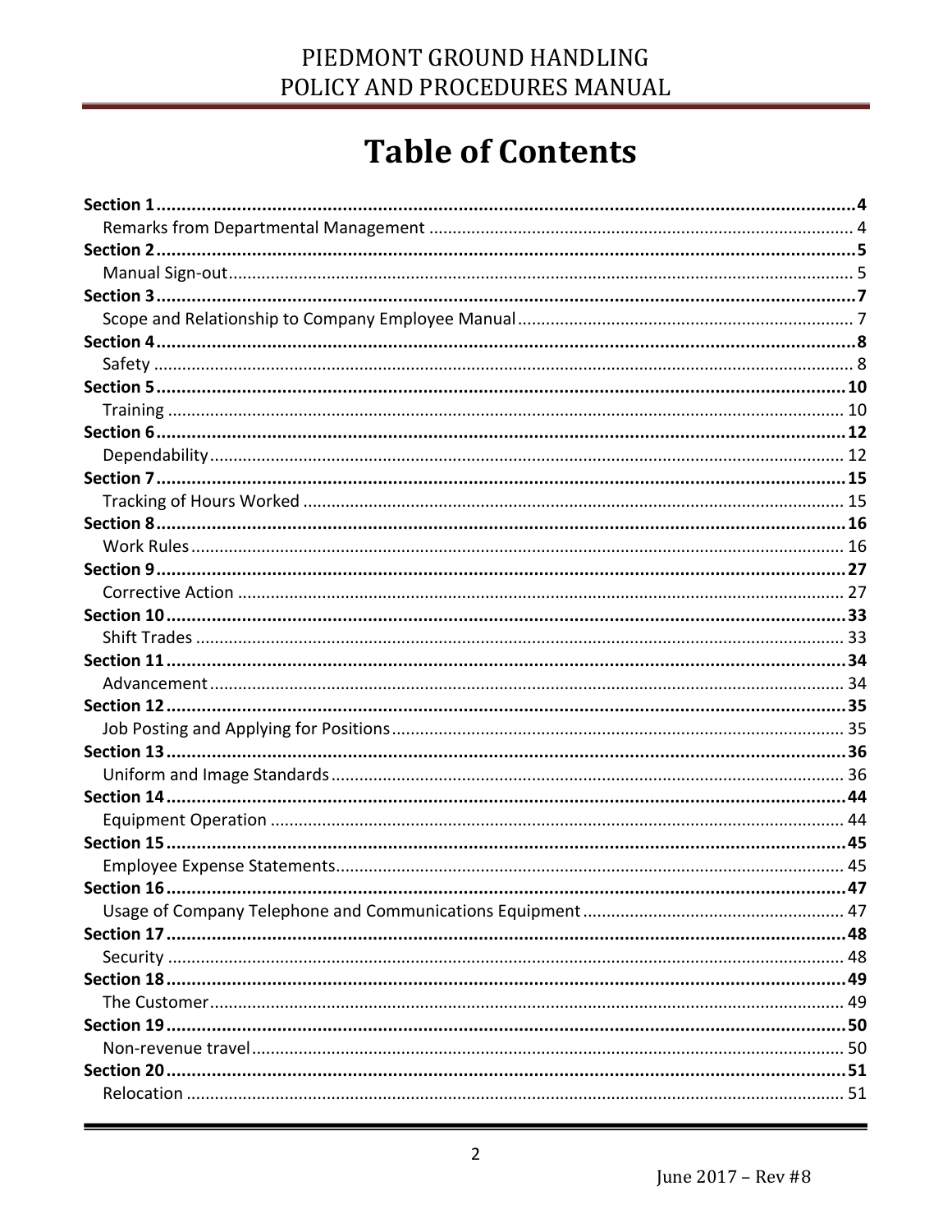# Table of Contents

**Section 1**......................................................................................................................**4**
 Remarks from Departmental Management ........................................................................ 4
**Section 2**......................................................................................................................**5**
 Manual Sign-out.................................................................................................................. 5
**Section 3**......................................................................................................................**7**
 Scope and Relationship to Company Employee Manual....................................................... 7
**Section 4**......................................................................................................................**8**
 Safety .................................................................................................................................. 8
**Section 5**......................................................................................................................**10**
 Training ............................................................................................................................. 10
**Section 6**......................................................................................................................**12**
 Dependability..................................................................................................................... 12
**Section 7**......................................................................................................................**15**
 Tracking of Hours Worked ................................................................................................. 15
**Section 8**......................................................................................................................**16**
 Work Rules ........................................................................................................................ 16
**Section 9**......................................................................................................................**27**
 Corrective Action ............................................................................................................... 27
**Section 10**....................................................................................................................**33**
 Shift Trades ....................................................................................................................... 33
**Section 11**....................................................................................................................**34**
 Advancement..................................................................................................................... 34
**Section 12**....................................................................................................................**35**
 Job Posting and Applying for Positions............................................................................... 35
**Section 13**....................................................................................................................**36**
 Uniform and Image Standards............................................................................................ 36
**Section 14**....................................................................................................................**44**
 Equipment Operation ........................................................................................................ 44
**Section 15**....................................................................................................................**45**
 Employee Expense Statements........................................................................................... 45
**Section 16**....................................................................................................................**47**
 Usage of Company Telephone and Communications Equipment ....................................... 47
**Section 17**....................................................................................................................**48**
 Security ............................................................................................................................. 48
**Section 18**....................................................................................................................**49**
 The Customer..................................................................................................................... 49
**Section 19**....................................................................................................................**50**
 Non-revenue travel............................................................................................................ 50
**Section 20**....................................................................................................................**51**
 Relocation ......................................................................................................................... 51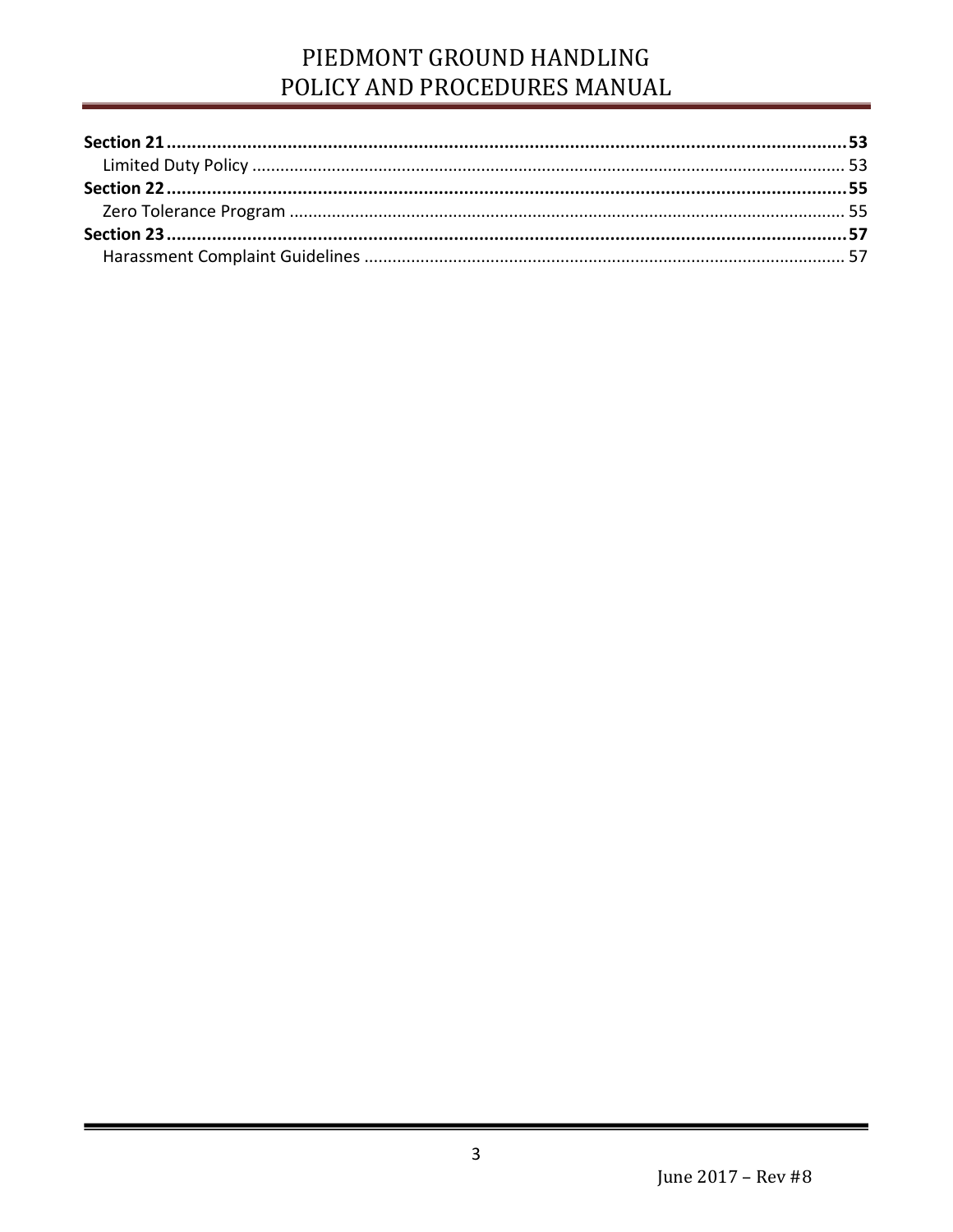**Section 21** ............................................................ **53**
Limited Duty Policy ............................................................ 53
**Section 22** ............................................................ **55**
Zero Tolerance Program ............................................................ 55
**Section 23** ............................................................ **57**
Harassment Complaint Guidelines ............................................................ 57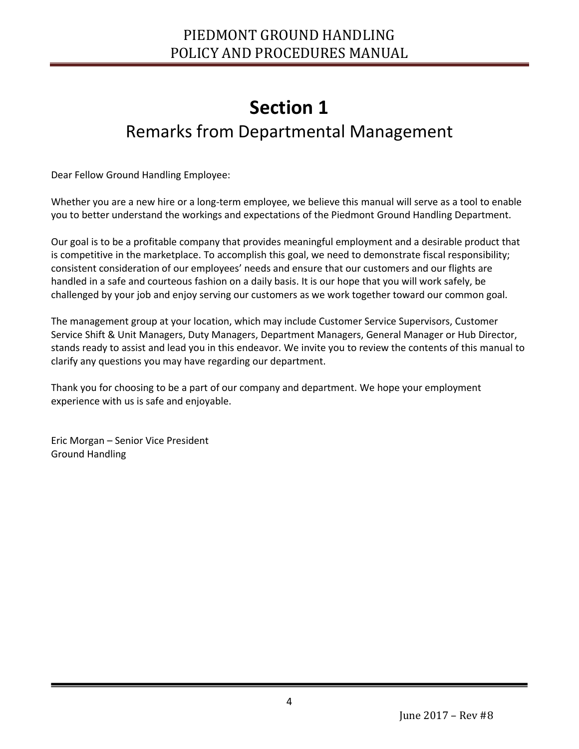# Section 1

## Remarks from Departmental Management

Dear Fellow Ground Handling Employee:

Whether you are a new hire or a long-term employee, we believe this manual will serve as a tool to enable you to better understand the workings and expectations of the Piedmont Ground Handling Department.

Our goal is to be a profitable company that provides meaningful employment and a desirable product that is competitive in the marketplace. To accomplish this goal, we need to demonstrate fiscal responsibility; consistent consideration of our employees' needs and ensure that our customers and our flights are handled in a safe and courteous fashion on a daily basis. It is our hope that you will work safely, be challenged by your job and enjoy serving our customers as we work together toward our common goal.

The management group at your location, which may include Customer Service Supervisors, Customer Service Shift & Unit Managers, Duty Managers, Department Managers, General Manager or Hub Director, stands ready to assist and lead you in this endeavor. We invite you to review the contents of this manual to clarify any questions you may have regarding our department.

Thank you for choosing to be a part of our company and department. We hope your employment experience with us is safe and enjoyable.

Eric Morgan – Senior Vice President
Ground Handling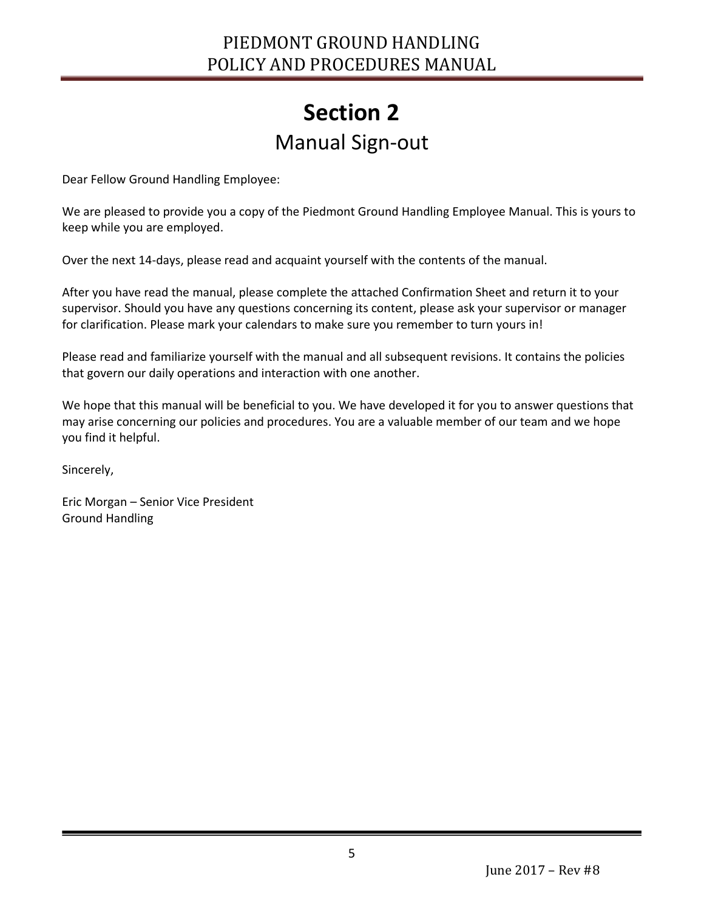# Section 2

## Manual Sign-out

Dear Fellow Ground Handling Employee:

We are pleased to provide you a copy of the Piedmont Ground Handling Employee Manual. This is yours to keep while you are employed.

Over the next 14-days, please read and acquaint yourself with the contents of the manual.

After you have read the manual, please complete the attached Confirmation Sheet and return it to your supervisor. Should you have any questions concerning its content, please ask your supervisor or manager for clarification. Please mark your calendars to make sure you remember to turn yours in!

Please read and familiarize yourself with the manual and all subsequent revisions. It contains the policies that govern our daily operations and interaction with one another.

We hope that this manual will be beneficial to you. We have developed it for you to answer questions that may arise concerning our policies and procedures. You are a valuable member of our team and we hope you find it helpful.

Sincerely,

Eric Morgan – Senior Vice President
Ground Handling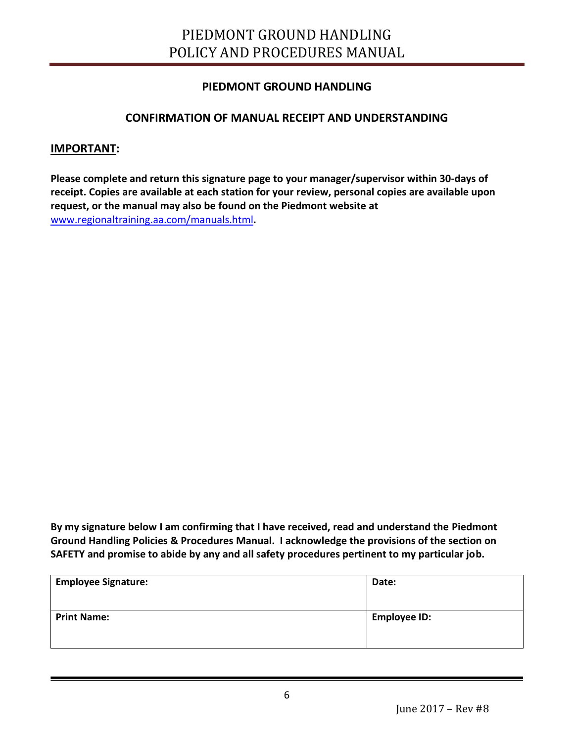## PIEDMONT GROUND HANDLING

## CONFIRMATION OF MANUAL RECEIPT AND UNDERSTANDING

**IMPORTANT:**

**Please complete and return this signature page to your manager/supervisor within 30-days of receipt. Copies are available at each station for your review, personal copies are available upon request, or the manual may also be found on the Piedmont website at** [www.regionaltraining.aa.com/manuals.html](www.regionaltraining.aa.com/manuals.html)**.**

**By my signature below I am confirming that I have received, read and understand the Piedmont Ground Handling Policies & Procedures Manual. I acknowledge the provisions of the section on SAFETY and promise to abide by any and all safety procedures pertinent to my particular job.**

| **Employee Signature:** | **Date:** |
| --- | --- |
| **Print Name:** | **Employee ID:** |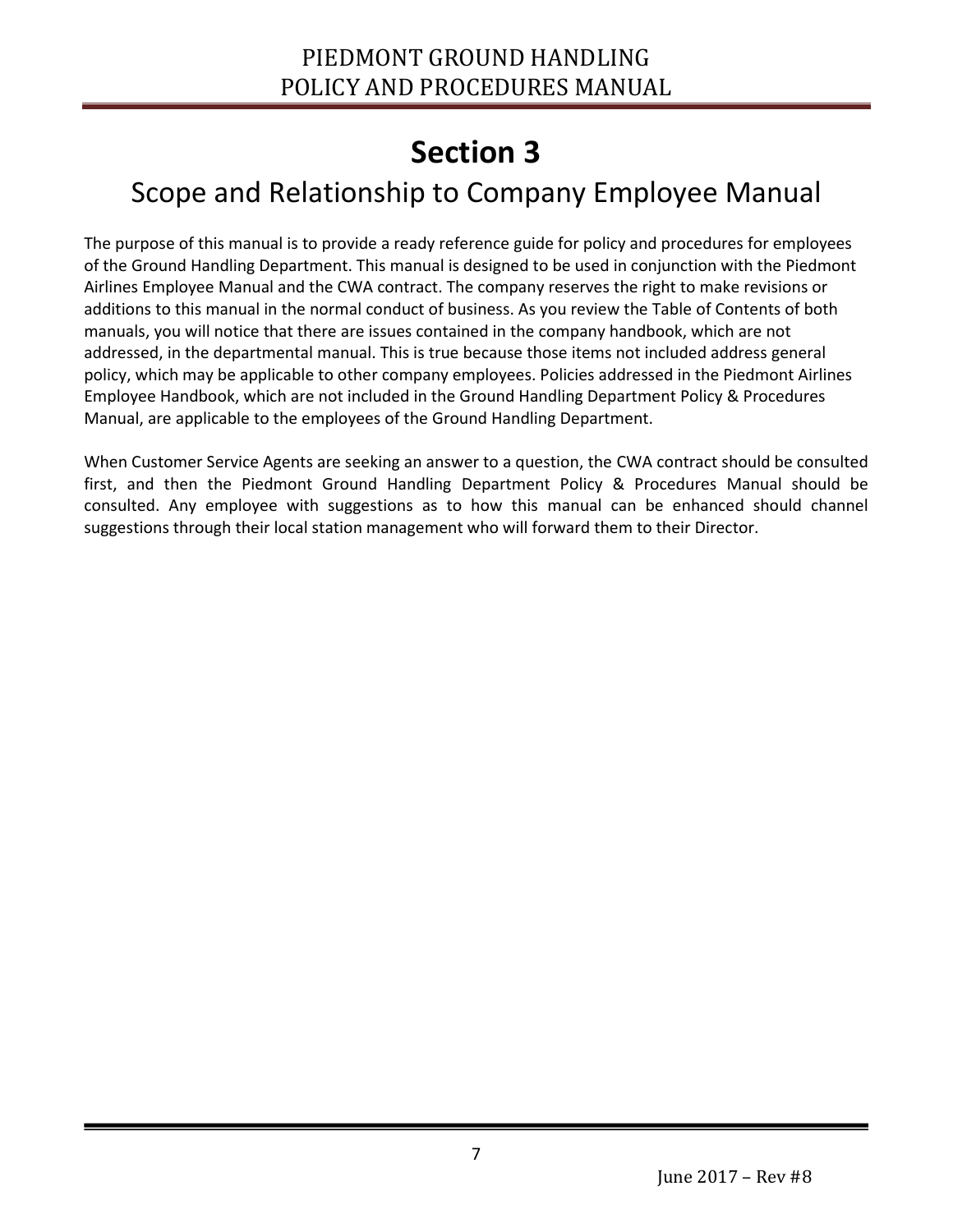# Section 3

## Scope and Relationship to Company Employee Manual

The purpose of this manual is to provide a ready reference guide for policy and procedures for employees of the Ground Handling Department. This manual is designed to be used in conjunction with the Piedmont Airlines Employee Manual and the CWA contract. The company reserves the right to make revisions or additions to this manual in the normal conduct of business. As you review the Table of Contents of both manuals, you will notice that there are issues contained in the company handbook, which are not addressed, in the departmental manual. This is true because those items not included address general policy, which may be applicable to other company employees. Policies addressed in the Piedmont Airlines Employee Handbook, which are not included in the Ground Handling Department Policy & Procedures Manual, are applicable to the employees of the Ground Handling Department.

When Customer Service Agents are seeking an answer to a question, the CWA contract should be consulted first, and then the Piedmont Ground Handling Department Policy & Procedures Manual should be consulted. Any employee with suggestions as to how this manual can be enhanced should channel suggestions through their local station management who will forward them to their Director.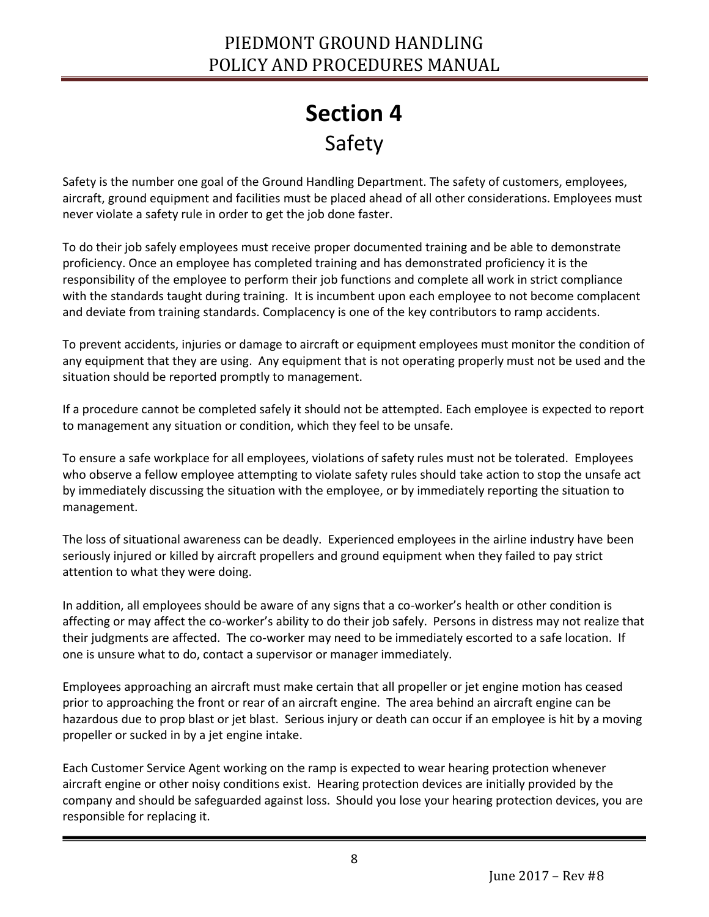# Section 4

## Safety

Safety is the number one goal of the Ground Handling Department. The safety of customers, employees, aircraft, ground equipment and facilities must be placed ahead of all other considerations. Employees must never violate a safety rule in order to get the job done faster.

To do their job safely employees must receive proper documented training and be able to demonstrate proficiency. Once an employee has completed training and has demonstrated proficiency it is the responsibility of the employee to perform their job functions and complete all work in strict compliance with the standards taught during training. It is incumbent upon each employee to not become complacent and deviate from training standards. Complacency is one of the key contributors to ramp accidents.

To prevent accidents, injuries or damage to aircraft or equipment employees must monitor the condition of any equipment that they are using. Any equipment that is not operating properly must not be used and the situation should be reported promptly to management.

If a procedure cannot be completed safely it should not be attempted. Each employee is expected to report to management any situation or condition, which they feel to be unsafe.

To ensure a safe workplace for all employees, violations of safety rules must not be tolerated. Employees who observe a fellow employee attempting to violate safety rules should take action to stop the unsafe act by immediately discussing the situation with the employee, or by immediately reporting the situation to management.

The loss of situational awareness can be deadly. Experienced employees in the airline industry have been seriously injured or killed by aircraft propellers and ground equipment when they failed to pay strict attention to what they were doing.

In addition, all employees should be aware of any signs that a co-worker's health or other condition is affecting or may affect the co-worker's ability to do their job safely. Persons in distress may not realize that their judgments are affected. The co-worker may need to be immediately escorted to a safe location. If one is unsure what to do, contact a supervisor or manager immediately.

Employees approaching an aircraft must make certain that all propeller or jet engine motion has ceased prior to approaching the front or rear of an aircraft engine. The area behind an aircraft engine can be hazardous due to prop blast or jet blast. Serious injury or death can occur if an employee is hit by a moving propeller or sucked in by a jet engine intake.

Each Customer Service Agent working on the ramp is expected to wear hearing protection whenever aircraft engine or other noisy conditions exist. Hearing protection devices are initially provided by the company and should be safeguarded against loss. Should you lose your hearing protection devices, you are responsible for replacing it.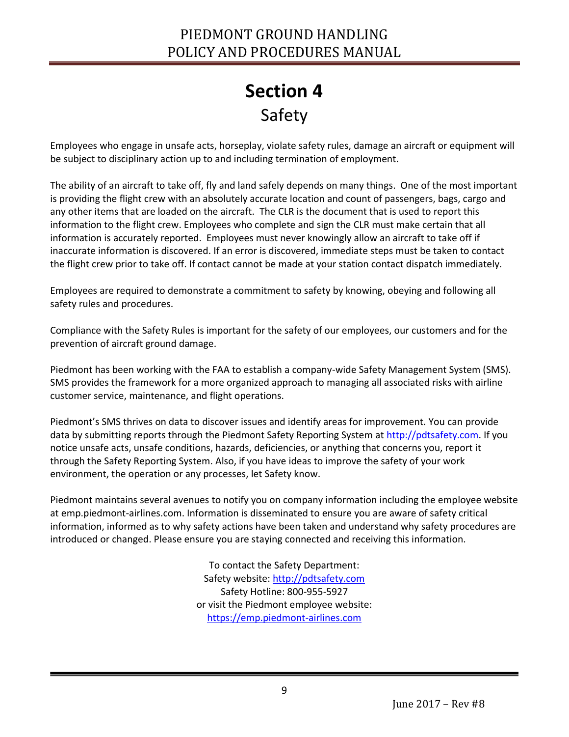# Section 4

## Safety

Employees who engage in unsafe acts, horseplay, violate safety rules, damage an aircraft or equipment will be subject to disciplinary action up to and including termination of employment.

The ability of an aircraft to take off, fly and land safely depends on many things. One of the most important is providing the flight crew with an absolutely accurate location and count of passengers, bags, cargo and any other items that are loaded on the aircraft. The CLR is the document that is used to report this information to the flight crew. Employees who complete and sign the CLR must make certain that all information is accurately reported. Employees must never knowingly allow an aircraft to take off if inaccurate information is discovered. If an error is discovered, immediate steps must be taken to contact the flight crew prior to take off. If contact cannot be made at your station contact dispatch immediately.

Employees are required to demonstrate a commitment to safety by knowing, obeying and following all safety rules and procedures.

Compliance with the Safety Rules is important for the safety of our employees, our customers and for the prevention of aircraft ground damage.

Piedmont has been working with the FAA to establish a company-wide Safety Management System (SMS). SMS provides the framework for a more organized approach to managing all associated risks with airline customer service, maintenance, and flight operations.

Piedmont's SMS thrives on data to discover issues and identify areas for improvement. You can provide data by submitting reports through the Piedmont Safety Reporting System at http://pdtsafety.com. If you notice unsafe acts, unsafe conditions, hazards, deficiencies, or anything that concerns you, report it through the Safety Reporting System. Also, if you have ideas to improve the safety of your work environment, the operation or any processes, let Safety know.

Piedmont maintains several avenues to notify you on company information including the employee website at emp.piedmont-airlines.com. Information is disseminated to ensure you are aware of safety critical information, informed as to why safety actions have been taken and understand why safety procedures are introduced or changed. Please ensure you are staying connected and receiving this information.

To contact the Safety Department:
Safety website: http://pdtsafety.com
Safety Hotline: 800-955-5927
or visit the Piedmont employee website:
https://emp.piedmont-airlines.com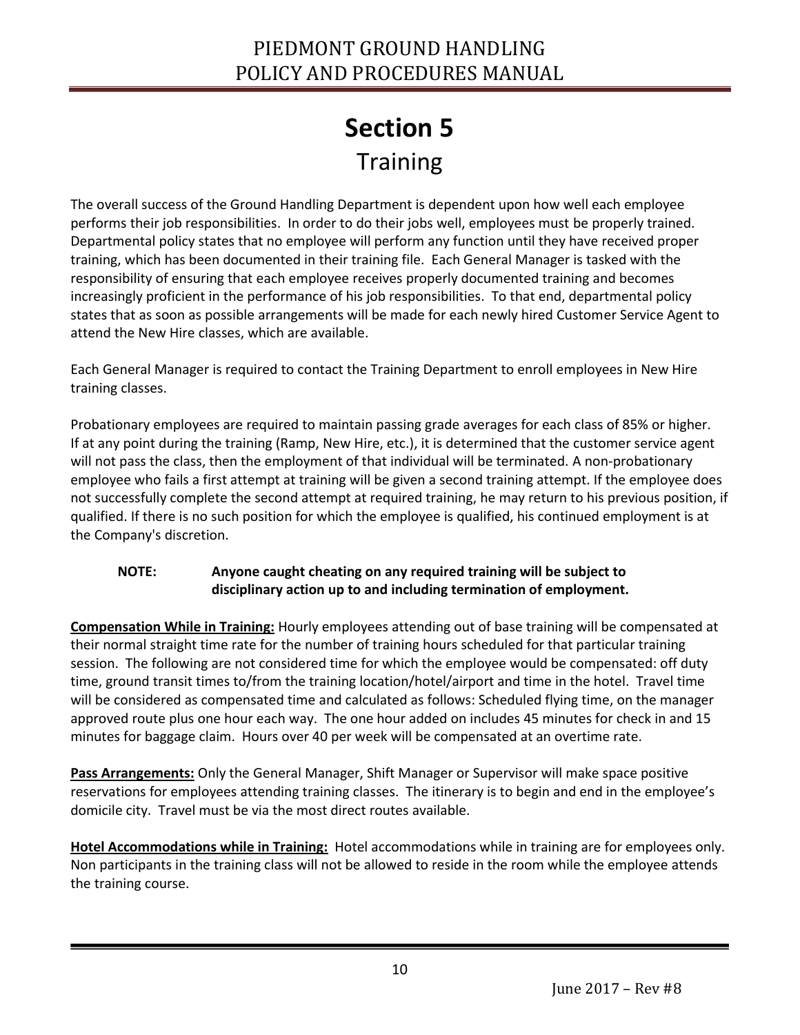# Section 5

## Training

The overall success of the Ground Handling Department is dependent upon how well each employee performs their job responsibilities. In order to do their jobs well, employees must be properly trained. Departmental policy states that no employee will perform any function until they have received proper training, which has been documented in their training file. Each General Manager is tasked with the responsibility of ensuring that each employee receives properly documented training and becomes increasingly proficient in the performance of his job responsibilities. To that end, departmental policy states that as soon as possible arrangements will be made for each newly hired Customer Service Agent to attend the New Hire classes, which are available.

Each General Manager is required to contact the Training Department to enroll employees in New Hire training classes.

Probationary employees are required to maintain passing grade averages for each class of 85% or higher. If at any point during the training (Ramp, New Hire, etc.), it is determined that the customer service agent will not pass the class, then the employment of that individual will be terminated. A non-probationary employee who fails a first attempt at training will be given a second training attempt. If the employee does not successfully complete the second attempt at required training, he may return to his previous position, if qualified. If there is no such position for which the employee is qualified, his continued employment is at the Company's discretion.

> **NOTE: Anyone caught cheating on any required training will be subject to disciplinary action up to and including termination of employment.**

**Compensation While in Training:** Hourly employees attending out of base training will be compensated at their normal straight time rate for the number of training hours scheduled for that particular training session. The following are not considered time for which the employee would be compensated: off duty time, ground transit times to/from the training location/hotel/airport and time in the hotel. Travel time will be considered as compensated time and calculated as follows: Scheduled flying time, on the manager approved route plus one hour each way. The one hour added on includes 45 minutes for check in and 15 minutes for baggage claim. Hours over 40 per week will be compensated at an overtime rate.

**Pass Arrangements:** Only the General Manager, Shift Manager or Supervisor will make space positive reservations for employees attending training classes. The itinerary is to begin and end in the employee's domicile city. Travel must be via the most direct routes available.

**Hotel Accommodations while in Training:** Hotel accommodations while in training are for employees only. Non participants in the training class will not be allowed to reside in the room while the employee attends the training course.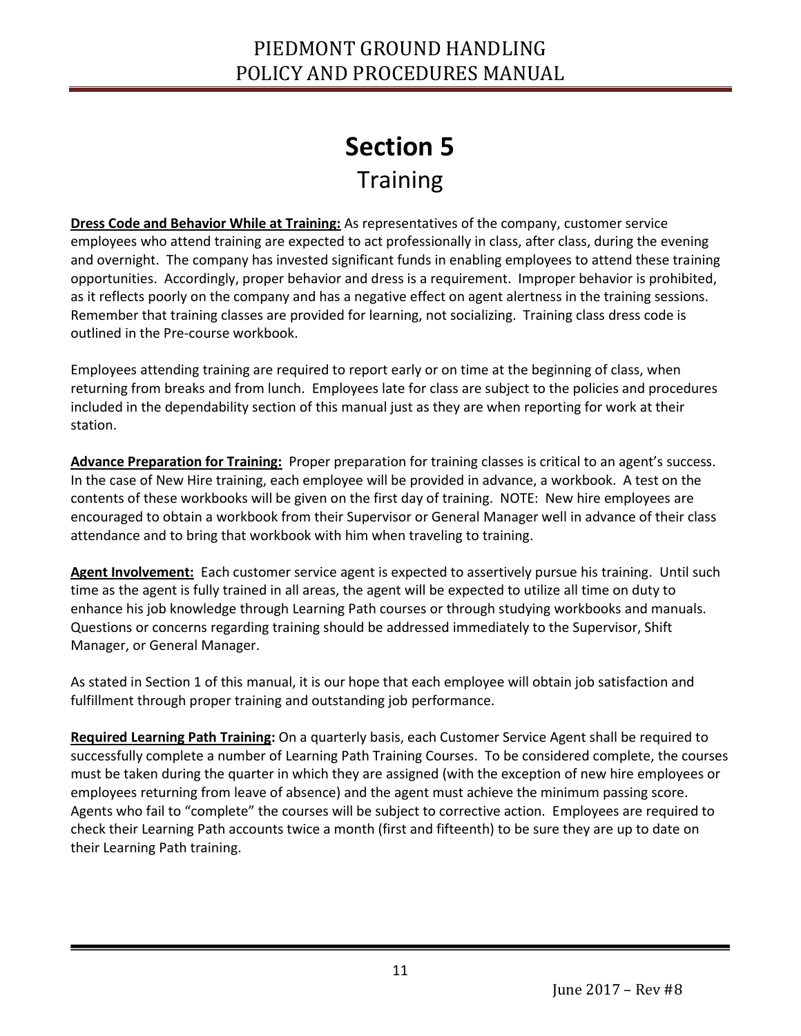# Section 5

## Training

**Dress Code and Behavior While at Training:** As representatives of the company, customer service employees who attend training are expected to act professionally in class, after class, during the evening and overnight. The company has invested significant funds in enabling employees to attend these training opportunities. Accordingly, proper behavior and dress is a requirement. Improper behavior is prohibited, as it reflects poorly on the company and has a negative effect on agent alertness in the training sessions. Remember that training classes are provided for learning, not socializing. Training class dress code is outlined in the Pre-course workbook.

Employees attending training are required to report early or on time at the beginning of class, when returning from breaks and from lunch. Employees late for class are subject to the policies and procedures included in the dependability section of this manual just as they are when reporting for work at their station.

**Advance Preparation for Training:** Proper preparation for training classes is critical to an agent's success. In the case of New Hire training, each employee will be provided in advance, a workbook. A test on the contents of these workbooks will be given on the first day of training. NOTE: New hire employees are encouraged to obtain a workbook from their Supervisor or General Manager well in advance of their class attendance and to bring that workbook with him when traveling to training.

**Agent Involvement:** Each customer service agent is expected to assertively pursue his training. Until such time as the agent is fully trained in all areas, the agent will be expected to utilize all time on duty to enhance his job knowledge through Learning Path courses or through studying workbooks and manuals. Questions or concerns regarding training should be addressed immediately to the Supervisor, Shift Manager, or General Manager.

As stated in Section 1 of this manual, it is our hope that each employee will obtain job satisfaction and fulfillment through proper training and outstanding job performance.

**Required Learning Path Training:** On a quarterly basis, each Customer Service Agent shall be required to successfully complete a number of Learning Path Training Courses. To be considered complete, the courses must be taken during the quarter in which they are assigned (with the exception of new hire employees or employees returning from leave of absence) and the agent must achieve the minimum passing score. Agents who fail to "complete" the courses will be subject to corrective action. Employees are required to check their Learning Path accounts twice a month (first and fifteenth) to be sure they are up to date on their Learning Path training.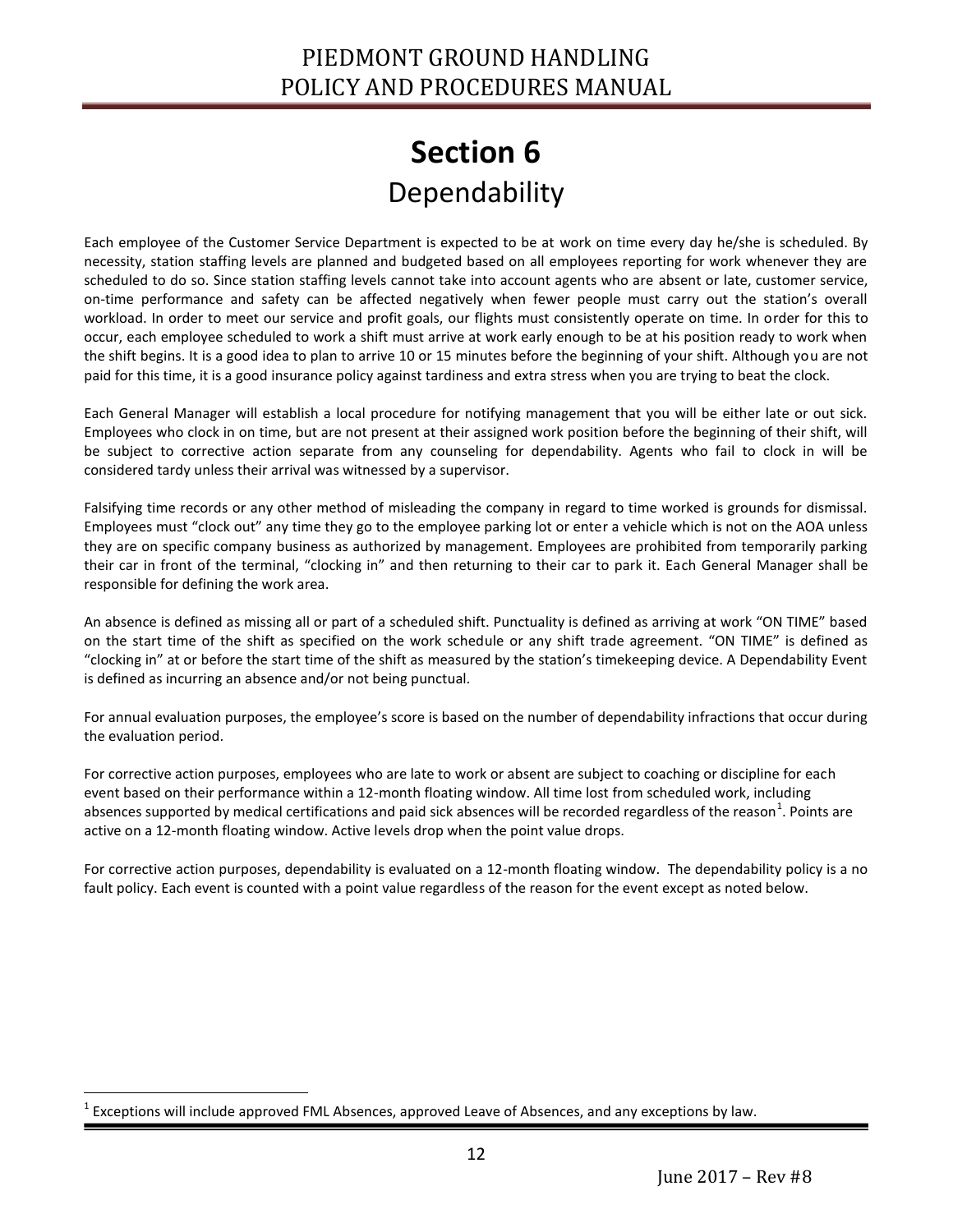# Section 6

## Dependability

Each employee of the Customer Service Department is expected to be at work on time every day he/she is scheduled. By necessity, station staffing levels are planned and budgeted based on all employees reporting for work whenever they are scheduled to do so. Since station staffing levels cannot take into account agents who are absent or late, customer service, on-time performance and safety can be affected negatively when fewer people must carry out the station's overall workload. In order to meet our service and profit goals, our flights must consistently operate on time. In order for this to occur, each employee scheduled to work a shift must arrive at work early enough to be at his position ready to work when the shift begins. It is a good idea to plan to arrive 10 or 15 minutes before the beginning of your shift. Although you are not paid for this time, it is a good insurance policy against tardiness and extra stress when you are trying to beat the clock.

Each General Manager will establish a local procedure for notifying management that you will be either late or out sick. Employees who clock in on time, but are not present at their assigned work position before the beginning of their shift, will be subject to corrective action separate from any counseling for dependability. Agents who fail to clock in will be considered tardy unless their arrival was witnessed by a supervisor.

Falsifying time records or any other method of misleading the company in regard to time worked is grounds for dismissal. Employees must "clock out" any time they go to the employee parking lot or enter a vehicle which is not on the AOA unless they are on specific company business as authorized by management. Employees are prohibited from temporarily parking their car in front of the terminal, "clocking in" and then returning to their car to park it. Each General Manager shall be responsible for defining the work area.

An absence is defined as missing all or part of a scheduled shift. Punctuality is defined as arriving at work "ON TIME" based on the start time of the shift as specified on the work schedule or any shift trade agreement. "ON TIME" is defined as "clocking in" at or before the start time of the shift as measured by the station's timekeeping device. A Dependability Event is defined as incurring an absence and/or not being punctual.

For annual evaluation purposes, the employee's score is based on the number of dependability infractions that occur during the evaluation period.

For corrective action purposes, employees who are late to work or absent are subject to coaching or discipline for each event based on their performance within a 12-month floating window. All time lost from scheduled work, including absences supported by medical certifications and paid sick absences will be recorded regardless of the reason[1]. Points are active on a 12-month floating window. Active levels drop when the point value drops.

For corrective action purposes, dependability is evaluated on a 12-month floating window. The dependability policy is a no fault policy. Each event is counted with a point value regardless of the reason for the event except as noted below.

---

[1] Exceptions will include approved FML Absences, approved Leave of Absences, and any exceptions by law.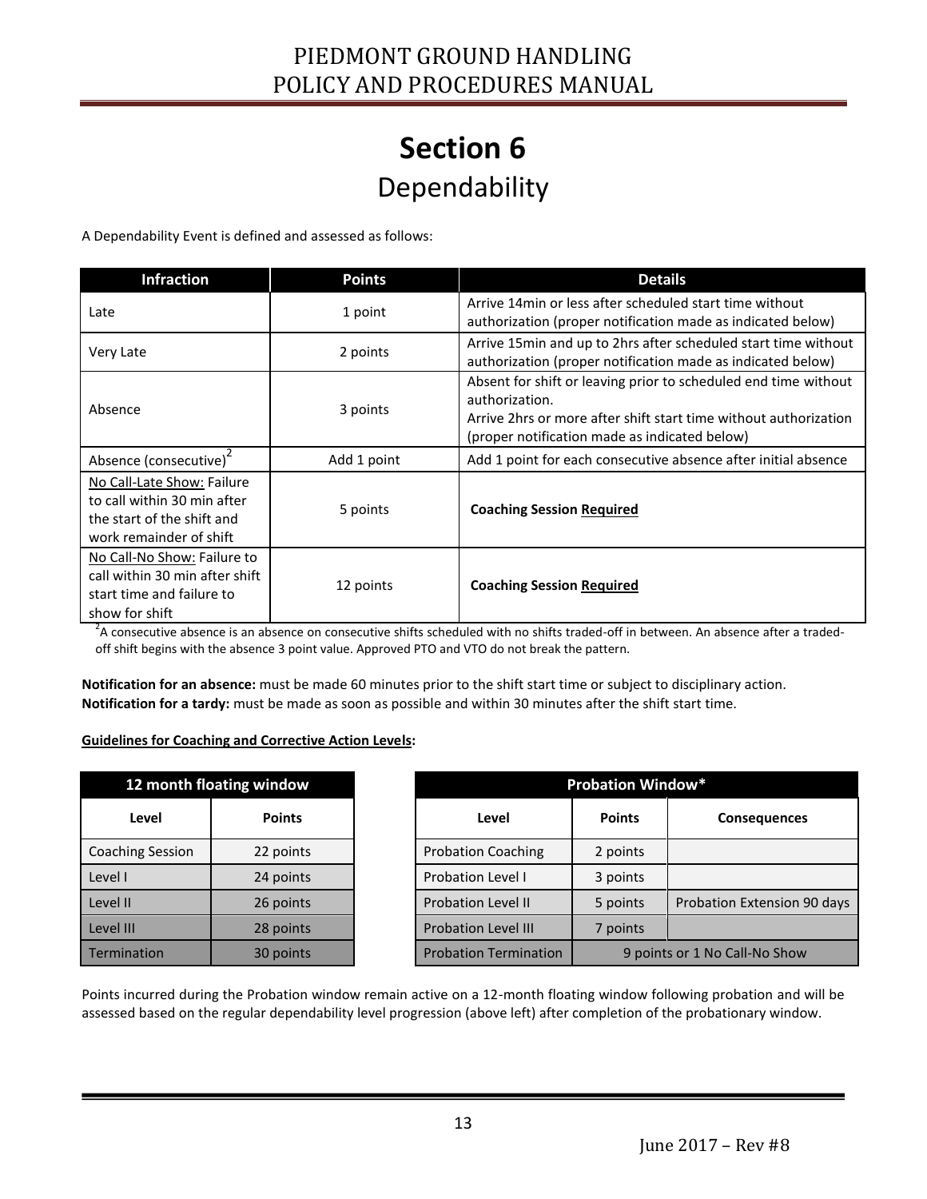# Section 6

## Dependability

A Dependability Event is defined and assessed as follows:

| Infraction | Points | Details |
|---|---|---|
| Late | 1 point | Arrive 14min or less after scheduled start time without authorization (proper notification made as indicated below) |
| Very Late | 2 points | Arrive 15min and up to 2hrs after scheduled start time without authorization (proper notification made as indicated below) |
| Absence | 3 points | Absent for shift or leaving prior to scheduled end time without authorization. Arrive 2hrs or more after shift start time without authorization (proper notification made as indicated below) |
| Absence (consecutive)[2] | Add 1 point | Add 1 point for each consecutive absence after initial absence |
| <u>No Call-Late Show:</u> Failure to call within 30 min after the start of the shift and work remainder of shift | 5 points | **Coaching Session <u>Required</u>** |
| <u>No Call-No Show:</u> Failure to call within 30 min after shift start time and failure to show for shift | 12 points | **Coaching Session <u>Required</u>** |

[2]A consecutive absence is an absence on consecutive shifts scheduled with no shifts traded-off in between. An absence after a traded-off shift begins with the absence 3 point value. Approved PTO and VTO do not break the pattern.

**Notification for an absence:** must be made 60 minutes prior to the shift start time or subject to disciplinary action.
**Notification for a tardy:** must be made as soon as possible and within 30 minutes after the shift start time.

**<u>Guidelines for Coaching and Corrective Action Levels</u>:**

| 12 month floating window | |
|---|---|
| **Level** | **Points** |
| Coaching Session | 22 points |
| Level I | 24 points |
| Level II | 26 points |
| Level III | 28 points |
| Termination | 30 points |

| Probation Window* | | |
|---|---|---|
| **Level** | **Points** | **Consequences** |
| Probation Coaching | 2 points | |
| Probation Level I | 3 points | |
| Probation Level II | 5 points | Probation Extension 90 days |
| Probation Level III | 7 points | |
| Probation Termination | 9 points or 1 No Call-No Show | |

Points incurred during the Probation window remain active on a 12-month floating window following probation and will be assessed based on the regular dependability level progression (above left) after completion of the probationary window.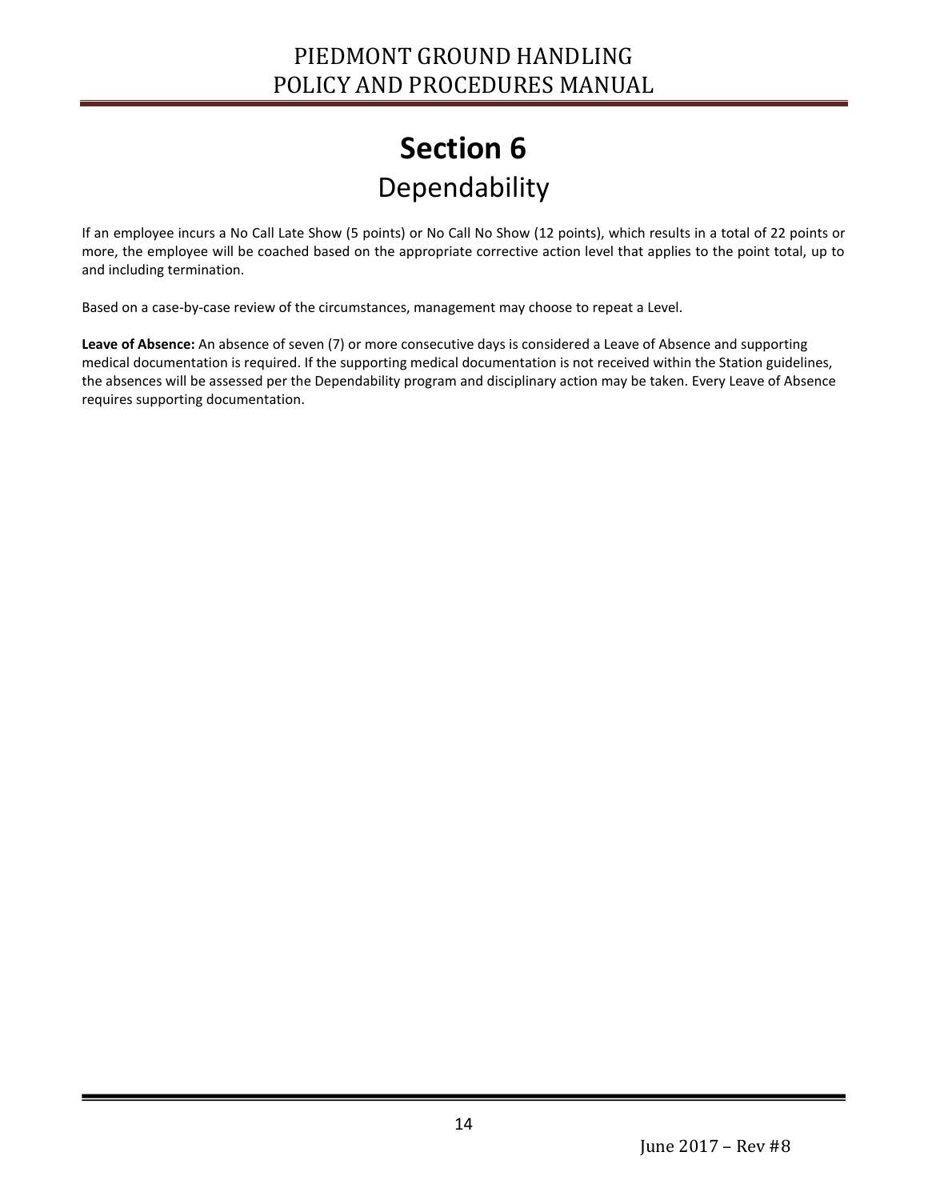# Section 6

## Dependability

If an employee incurs a No Call Late Show (5 points) or No Call No Show (12 points), which results in a total of 22 points or more, the employee will be coached based on the appropriate corrective action level that applies to the point total, up to and including termination.

Based on a case-by-case review of the circumstances, management may choose to repeat a Level.

**Leave of Absence:** An absence of seven (7) or more consecutive days is considered a Leave of Absence and supporting medical documentation is required. If the supporting medical documentation is not received within the Station guidelines, the absences will be assessed per the Dependability program and disciplinary action may be taken. Every Leave of Absence requires supporting documentation.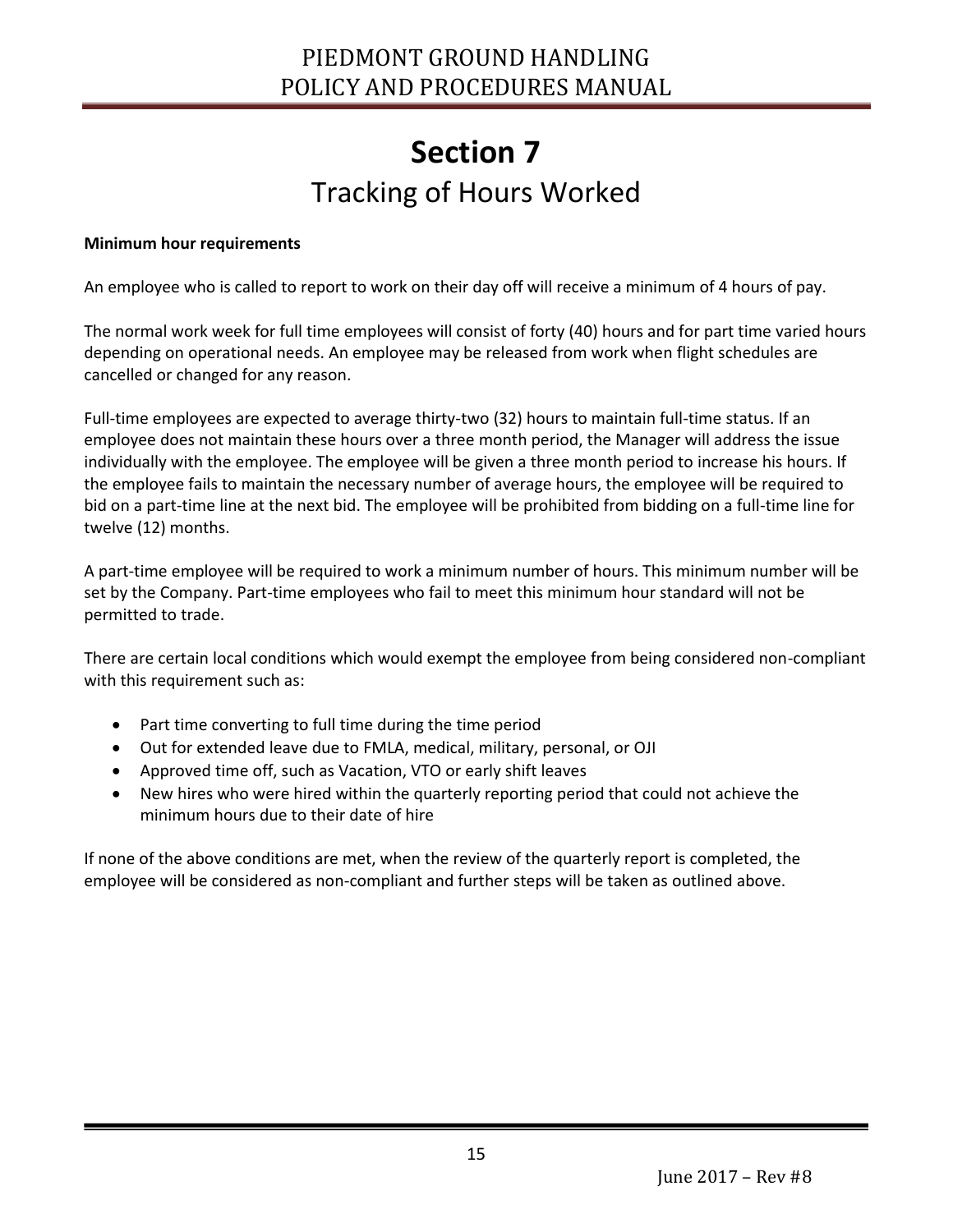# Section 7
## Tracking of Hours Worked

**Minimum hour requirements**

An employee who is called to report to work on their day off will receive a minimum of 4 hours of pay.

The normal work week for full time employees will consist of forty (40) hours and for part time varied hours depending on operational needs. An employee may be released from work when flight schedules are cancelled or changed for any reason.

Full-time employees are expected to average thirty-two (32) hours to maintain full-time status. If an employee does not maintain these hours over a three month period, the Manager will address the issue individually with the employee. The employee will be given a three month period to increase his hours. If the employee fails to maintain the necessary number of average hours, the employee will be required to bid on a part-time line at the next bid. The employee will be prohibited from bidding on a full-time line for twelve (12) months.

A part-time employee will be required to work a minimum number of hours. This minimum number will be set by the Company. Part-time employees who fail to meet this minimum hour standard will not be permitted to trade.

There are certain local conditions which would exempt the employee from being considered non-compliant with this requirement such as:

- Part time converting to full time during the time period
- Out for extended leave due to FMLA, medical, military, personal, or OJI
- Approved time off, such as Vacation, VTO or early shift leaves
- New hires who were hired within the quarterly reporting period that could not achieve the minimum hours due to their date of hire

If none of the above conditions are met, when the review of the quarterly report is completed, the employee will be considered as non-compliant and further steps will be taken as outlined above.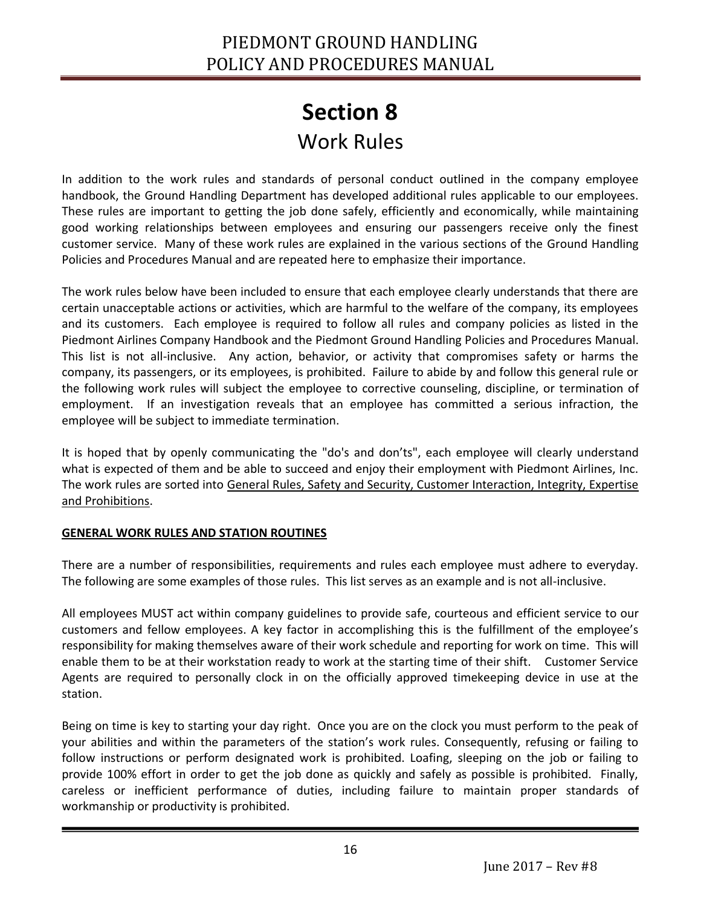# Section 8
## Work Rules

In addition to the work rules and standards of personal conduct outlined in the company employee handbook, the Ground Handling Department has developed additional rules applicable to our employees. These rules are important to getting the job done safely, efficiently and economically, while maintaining good working relationships between employees and ensuring our passengers receive only the finest customer service. Many of these work rules are explained in the various sections of the Ground Handling Policies and Procedures Manual and are repeated here to emphasize their importance.

The work rules below have been included to ensure that each employee clearly understands that there are certain unacceptable actions or activities, which are harmful to the welfare of the company, its employees and its customers. Each employee is required to follow all rules and company policies as listed in the Piedmont Airlines Company Handbook and the Piedmont Ground Handling Policies and Procedures Manual. This list is not all-inclusive. Any action, behavior, or activity that compromises safety or harms the company, its passengers, or its employees, is prohibited. Failure to abide by and follow this general rule or the following work rules will subject the employee to corrective counseling, discipline, or termination of employment. If an investigation reveals that an employee has committed a serious infraction, the employee will be subject to immediate termination.

It is hoped that by openly communicating the "do's and don'ts", each employee will clearly understand what is expected of them and be able to succeed and enjoy their employment with Piedmont Airlines, Inc. The work rules are sorted into General Rules, Safety and Security, Customer Interaction, Integrity, Expertise and Prohibitions.

### GENERAL WORK RULES AND STATION ROUTINES

There are a number of responsibilities, requirements and rules each employee must adhere to everyday. The following are some examples of those rules. This list serves as an example and is not all-inclusive.

All employees MUST act within company guidelines to provide safe, courteous and efficient service to our customers and fellow employees. A key factor in accomplishing this is the fulfillment of the employee's responsibility for making themselves aware of their work schedule and reporting for work on time. This will enable them to be at their workstation ready to work at the starting time of their shift. Customer Service Agents are required to personally clock in on the officially approved timekeeping device in use at the station.

Being on time is key to starting your day right. Once you are on the clock you must perform to the peak of your abilities and within the parameters of the station's work rules. Consequently, refusing or failing to follow instructions or perform designated work is prohibited. Loafing, sleeping on the job or failing to provide 100% effort in order to get the job done as quickly and safely as possible is prohibited. Finally, careless or inefficient performance of duties, including failure to maintain proper standards of workmanship or productivity is prohibited.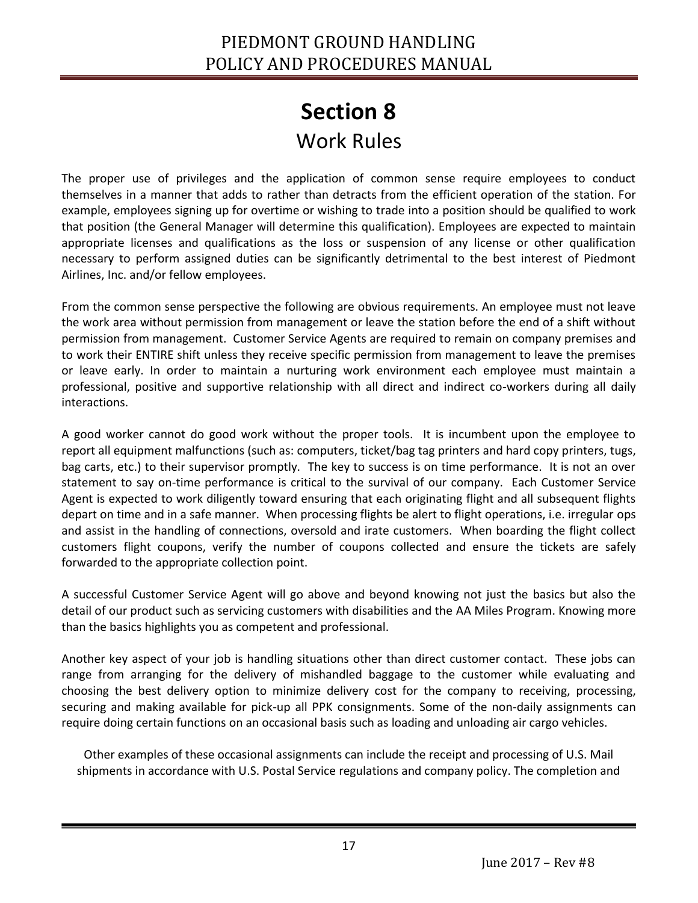# Section 8

## Work Rules

The proper use of privileges and the application of common sense require employees to conduct themselves in a manner that adds to rather than detracts from the efficient operation of the station. For example, employees signing up for overtime or wishing to trade into a position should be qualified to work that position (the General Manager will determine this qualification). Employees are expected to maintain appropriate licenses and qualifications as the loss or suspension of any license or other qualification necessary to perform assigned duties can be significantly detrimental to the best interest of Piedmont Airlines, Inc. and/or fellow employees.

From the common sense perspective the following are obvious requirements. An employee must not leave the work area without permission from management or leave the station before the end of a shift without permission from management. Customer Service Agents are required to remain on company premises and to work their ENTIRE shift unless they receive specific permission from management to leave the premises or leave early. In order to maintain a nurturing work environment each employee must maintain a professional, positive and supportive relationship with all direct and indirect co-workers during all daily interactions.

A good worker cannot do good work without the proper tools. It is incumbent upon the employee to report all equipment malfunctions (such as: computers, ticket/bag tag printers and hard copy printers, tugs, bag carts, etc.) to their supervisor promptly. The key to success is on time performance. It is not an over statement to say on-time performance is critical to the survival of our company. Each Customer Service Agent is expected to work diligently toward ensuring that each originating flight and all subsequent flights depart on time and in a safe manner. When processing flights be alert to flight operations, i.e. irregular ops and assist in the handling of connections, oversold and irate customers. When boarding the flight collect customers flight coupons, verify the number of coupons collected and ensure the tickets are safely forwarded to the appropriate collection point.

A successful Customer Service Agent will go above and beyond knowing not just the basics but also the detail of our product such as servicing customers with disabilities and the AA Miles Program. Knowing more than the basics highlights you as competent and professional.

Another key aspect of your job is handling situations other than direct customer contact. These jobs can range from arranging for the delivery of mishandled baggage to the customer while evaluating and choosing the best delivery option to minimize delivery cost for the company to receiving, processing, securing and making available for pick-up all PPK consignments. Some of the non-daily assignments can require doing certain functions on an occasional basis such as loading and unloading air cargo vehicles.

Other examples of these occasional assignments can include the receipt and processing of U.S. Mail shipments in accordance with U.S. Postal Service regulations and company policy. The completion and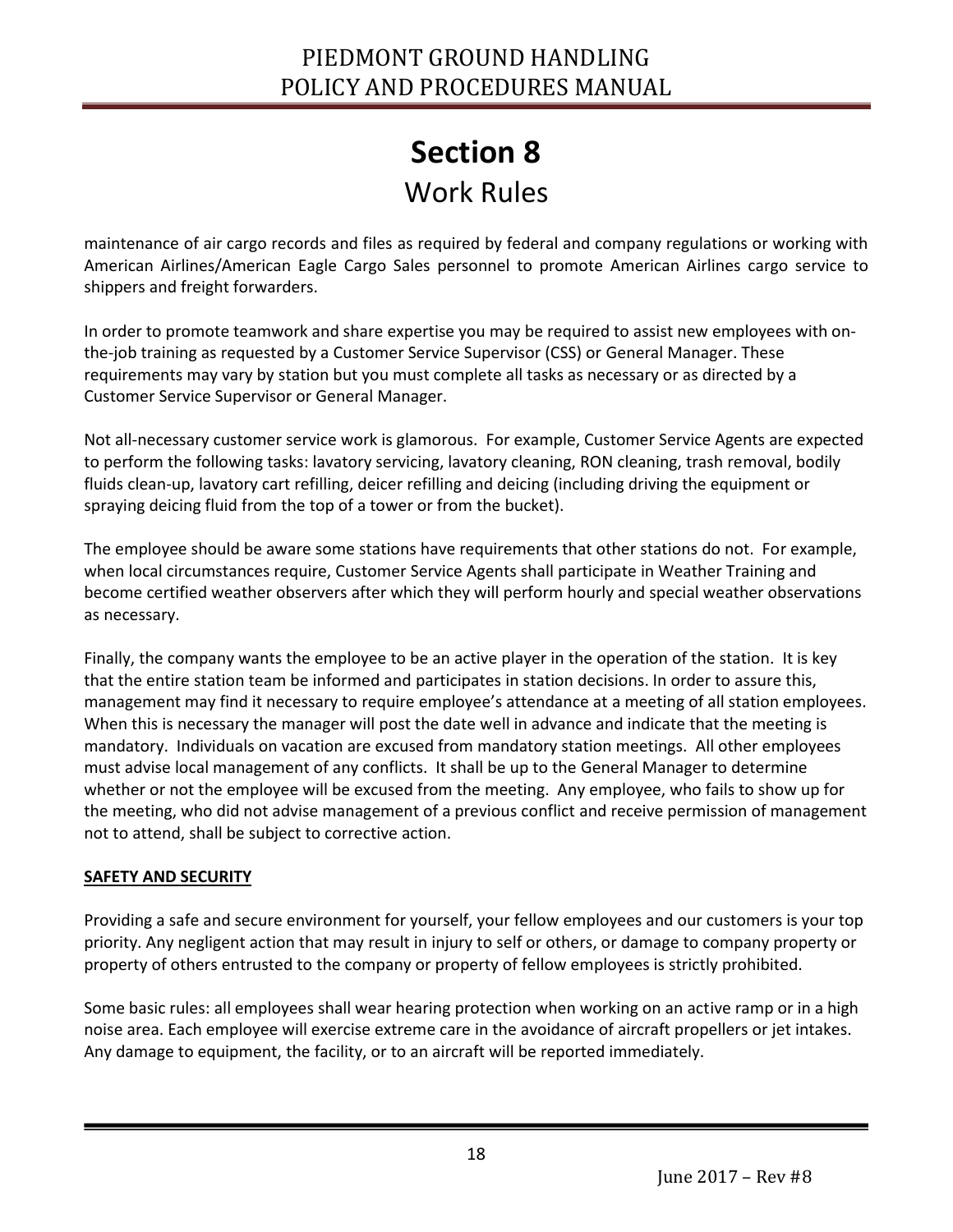# Section 8

## Work Rules

maintenance of air cargo records and files as required by federal and company regulations or working with American Airlines/American Eagle Cargo Sales personnel to promote American Airlines cargo service to shippers and freight forwarders.

In order to promote teamwork and share expertise you may be required to assist new employees with on-the-job training as requested by a Customer Service Supervisor (CSS) or General Manager. These requirements may vary by station but you must complete all tasks as necessary or as directed by a Customer Service Supervisor or General Manager.

Not all-necessary customer service work is glamorous. For example, Customer Service Agents are expected to perform the following tasks: lavatory servicing, lavatory cleaning, RON cleaning, trash removal, bodily fluids clean-up, lavatory cart refilling, deicer refilling and deicing (including driving the equipment or spraying deicing fluid from the top of a tower or from the bucket).

The employee should be aware some stations have requirements that other stations do not. For example, when local circumstances require, Customer Service Agents shall participate in Weather Training and become certified weather observers after which they will perform hourly and special weather observations as necessary.

Finally, the company wants the employee to be an active player in the operation of the station. It is key that the entire station team be informed and participates in station decisions. In order to assure this, management may find it necessary to require employee's attendance at a meeting of all station employees. When this is necessary the manager will post the date well in advance and indicate that the meeting is mandatory. Individuals on vacation are excused from mandatory station meetings. All other employees must advise local management of any conflicts. It shall be up to the General Manager to determine whether or not the employee will be excused from the meeting. Any employee, who fails to show up for the meeting, who did not advise management of a previous conflict and receive permission of management not to attend, shall be subject to corrective action.

**SAFETY AND SECURITY**

Providing a safe and secure environment for yourself, your fellow employees and our customers is your top priority. Any negligent action that may result in injury to self or others, or damage to company property or property of others entrusted to the company or property of fellow employees is strictly prohibited.

Some basic rules: all employees shall wear hearing protection when working on an active ramp or in a high noise area. Each employee will exercise extreme care in the avoidance of aircraft propellers or jet intakes. Any damage to equipment, the facility, or to an aircraft will be reported immediately.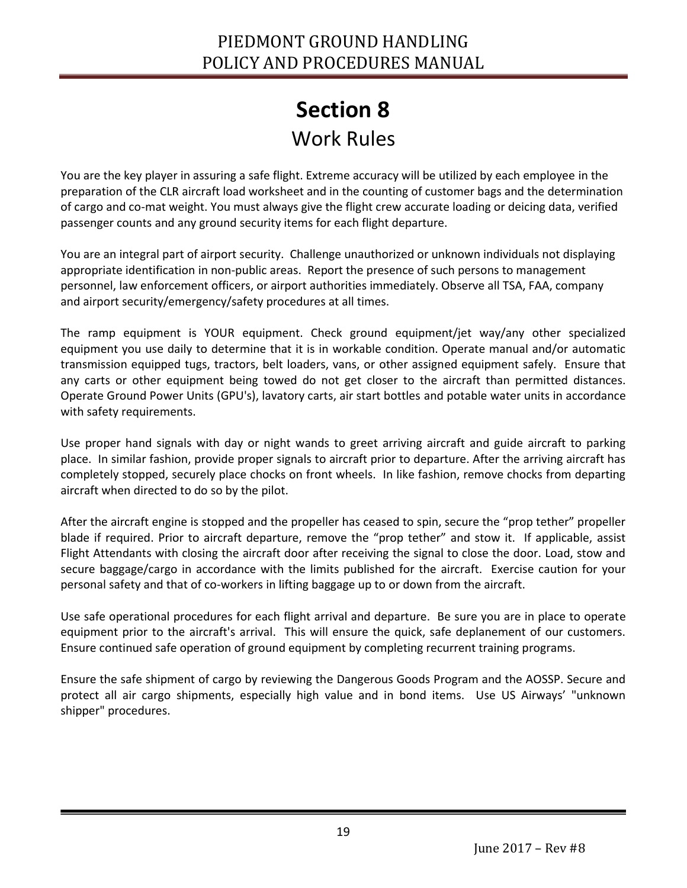# Section 8

## Work Rules

You are the key player in assuring a safe flight. Extreme accuracy will be utilized by each employee in the preparation of the CLR aircraft load worksheet and in the counting of customer bags and the determination of cargo and co-mat weight. You must always give the flight crew accurate loading or deicing data, verified passenger counts and any ground security items for each flight departure.

You are an integral part of airport security. Challenge unauthorized or unknown individuals not displaying appropriate identification in non-public areas. Report the presence of such persons to management personnel, law enforcement officers, or airport authorities immediately. Observe all TSA, FAA, company and airport security/emergency/safety procedures at all times.

The ramp equipment is YOUR equipment. Check ground equipment/jet way/any other specialized equipment you use daily to determine that it is in workable condition. Operate manual and/or automatic transmission equipped tugs, tractors, belt loaders, vans, or other assigned equipment safely. Ensure that any carts or other equipment being towed do not get closer to the aircraft than permitted distances. Operate Ground Power Units (GPU's), lavatory carts, air start bottles and potable water units in accordance with safety requirements.

Use proper hand signals with day or night wands to greet arriving aircraft and guide aircraft to parking place. In similar fashion, provide proper signals to aircraft prior to departure. After the arriving aircraft has completely stopped, securely place chocks on front wheels. In like fashion, remove chocks from departing aircraft when directed to do so by the pilot.

After the aircraft engine is stopped and the propeller has ceased to spin, secure the “prop tether” propeller blade if required. Prior to aircraft departure, remove the “prop tether” and stow it. If applicable, assist Flight Attendants with closing the aircraft door after receiving the signal to close the door. Load, stow and secure baggage/cargo in accordance with the limits published for the aircraft. Exercise caution for your personal safety and that of co-workers in lifting baggage up to or down from the aircraft.

Use safe operational procedures for each flight arrival and departure. Be sure you are in place to operate equipment prior to the aircraft's arrival. This will ensure the quick, safe deplanement of our customers. Ensure continued safe operation of ground equipment by completing recurrent training programs.

Ensure the safe shipment of cargo by reviewing the Dangerous Goods Program and the AOSSP. Secure and protect all air cargo shipments, especially high value and in bond items. Use US Airways’ "unknown shipper" procedures.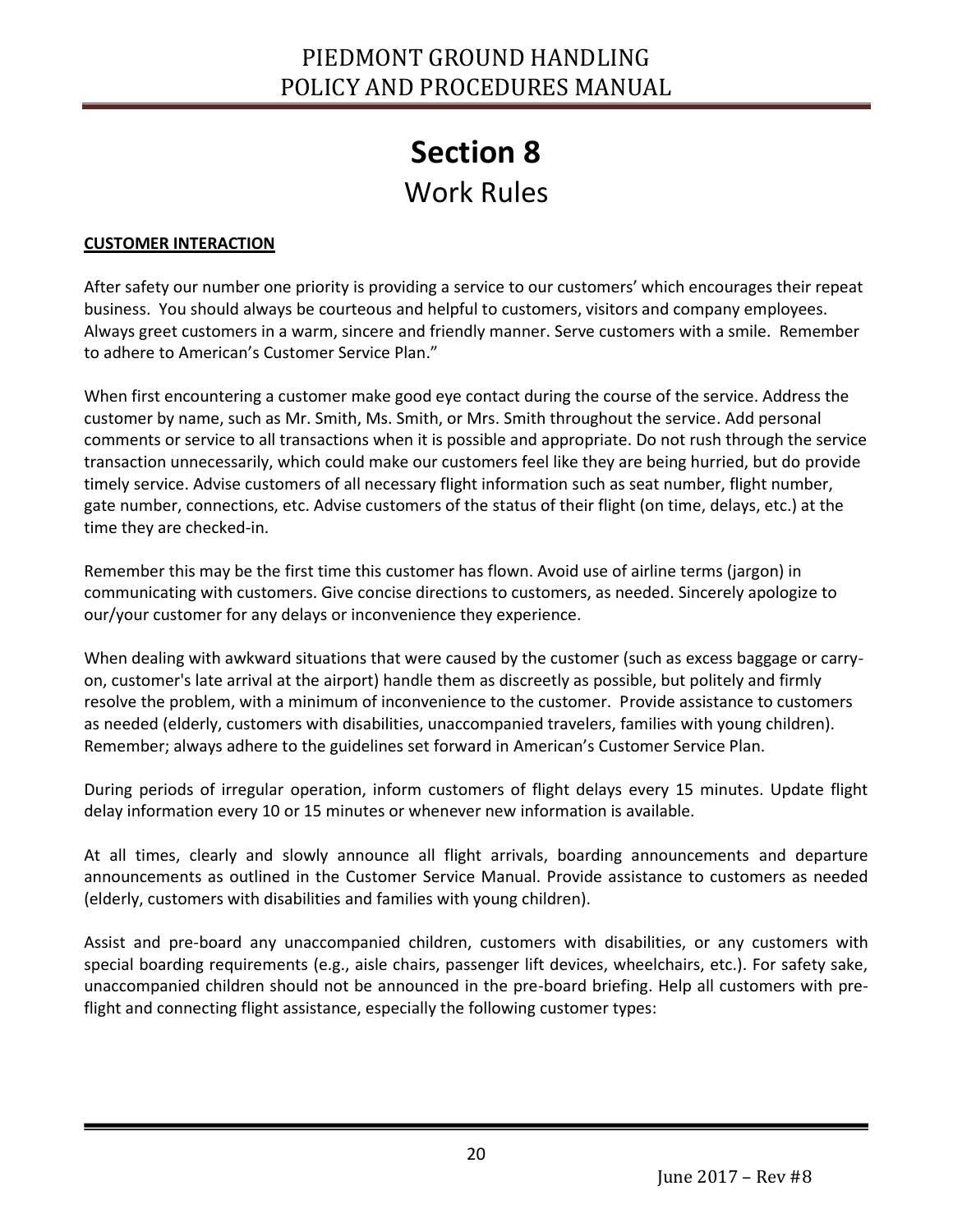# Section 8

## Work Rules

**CUSTOMER INTERACTION**

After safety our number one priority is providing a service to our customers' which encourages their repeat business. You should always be courteous and helpful to customers, visitors and company employees. Always greet customers in a warm, sincere and friendly manner. Serve customers with a smile. Remember to adhere to American's Customer Service Plan."

When first encountering a customer make good eye contact during the course of the service. Address the customer by name, such as Mr. Smith, Ms. Smith, or Mrs. Smith throughout the service. Add personal comments or service to all transactions when it is possible and appropriate. Do not rush through the service transaction unnecessarily, which could make our customers feel like they are being hurried, but do provide timely service. Advise customers of all necessary flight information such as seat number, flight number, gate number, connections, etc. Advise customers of the status of their flight (on time, delays, etc.) at the time they are checked-in.

Remember this may be the first time this customer has flown. Avoid use of airline terms (jargon) in communicating with customers. Give concise directions to customers, as needed. Sincerely apologize to our/your customer for any delays or inconvenience they experience.

When dealing with awkward situations that were caused by the customer (such as excess baggage or carry-on, customer's late arrival at the airport) handle them as discreetly as possible, but politely and firmly resolve the problem, with a minimum of inconvenience to the customer. Provide assistance to customers as needed (elderly, customers with disabilities, unaccompanied travelers, families with young children). Remember; always adhere to the guidelines set forward in American's Customer Service Plan.

During periods of irregular operation, inform customers of flight delays every 15 minutes. Update flight delay information every 10 or 15 minutes or whenever new information is available.

At all times, clearly and slowly announce all flight arrivals, boarding announcements and departure announcements as outlined in the Customer Service Manual. Provide assistance to customers as needed (elderly, customers with disabilities and families with young children).

Assist and pre-board any unaccompanied children, customers with disabilities, or any customers with special boarding requirements (e.g., aisle chairs, passenger lift devices, wheelchairs, etc.). For safety sake, unaccompanied children should not be announced in the pre-board briefing. Help all customers with pre-flight and connecting flight assistance, especially the following customer types: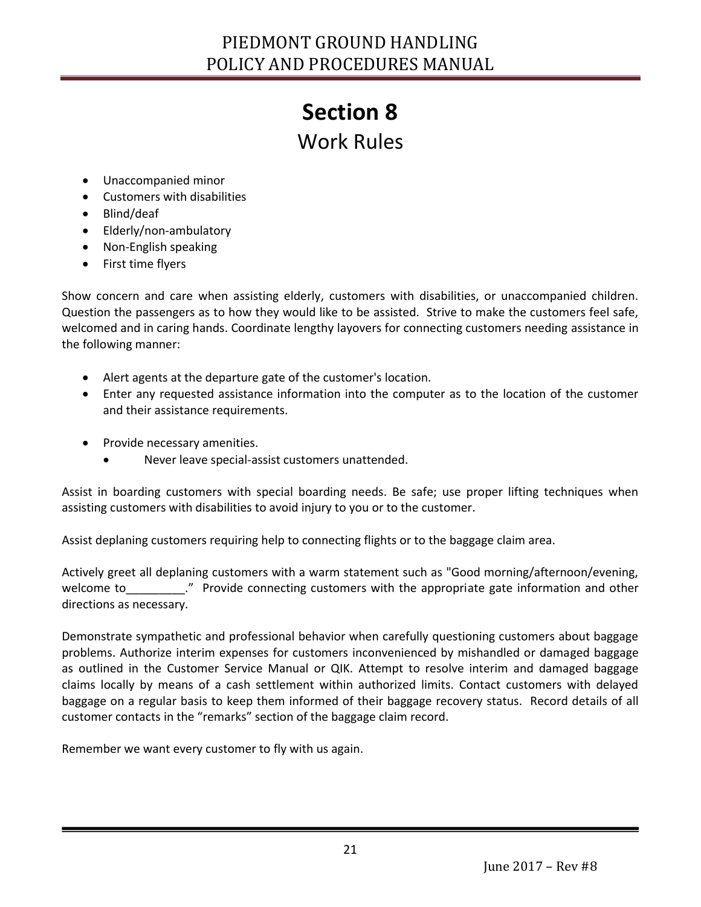# Section 8

## Work Rules

- Unaccompanied minor
- Customers with disabilities
- Blind/deaf
- Elderly/non-ambulatory
- Non-English speaking
- First time flyers

Show concern and care when assisting elderly, customers with disabilities, or unaccompanied children. Question the passengers as to how they would like to be assisted. Strive to make the customers feel safe, welcomed and in caring hands. Coordinate lengthy layovers for connecting customers needing assistance in the following manner:

- Alert agents at the departure gate of the customer's location.
- Enter any requested assistance information into the computer as to the location of the customer and their assistance requirements.

- Provide necessary amenities.
    - Never leave special-assist customers unattended.

Assist in boarding customers with special boarding needs. Be safe; use proper lifting techniques when assisting customers with disabilities to avoid injury to you or to the customer.

Assist deplaning customers requiring help to connecting flights or to the baggage claim area.

Actively greet all deplaning customers with a warm statement such as "Good morning/afternoon/evening, welcome to_________." Provide connecting customers with the appropriate gate information and other directions as necessary.

Demonstrate sympathetic and professional behavior when carefully questioning customers about baggage problems. Authorize interim expenses for customers inconvenienced by mishandled or damaged baggage as outlined in the Customer Service Manual or QIK. Attempt to resolve interim and damaged baggage claims locally by means of a cash settlement within authorized limits. Contact customers with delayed baggage on a regular basis to keep them informed of their baggage recovery status. Record details of all customer contacts in the "remarks" section of the baggage claim record.

Remember we want every customer to fly with us again.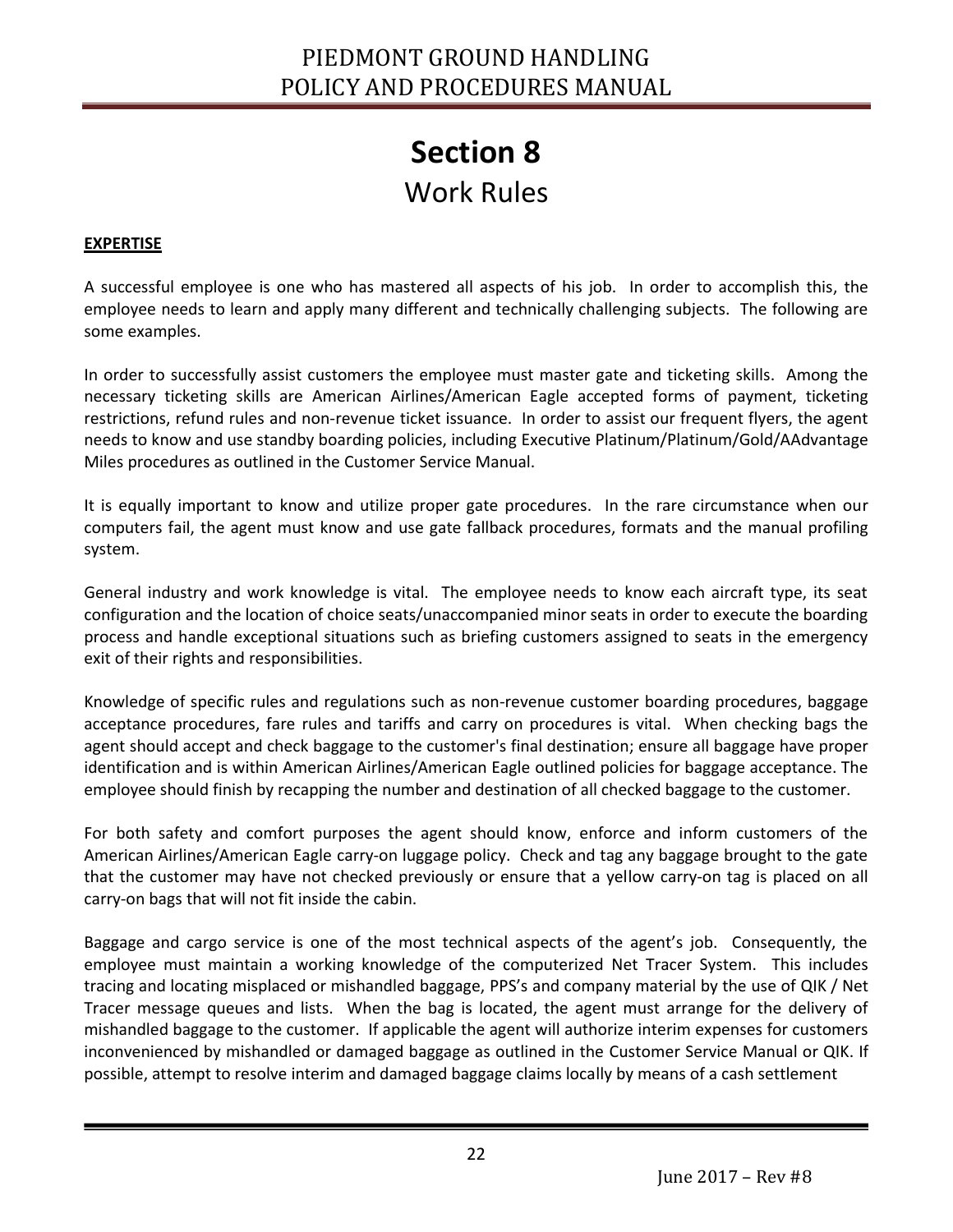# Section 8
## Work Rules

**EXPERTISE**

A successful employee is one who has mastered all aspects of his job. In order to accomplish this, the employee needs to learn and apply many different and technically challenging subjects. The following are some examples.

In order to successfully assist customers the employee must master gate and ticketing skills. Among the necessary ticketing skills are American Airlines/American Eagle accepted forms of payment, ticketing restrictions, refund rules and non-revenue ticket issuance. In order to assist our frequent flyers, the agent needs to know and use standby boarding policies, including Executive Platinum/Platinum/Gold/AAdvantage Miles procedures as outlined in the Customer Service Manual.

It is equally important to know and utilize proper gate procedures. In the rare circumstance when our computers fail, the agent must know and use gate fallback procedures, formats and the manual profiling system.

General industry and work knowledge is vital. The employee needs to know each aircraft type, its seat configuration and the location of choice seats/unaccompanied minor seats in order to execute the boarding process and handle exceptional situations such as briefing customers assigned to seats in the emergency exit of their rights and responsibilities.

Knowledge of specific rules and regulations such as non-revenue customer boarding procedures, baggage acceptance procedures, fare rules and tariffs and carry on procedures is vital. When checking bags the agent should accept and check baggage to the customer's final destination; ensure all baggage have proper identification and is within American Airlines/American Eagle outlined policies for baggage acceptance. The employee should finish by recapping the number and destination of all checked baggage to the customer.

For both safety and comfort purposes the agent should know, enforce and inform customers of the American Airlines/American Eagle carry-on luggage policy. Check and tag any baggage brought to the gate that the customer may have not checked previously or ensure that a yellow carry-on tag is placed on all carry-on bags that will not fit inside the cabin.

Baggage and cargo service is one of the most technical aspects of the agent's job. Consequently, the employee must maintain a working knowledge of the computerized Net Tracer System. This includes tracing and locating misplaced or mishandled baggage, PPS's and company material by the use of QIK / Net Tracer message queues and lists. When the bag is located, the agent must arrange for the delivery of mishandled baggage to the customer. If applicable the agent will authorize interim expenses for customers inconvenienced by mishandled or damaged baggage as outlined in the Customer Service Manual or QIK. If possible, attempt to resolve interim and damaged baggage claims locally by means of a cash settlement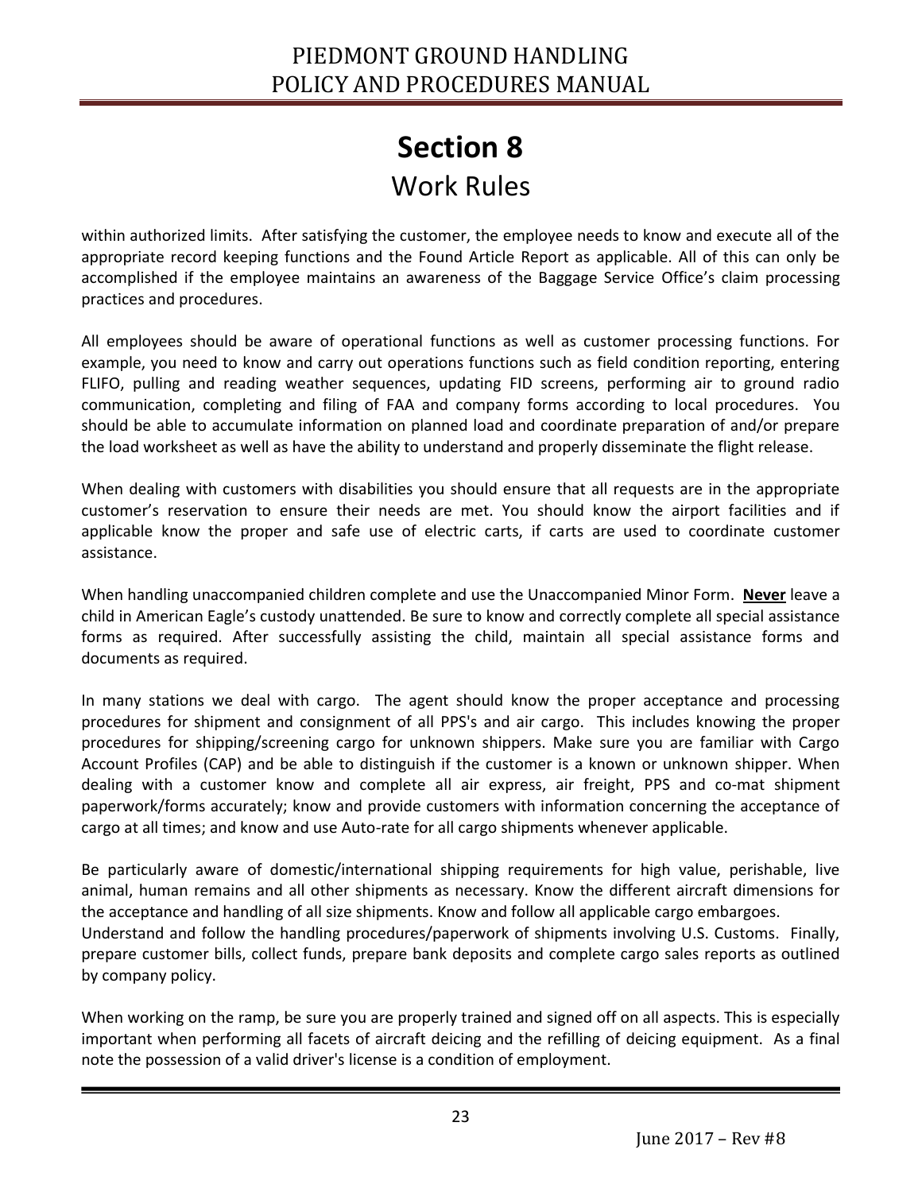# Section 8
## Work Rules

within authorized limits. After satisfying the customer, the employee needs to know and execute all of the appropriate record keeping functions and the Found Article Report as applicable. All of this can only be accomplished if the employee maintains an awareness of the Baggage Service Office's claim processing practices and procedures.

All employees should be aware of operational functions as well as customer processing functions. For example, you need to know and carry out operations functions such as field condition reporting, entering FLIFO, pulling and reading weather sequences, updating FID screens, performing air to ground radio communication, completing and filing of FAA and company forms according to local procedures. You should be able to accumulate information on planned load and coordinate preparation of and/or prepare the load worksheet as well as have the ability to understand and properly disseminate the flight release.

When dealing with customers with disabilities you should ensure that all requests are in the appropriate customer's reservation to ensure their needs are met. You should know the airport facilities and if applicable know the proper and safe use of electric carts, if carts are used to coordinate customer assistance.

When handling unaccompanied children complete and use the Unaccompanied Minor Form. **Never** leave a child in American Eagle's custody unattended. Be sure to know and correctly complete all special assistance forms as required. After successfully assisting the child, maintain all special assistance forms and documents as required.

In many stations we deal with cargo. The agent should know the proper acceptance and processing procedures for shipment and consignment of all PPS's and air cargo. This includes knowing the proper procedures for shipping/screening cargo for unknown shippers. Make sure you are familiar with Cargo Account Profiles (CAP) and be able to distinguish if the customer is a known or unknown shipper. When dealing with a customer know and complete all air express, air freight, PPS and co-mat shipment paperwork/forms accurately; know and provide customers with information concerning the acceptance of cargo at all times; and know and use Auto-rate for all cargo shipments whenever applicable.

Be particularly aware of domestic/international shipping requirements for high value, perishable, live animal, human remains and all other shipments as necessary. Know the different aircraft dimensions for the acceptance and handling of all size shipments. Know and follow all applicable cargo embargoes.
Understand and follow the handling procedures/paperwork of shipments involving U.S. Customs. Finally, prepare customer bills, collect funds, prepare bank deposits and complete cargo sales reports as outlined by company policy.

When working on the ramp, be sure you are properly trained and signed off on all aspects. This is especially important when performing all facets of aircraft deicing and the refilling of deicing equipment. As a final note the possession of a valid driver's license is a condition of employment.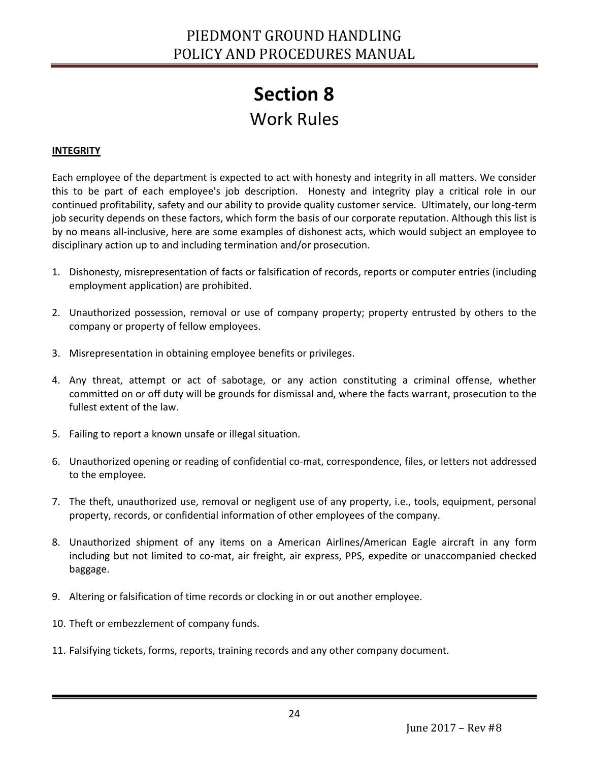# Section 8

## Work Rules

**INTEGRITY**

Each employee of the department is expected to act with honesty and integrity in all matters. We consider this to be part of each employee's job description. Honesty and integrity play a critical role in our continued profitability, safety and our ability to provide quality customer service. Ultimately, our long-term job security depends on these factors, which form the basis of our corporate reputation. Although this list is by no means all-inclusive, here are some examples of dishonest acts, which would subject an employee to disciplinary action up to and including termination and/or prosecution.

1. Dishonesty, misrepresentation of facts or falsification of records, reports or computer entries (including employment application) are prohibited.

2. Unauthorized possession, removal or use of company property; property entrusted by others to the company or property of fellow employees.

3. Misrepresentation in obtaining employee benefits or privileges.

4. Any threat, attempt or act of sabotage, or any action constituting a criminal offense, whether committed on or off duty will be grounds for dismissal and, where the facts warrant, prosecution to the fullest extent of the law.

5. Failing to report a known unsafe or illegal situation.

6. Unauthorized opening or reading of confidential co-mat, correspondence, files, or letters not addressed to the employee.

7. The theft, unauthorized use, removal or negligent use of any property, i.e., tools, equipment, personal property, records, or confidential information of other employees of the company.

8. Unauthorized shipment of any items on a American Airlines/American Eagle aircraft in any form including but not limited to co-mat, air freight, air express, PPS, expedite or unaccompanied checked baggage.

9. Altering or falsification of time records or clocking in or out another employee.

10. Theft or embezzlement of company funds.

11. Falsifying tickets, forms, reports, training records and any other company document.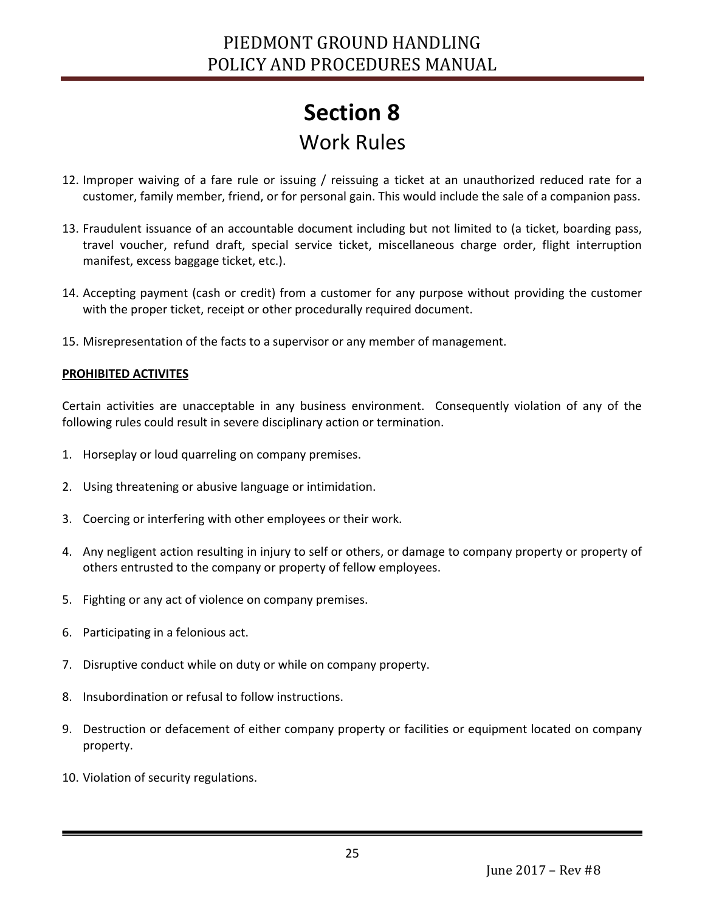# Section 8
## Work Rules

12. Improper waiving of a fare rule or issuing / reissuing a ticket at an unauthorized reduced rate for a customer, family member, friend, or for personal gain. This would include the sale of a companion pass.

13. Fraudulent issuance of an accountable document including but not limited to (a ticket, boarding pass, travel voucher, refund draft, special service ticket, miscellaneous charge order, flight interruption manifest, excess baggage ticket, etc.).

14. Accepting payment (cash or credit) from a customer for any purpose without providing the customer with the proper ticket, receipt or other procedurally required document.

15. Misrepresentation of the facts to a supervisor or any member of management.

**PROHIBITED ACTIVITES**

Certain activities are unacceptable in any business environment. Consequently violation of any of the following rules could result in severe disciplinary action or termination.

1. Horseplay or loud quarreling on company premises.

2. Using threatening or abusive language or intimidation.

3. Coercing or interfering with other employees or their work.

4. Any negligent action resulting in injury to self or others, or damage to company property or property of others entrusted to the company or property of fellow employees.

5. Fighting or any act of violence on company premises.

6. Participating in a felonious act.

7. Disruptive conduct while on duty or while on company property.

8. Insubordination or refusal to follow instructions.

9. Destruction or defacement of either company property or facilities or equipment located on company property.

10. Violation of security regulations.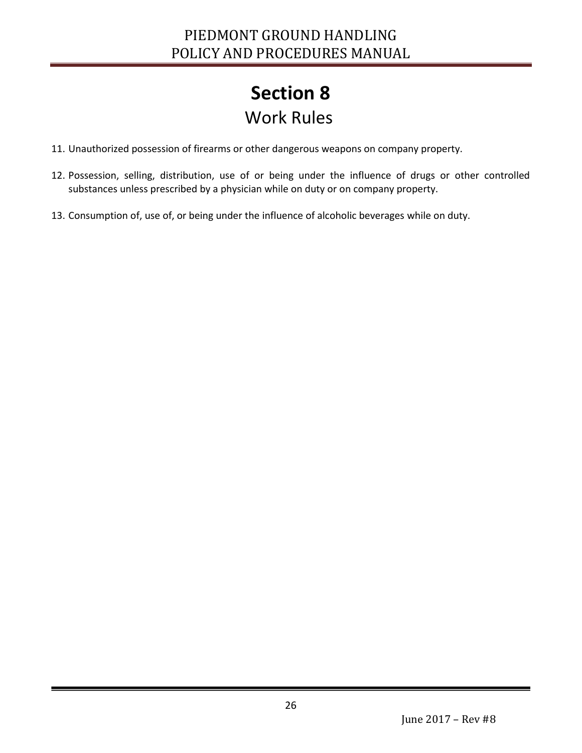# Section 8
## Work Rules

11. Unauthorized possession of firearms or other dangerous weapons on company property.

12. Possession, selling, distribution, use of or being under the influence of drugs or other controlled substances unless prescribed by a physician while on duty or on company property.

13. Consumption of, use of, or being under the influence of alcoholic beverages while on duty.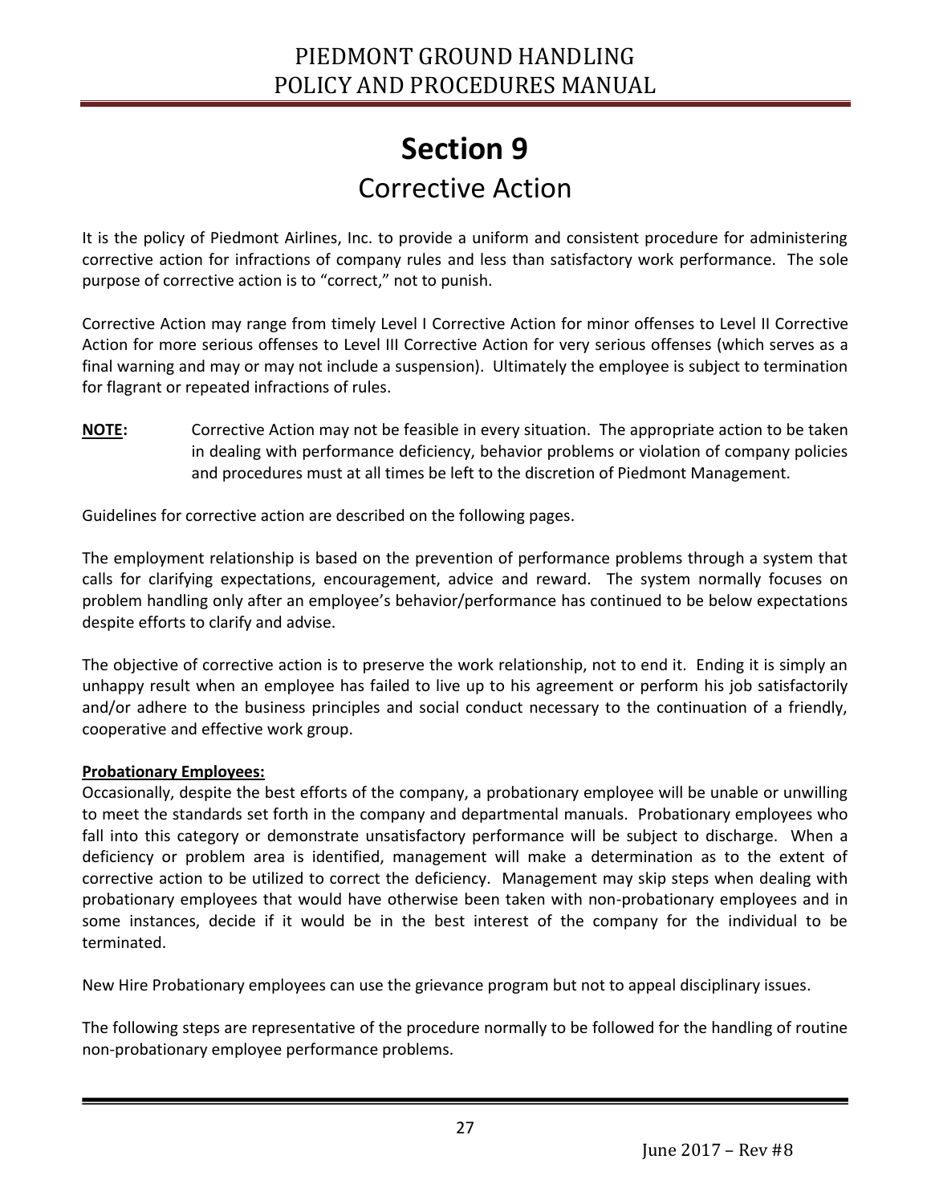# Section 9

## Corrective Action

It is the policy of Piedmont Airlines, Inc. to provide a uniform and consistent procedure for administering corrective action for infractions of company rules and less than satisfactory work performance. The sole purpose of corrective action is to "correct," not to punish.

Corrective Action may range from timely Level I Corrective Action for minor offenses to Level II Corrective Action for more serious offenses to Level III Corrective Action for very serious offenses (which serves as a final warning and may or may not include a suspension). Ultimately the employee is subject to termination for flagrant or repeated infractions of rules.

**NOTE:** Corrective Action may not be feasible in every situation. The appropriate action to be taken in dealing with performance deficiency, behavior problems or violation of company policies and procedures must at all times be left to the discretion of Piedmont Management.

Guidelines for corrective action are described on the following pages.

The employment relationship is based on the prevention of performance problems through a system that calls for clarifying expectations, encouragement, advice and reward. The system normally focuses on problem handling only after an employee's behavior/performance has continued to be below expectations despite efforts to clarify and advise.

The objective of corrective action is to preserve the work relationship, not to end it. Ending it is simply an unhappy result when an employee has failed to live up to his agreement or perform his job satisfactorily and/or adhere to the business principles and social conduct necessary to the continuation of a friendly, cooperative and effective work group.

**Probationary Employees:**

Occasionally, despite the best efforts of the company, a probationary employee will be unable or unwilling to meet the standards set forth in the company and departmental manuals. Probationary employees who fall into this category or demonstrate unsatisfactory performance will be subject to discharge. When a deficiency or problem area is identified, management will make a determination as to the extent of corrective action to be utilized to correct the deficiency. Management may skip steps when dealing with probationary employees that would have otherwise been taken with non-probationary employees and in some instances, decide if it would be in the best interest of the company for the individual to be terminated.

New Hire Probationary employees can use the grievance program but not to appeal disciplinary issues.

The following steps are representative of the procedure normally to be followed for the handling of routine non-probationary employee performance problems.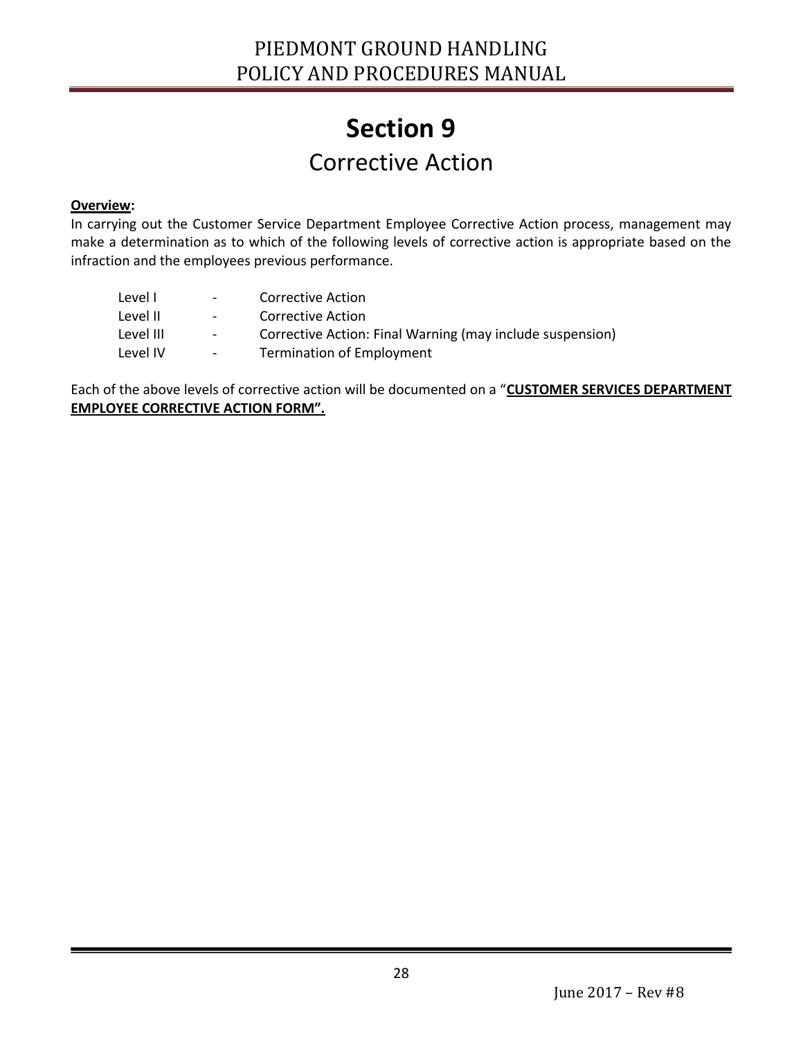# Section 9

## Corrective Action

**Overview:**

In carrying out the Customer Service Department Employee Corrective Action process, management may make a determination as to which of the following levels of corrective action is appropriate based on the infraction and the employees previous performance.

| | | |
|---|---|---|
| Level I | - | Corrective Action |
| Level II | - | Corrective Action |
| Level III | - | Corrective Action: Final Warning (may include suspension) |
| Level IV | - | Termination of Employment |

Each of the above levels of corrective action will be documented on a "**CUSTOMER SERVICES DEPARTMENT EMPLOYEE CORRECTIVE ACTION FORM".**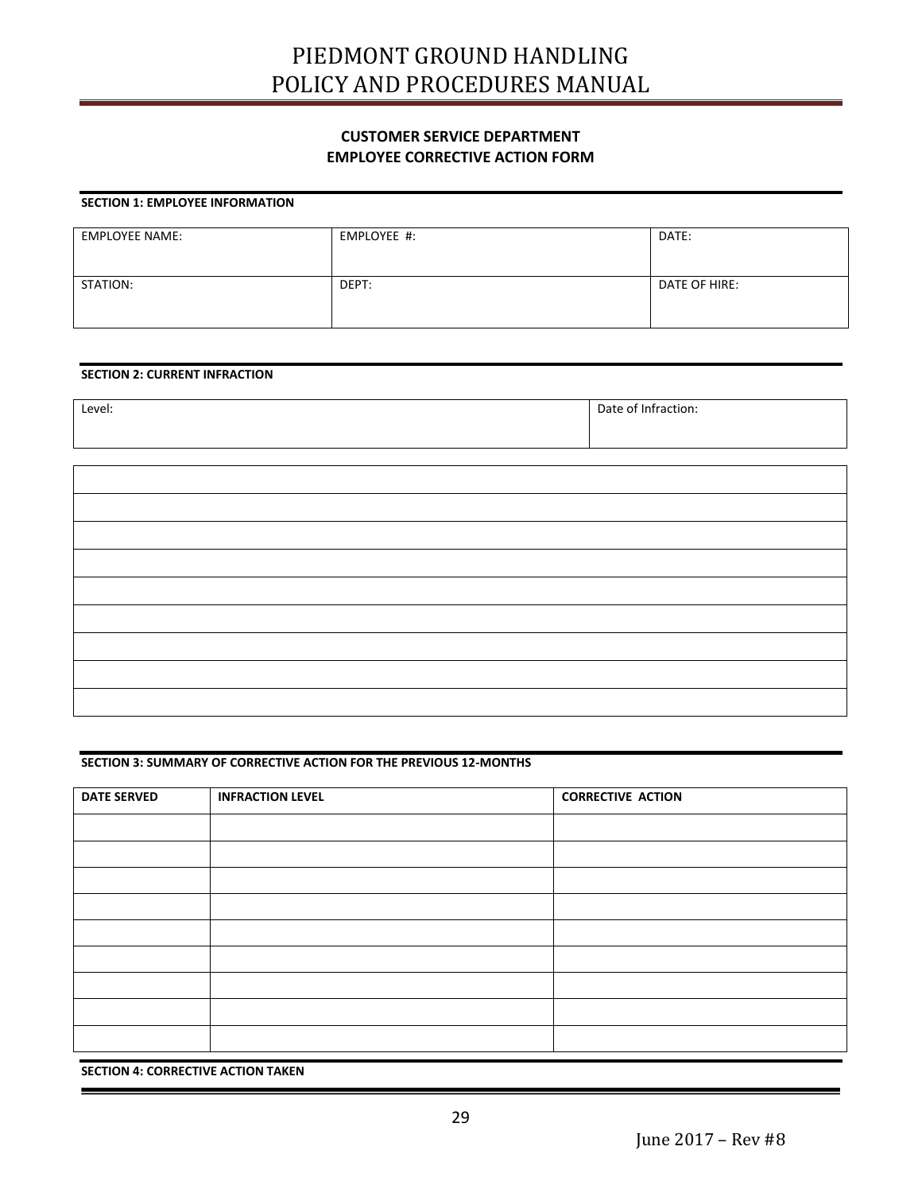**CUSTOMER SERVICE DEPARTMENT**
**EMPLOYEE CORRECTIVE ACTION FORM**

**SECTION 1: EMPLOYEE INFORMATION**

| EMPLOYEE NAME: | EMPLOYEE #: | DATE: |
|---|---|---|
| STATION: | DEPT: | DATE OF HIRE: |

**SECTION 2: CURRENT INFRACTION**

| Level: | Date of Infraction: |
|---|---|

| |
|---|
| |
| |
| |
| |
| |
| |
| |
| |

**SECTION 3: SUMMARY OF CORRECTIVE ACTION FOR THE PREVIOUS 12-MONTHS**

| DATE SERVED | INFRACTION LEVEL | CORRECTIVE ACTION |
|---|---|---|
| | | |
| | | |
| | | |
| | | |
| | | |
| | | |
| | | |
| | | |
| | | |

**SECTION 4: CORRECTIVE ACTION TAKEN**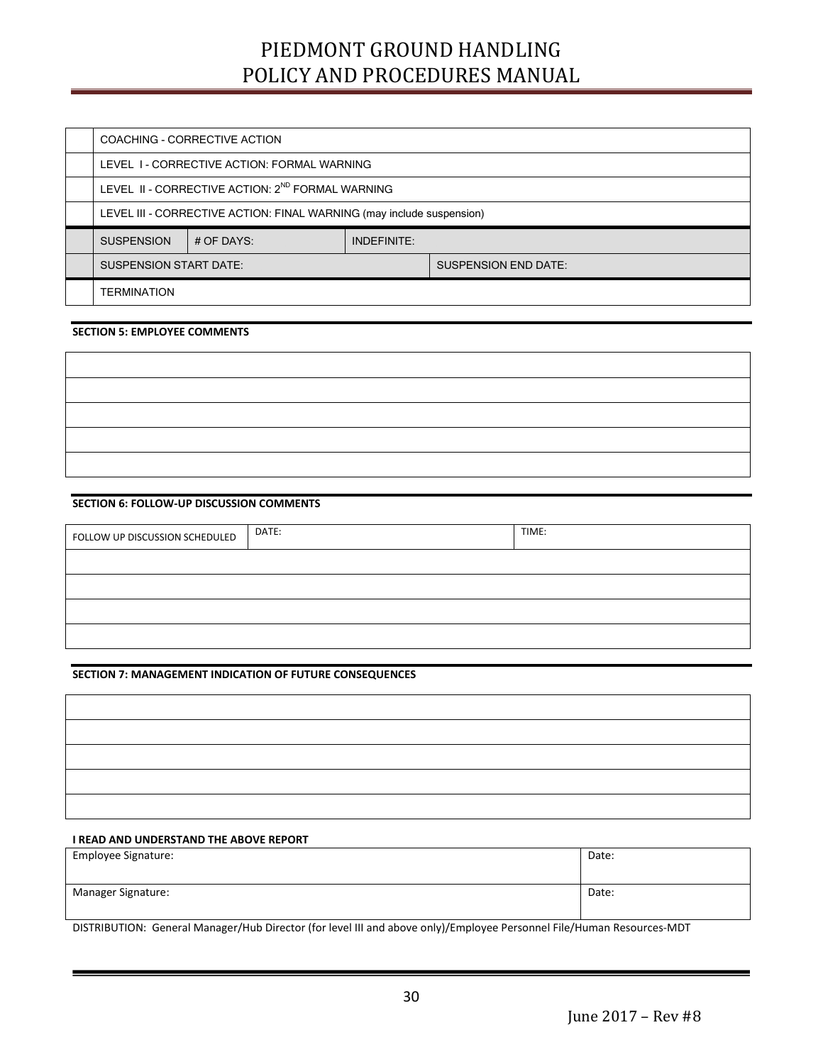|  | COACHING - CORRECTIVE ACTION | | |
|---|---|---|---|
|  | LEVEL I - CORRECTIVE ACTION: FORMAL WARNING | | |
|  | LEVEL II - CORRECTIVE ACTION: 2ND FORMAL WARNING | | |
|  | LEVEL III - CORRECTIVE ACTION: FINAL WARNING (may include suspension) | | |
|  | SUSPENSION | # OF DAYS: | INDEFINITE: |
|  | SUSPENSION START DATE: | | SUSPENSION END DATE: |
|  | TERMINATION | | |

**SECTION 5: EMPLOYEE COMMENTS**

|  |
|---|
|  |
|  |
|  |
|  |

**SECTION 6: FOLLOW-UP DISCUSSION COMMENTS**

| FOLLOW UP DISCUSSION SCHEDULED | DATE: | TIME: |
|---|---|---|
|  | | |
|  | | |
|  | | |
|  | | |

**SECTION 7: MANAGEMENT INDICATION OF FUTURE CONSEQUENCES**

|  |
|---|
|  |
|  |
|  |
|  |

**I READ AND UNDERSTAND THE ABOVE REPORT**

| Employee Signature: | Date: |
|---|---|
| Manager Signature: | Date: |

DISTRIBUTION: General Manager/Hub Director (for level III and above only)/Employee Personnel File/Human Resources-MDT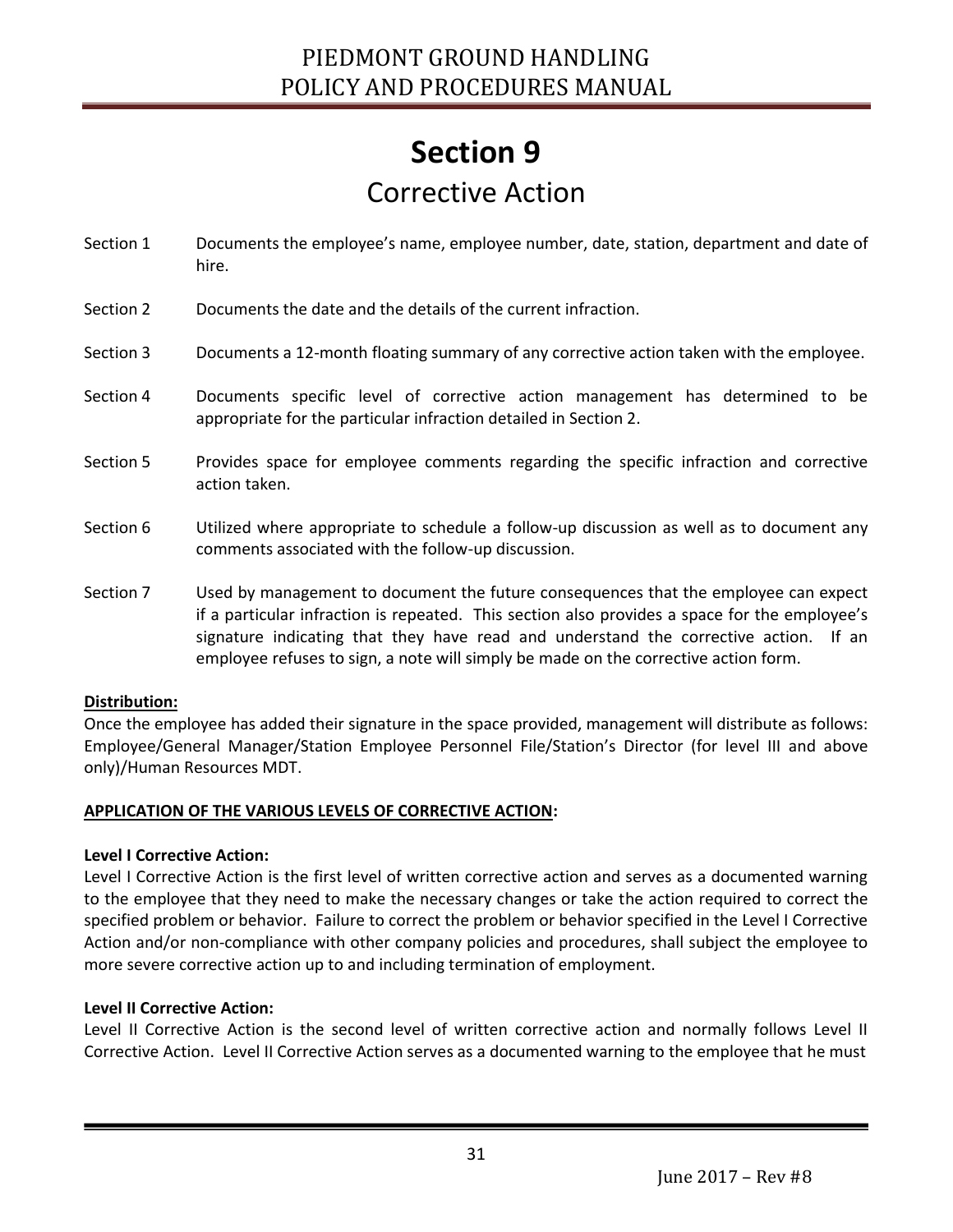# Section 9

## Corrective Action

Section 1 Documents the employee's name, employee number, date, station, department and date of hire.

Section 2 Documents the date and the details of the current infraction.

Section 3 Documents a 12-month floating summary of any corrective action taken with the employee.

Section 4 Documents specific level of corrective action management has determined to be appropriate for the particular infraction detailed in Section 2.

Section 5 Provides space for employee comments regarding the specific infraction and corrective action taken.

Section 6 Utilized where appropriate to schedule a follow-up discussion as well as to document any comments associated with the follow-up discussion.

Section 7 Used by management to document the future consequences that the employee can expect if a particular infraction is repeated. This section also provides a space for the employee's signature indicating that they have read and understand the corrective action. If an employee refuses to sign, a note will simply be made on the corrective action form.

**Distribution:**

Once the employee has added their signature in the space provided, management will distribute as follows: Employee/General Manager/Station Employee Personnel File/Station's Director (for level III and above only)/Human Resources MDT.

**APPLICATION OF THE VARIOUS LEVELS OF CORRECTIVE ACTION:**

**Level I Corrective Action:**

Level I Corrective Action is the first level of written corrective action and serves as a documented warning to the employee that they need to make the necessary changes or take the action required to correct the specified problem or behavior. Failure to correct the problem or behavior specified in the Level I Corrective Action and/or non-compliance with other company policies and procedures, shall subject the employee to more severe corrective action up to and including termination of employment.

**Level II Corrective Action:**

Level II Corrective Action is the second level of written corrective action and normally follows Level II Corrective Action. Level II Corrective Action serves as a documented warning to the employee that he must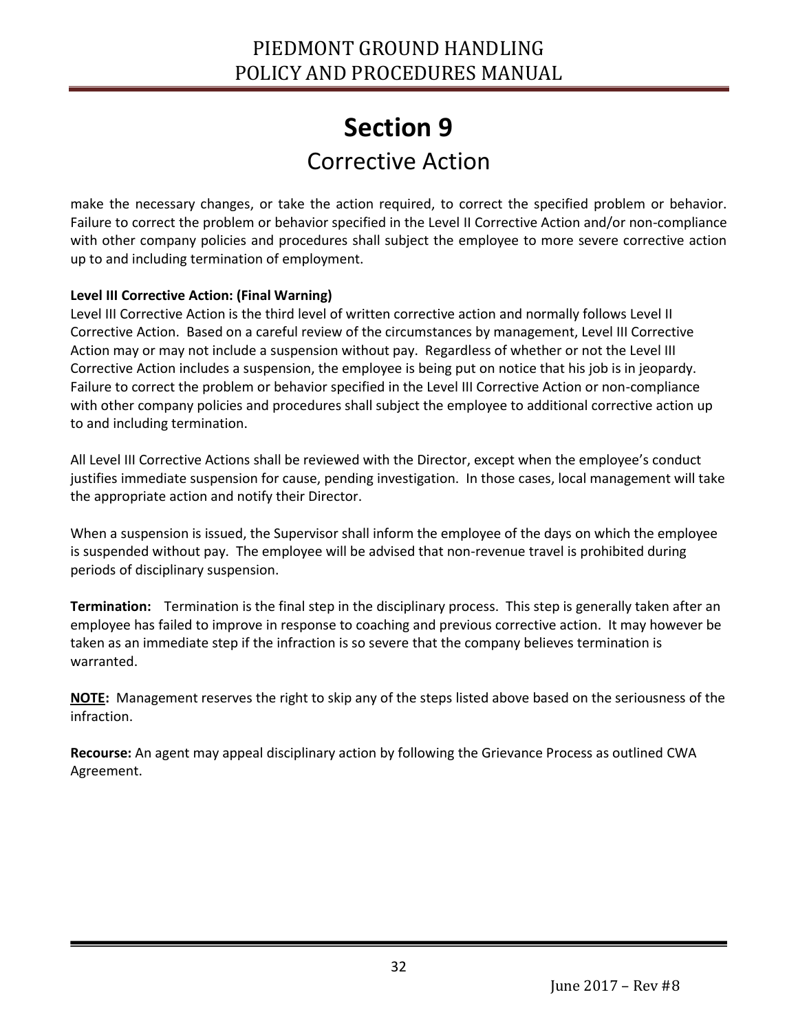# Section 9

## Corrective Action

make the necessary changes, or take the action required, to correct the specified problem or behavior. Failure to correct the problem or behavior specified in the Level II Corrective Action and/or non-compliance with other company policies and procedures shall subject the employee to more severe corrective action up to and including termination of employment.

**Level III Corrective Action: (Final Warning)**

Level III Corrective Action is the third level of written corrective action and normally follows Level II Corrective Action. Based on a careful review of the circumstances by management, Level III Corrective Action may or may not include a suspension without pay. Regardless of whether or not the Level III Corrective Action includes a suspension, the employee is being put on notice that his job is in jeopardy. Failure to correct the problem or behavior specified in the Level III Corrective Action or non-compliance with other company policies and procedures shall subject the employee to additional corrective action up to and including termination.

All Level III Corrective Actions shall be reviewed with the Director, except when the employee's conduct justifies immediate suspension for cause, pending investigation. In those cases, local management will take the appropriate action and notify their Director.

When a suspension is issued, the Supervisor shall inform the employee of the days on which the employee is suspended without pay. The employee will be advised that non-revenue travel is prohibited during periods of disciplinary suspension.

**Termination:** Termination is the final step in the disciplinary process. This step is generally taken after an employee has failed to improve in response to coaching and previous corrective action. It may however be taken as an immediate step if the infraction is so severe that the company believes termination is warranted.

**NOTE:** Management reserves the right to skip any of the steps listed above based on the seriousness of the infraction.

**Recourse:** An agent may appeal disciplinary action by following the Grievance Process as outlined CWA Agreement.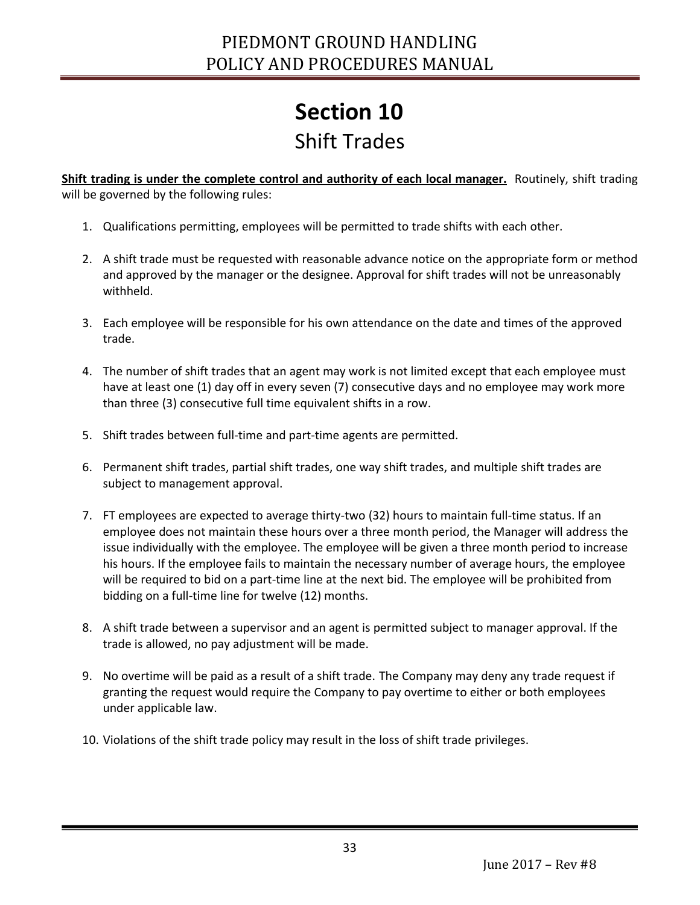# Section 10

## Shift Trades

**Shift trading is under the complete control and authority of each local manager.** Routinely, shift trading will be governed by the following rules:

1. Qualifications permitting, employees will be permitted to trade shifts with each other.

2. A shift trade must be requested with reasonable advance notice on the appropriate form or method and approved by the manager or the designee. Approval for shift trades will not be unreasonably withheld.

3. Each employee will be responsible for his own attendance on the date and times of the approved trade.

4. The number of shift trades that an agent may work is not limited except that each employee must have at least one (1) day off in every seven (7) consecutive days and no employee may work more than three (3) consecutive full time equivalent shifts in a row.

5. Shift trades between full-time and part-time agents are permitted.

6. Permanent shift trades, partial shift trades, one way shift trades, and multiple shift trades are subject to management approval.

7. FT employees are expected to average thirty-two (32) hours to maintain full-time status. If an employee does not maintain these hours over a three month period, the Manager will address the issue individually with the employee. The employee will be given a three month period to increase his hours. If the employee fails to maintain the necessary number of average hours, the employee will be required to bid on a part-time line at the next bid. The employee will be prohibited from bidding on a full-time line for twelve (12) months.

8. A shift trade between a supervisor and an agent is permitted subject to manager approval. If the trade is allowed, no pay adjustment will be made.

9. No overtime will be paid as a result of a shift trade. The Company may deny any trade request if granting the request would require the Company to pay overtime to either or both employees under applicable law.

10. Violations of the shift trade policy may result in the loss of shift trade privileges.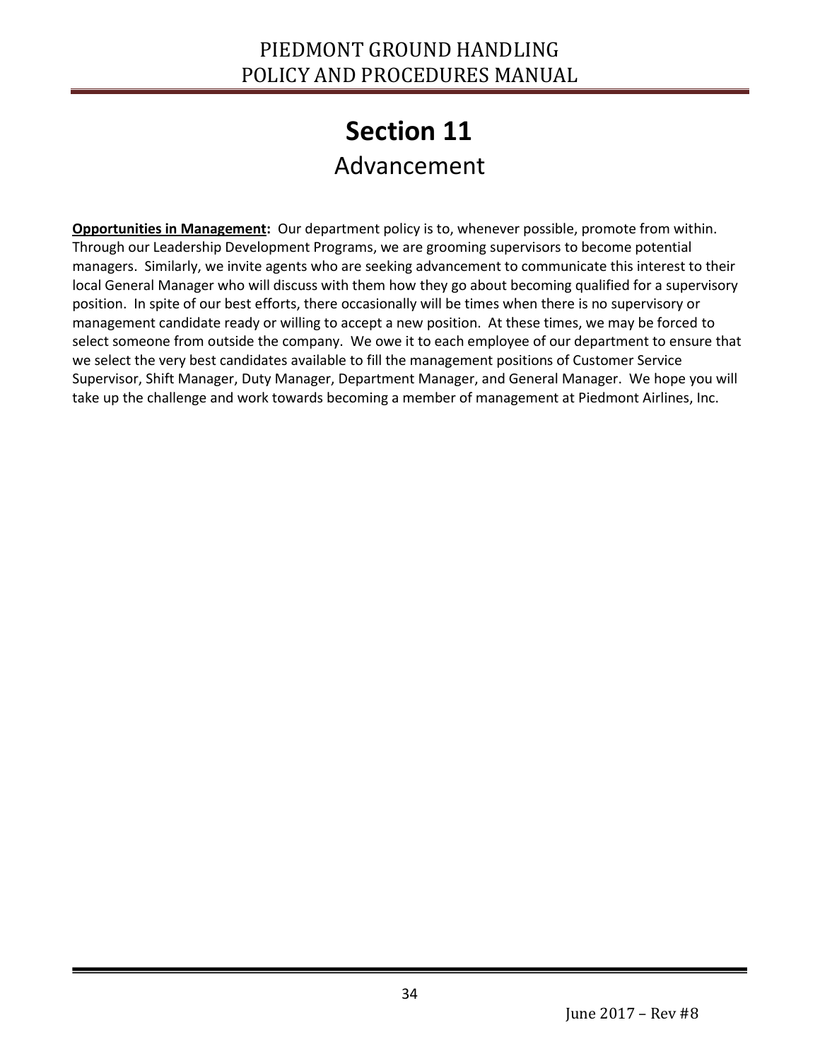# Section 11

## Advancement

**<u>Opportunities in Management</u>:** Our department policy is to, whenever possible, promote from within. Through our Leadership Development Programs, we are grooming supervisors to become potential managers. Similarly, we invite agents who are seeking advancement to communicate this interest to their local General Manager who will discuss with them how they go about becoming qualified for a supervisory position. In spite of our best efforts, there occasionally will be times when there is no supervisory or management candidate ready or willing to accept a new position. At these times, we may be forced to select someone from outside the company. We owe it to each employee of our department to ensure that we select the very best candidates available to fill the management positions of Customer Service Supervisor, Shift Manager, Duty Manager, Department Manager, and General Manager. We hope you will take up the challenge and work towards becoming a member of management at Piedmont Airlines, Inc.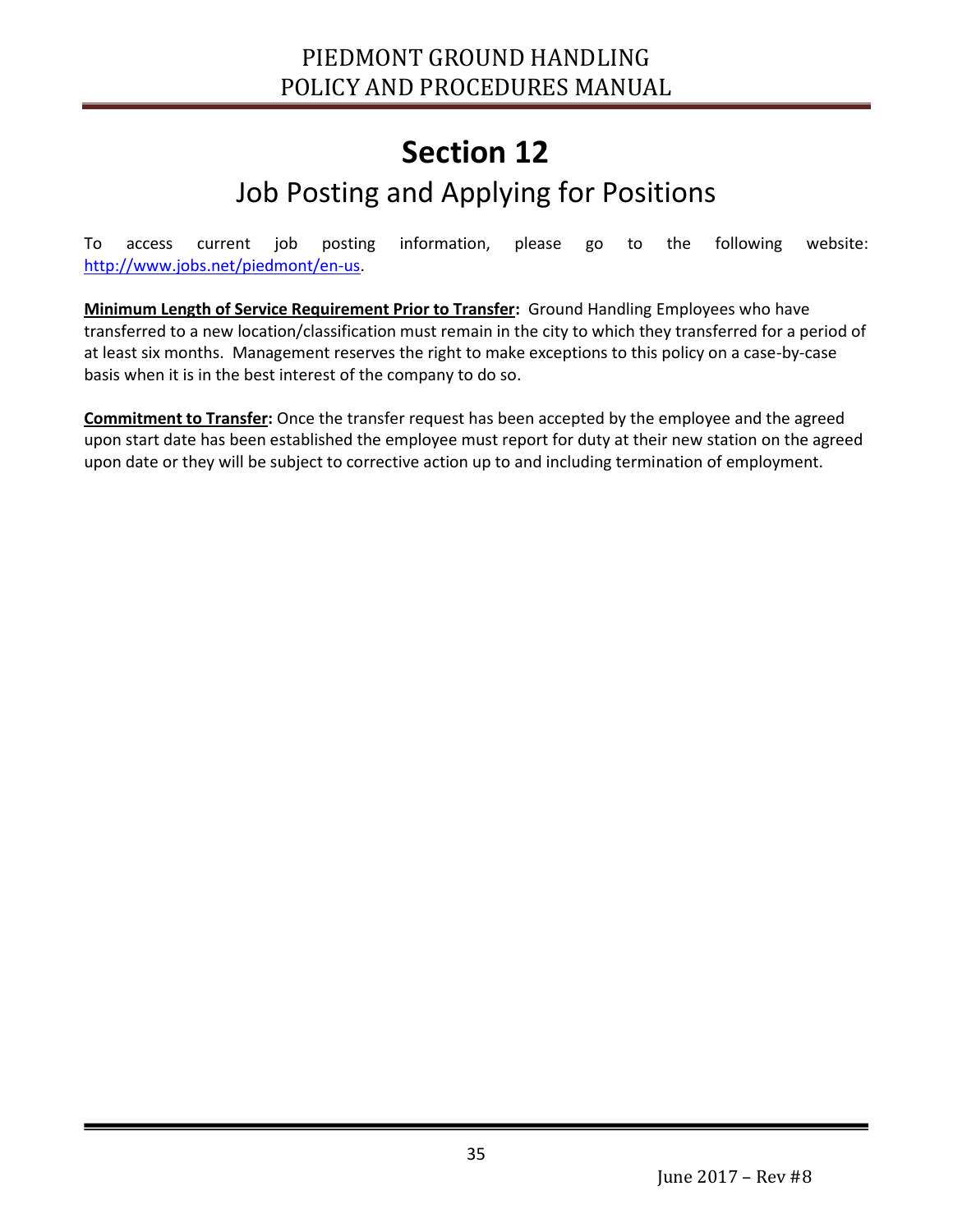# Section 12

## Job Posting and Applying for Positions

To access current job posting information, please go to the following website: [http://www.jobs.net/piedmont/en-us](http://www.jobs.net/piedmont/en-us).

**Minimum Length of Service Requirement Prior to Transfer:** Ground Handling Employees who have transferred to a new location/classification must remain in the city to which they transferred for a period of at least six months. Management reserves the right to make exceptions to this policy on a case-by-case basis when it is in the best interest of the company to do so.

**Commitment to Transfer:** Once the transfer request has been accepted by the employee and the agreed upon start date has been established the employee must report for duty at their new station on the agreed upon date or they will be subject to corrective action up to and including termination of employment.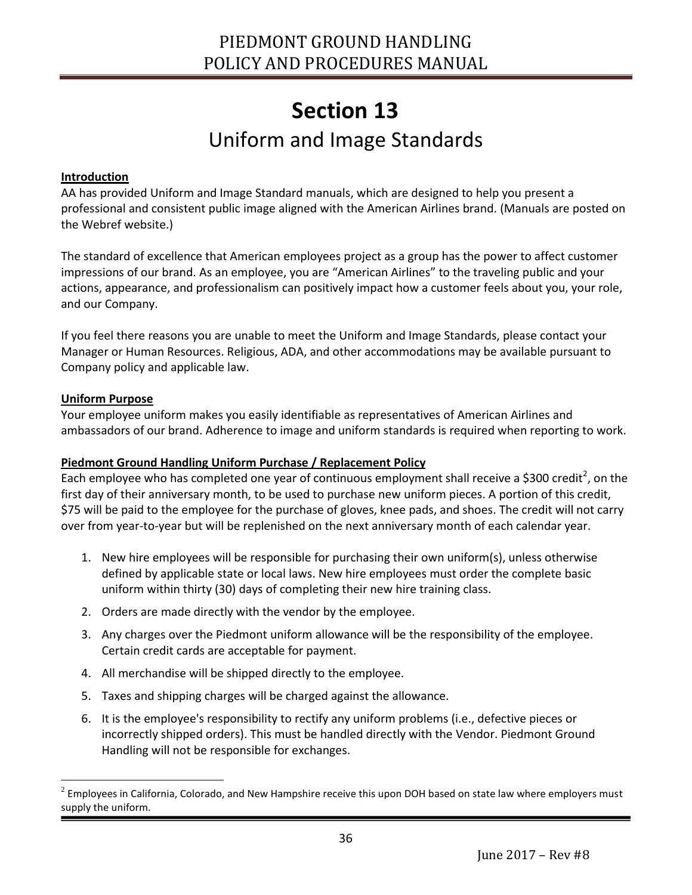# Section 13

## Uniform and Image Standards

**Introduction**

AA has provided Uniform and Image Standard manuals, which are designed to help you present a professional and consistent public image aligned with the American Airlines brand. (Manuals are posted on the Webref website.)

The standard of excellence that American employees project as a group has the power to affect customer impressions of our brand. As an employee, you are "American Airlines" to the traveling public and your actions, appearance, and professionalism can positively impact how a customer feels about you, your role, and our Company.

If you feel there reasons you are unable to meet the Uniform and Image Standards, please contact your Manager or Human Resources. Religious, ADA, and other accommodations may be available pursuant to Company policy and applicable law.

**Uniform Purpose**

Your employee uniform makes you easily identifiable as representatives of American Airlines and ambassadors of our brand. Adherence to image and uniform standards is required when reporting to work.

**Piedmont Ground Handling Uniform Purchase / Replacement Policy**

Each employee who has completed one year of continuous employment shall receive a $300 credit[2], on the first day of their anniversary month, to be used to purchase new uniform pieces. A portion of this credit, $75 will be paid to the employee for the purchase of gloves, knee pads, and shoes. The credit will not carry over from year-to-year but will be replenished on the next anniversary month of each calendar year.

1. New hire employees will be responsible for purchasing their own uniform(s), unless otherwise defined by applicable state or local laws. New hire employees must order the complete basic uniform within thirty (30) days of completing their new hire training class.
2. Orders are made directly with the vendor by the employee.
3. Any charges over the Piedmont uniform allowance will be the responsibility of the employee. Certain credit cards are acceptable for payment.
4. All merchandise will be shipped directly to the employee.
5. Taxes and shipping charges will be charged against the allowance.
6. It is the employee's responsibility to rectify any uniform problems (i.e., defective pieces or incorrectly shipped orders). This must be handled directly with the Vendor. Piedmont Ground Handling will not be responsible for exchanges.

[2] Employees in California, Colorado, and New Hampshire receive this upon DOH based on state law where employers must supply the uniform.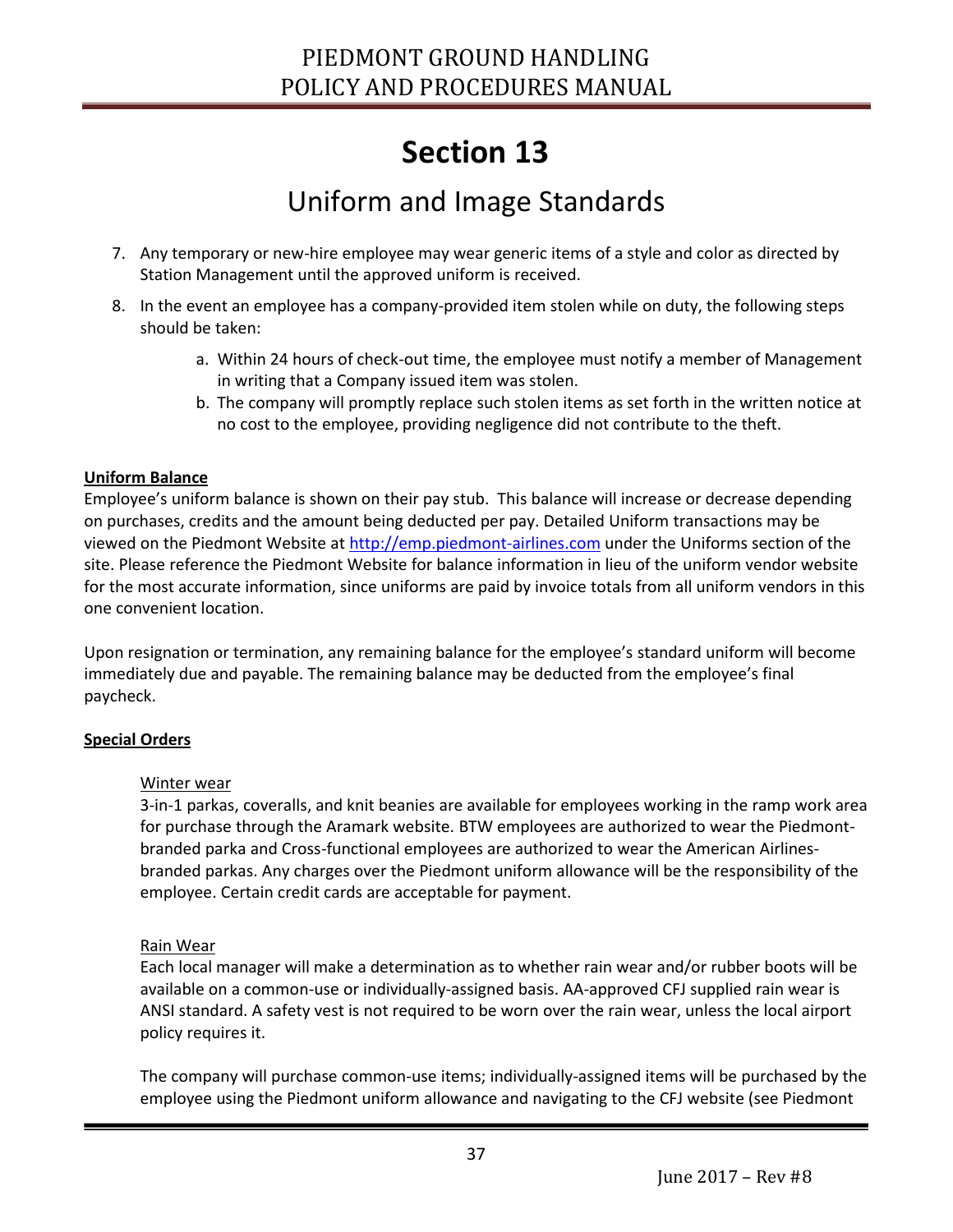# Section 13

## Uniform and Image Standards

7. Any temporary or new-hire employee may wear generic items of a style and color as directed by Station Management until the approved uniform is received.
8. In the event an employee has a company-provided item stolen while on duty, the following steps should be taken:
    a. Within 24 hours of check-out time, the employee must notify a member of Management in writing that a Company issued item was stolen.
    b. The company will promptly replace such stolen items as set forth in the written notice at no cost to the employee, providing negligence did not contribute to the theft.

**Uniform Balance**

Employee's uniform balance is shown on their pay stub. This balance will increase or decrease depending on purchases, credits and the amount being deducted per pay. Detailed Uniform transactions may be viewed on the Piedmont Website at [http://emp.piedmont-airlines.com](http://emp.piedmont-airlines.com) under the Uniforms section of the site. Please reference the Piedmont Website for balance information in lieu of the uniform vendor website for the most accurate information, since uniforms are paid by invoice totals from all uniform vendors in this one convenient location.

Upon resignation or termination, any remaining balance for the employee's standard uniform will become immediately due and payable. The remaining balance may be deducted from the employee's final paycheck.

**Special Orders**

Winter wear

3-in-1 parkas, coveralls, and knit beanies are available for employees working in the ramp work area for purchase through the Aramark website. BTW employees are authorized to wear the Piedmont-branded parka and Cross-functional employees are authorized to wear the American Airlines-branded parkas. Any charges over the Piedmont uniform allowance will be the responsibility of the employee. Certain credit cards are acceptable for payment.

Rain Wear

Each local manager will make a determination as to whether rain wear and/or rubber boots will be available on a common-use or individually-assigned basis. AA-approved CFJ supplied rain wear is ANSI standard. A safety vest is not required to be worn over the rain wear, unless the local airport policy requires it.

The company will purchase common-use items; individually-assigned items will be purchased by the employee using the Piedmont uniform allowance and navigating to the CFJ website (see Piedmont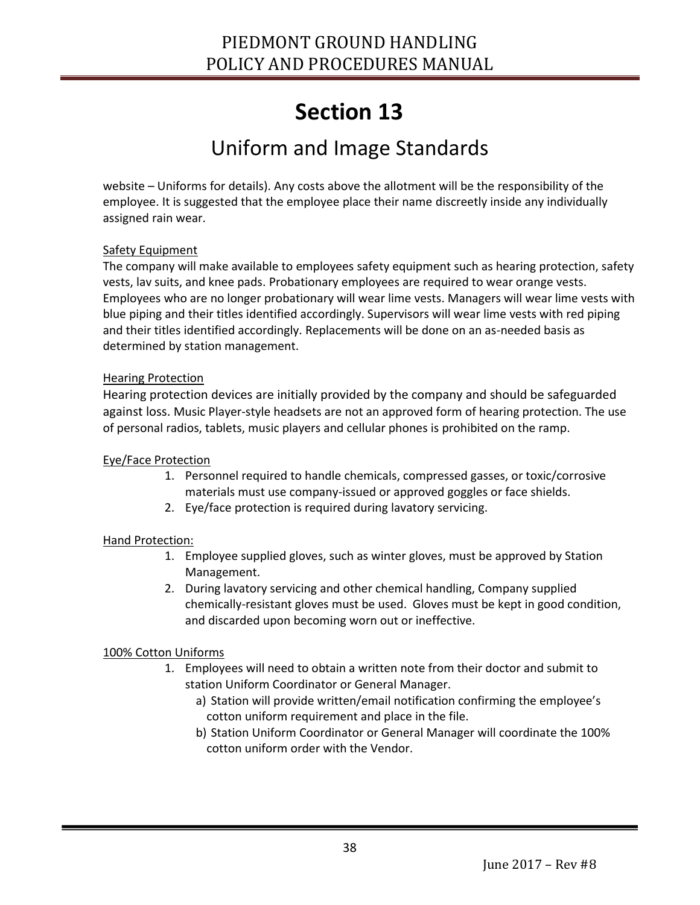# Section 13

## Uniform and Image Standards

website – Uniforms for details). Any costs above the allotment will be the responsibility of the employee. It is suggested that the employee place their name discreetly inside any individually assigned rain wear.

Safety Equipment

The company will make available to employees safety equipment such as hearing protection, safety vests, lav suits, and knee pads. Probationary employees are required to wear orange vests. Employees who are no longer probationary will wear lime vests. Managers will wear lime vests with blue piping and their titles identified accordingly. Supervisors will wear lime vests with red piping and their titles identified accordingly. Replacements will be done on an as-needed basis as determined by station management.

Hearing Protection

Hearing protection devices are initially provided by the company and should be safeguarded against loss. Music Player-style headsets are not an approved form of hearing protection. The use of personal radios, tablets, music players and cellular phones is prohibited on the ramp.

Eye/Face Protection

1. Personnel required to handle chemicals, compressed gasses, or toxic/corrosive materials must use company-issued or approved goggles or face shields.
2. Eye/face protection is required during lavatory servicing.

Hand Protection:

1. Employee supplied gloves, such as winter gloves, must be approved by Station Management.
2. During lavatory servicing and other chemical handling, Company supplied chemically-resistant gloves must be used. Gloves must be kept in good condition, and discarded upon becoming worn out or ineffective.

100% Cotton Uniforms

1. Employees will need to obtain a written note from their doctor and submit to station Uniform Coordinator or General Manager.
   a) Station will provide written/email notification confirming the employee's cotton uniform requirement and place in the file.
   b) Station Uniform Coordinator or General Manager will coordinate the 100% cotton uniform order with the Vendor.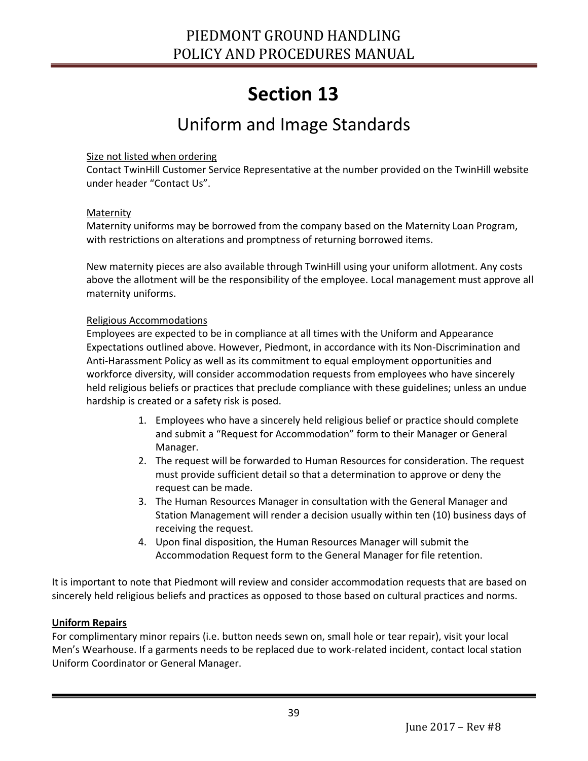# Section 13

## Uniform and Image Standards

Size not listed when ordering
Contact TwinHill Customer Service Representative at the number provided on the TwinHill website under header "Contact Us".

Maternity
Maternity uniforms may be borrowed from the company based on the Maternity Loan Program, with restrictions on alterations and promptness of returning borrowed items.

New maternity pieces are also available through TwinHill using your uniform allotment. Any costs above the allotment will be the responsibility of the employee. Local management must approve all maternity uniforms.

Religious Accommodations
Employees are expected to be in compliance at all times with the Uniform and Appearance Expectations outlined above. However, Piedmont, in accordance with its Non-Discrimination and Anti-Harassment Policy as well as its commitment to equal employment opportunities and workforce diversity, will consider accommodation requests from employees who have sincerely held religious beliefs or practices that preclude compliance with these guidelines; unless an undue hardship is created or a safety risk is posed.

1. Employees who have a sincerely held religious belief or practice should complete and submit a "Request for Accommodation" form to their Manager or General Manager.
2. The request will be forwarded to Human Resources for consideration. The request must provide sufficient detail so that a determination to approve or deny the request can be made.
3. The Human Resources Manager in consultation with the General Manager and Station Management will render a decision usually within ten (10) business days of receiving the request.
4. Upon final disposition, the Human Resources Manager will submit the Accommodation Request form to the General Manager for file retention.

It is important to note that Piedmont will review and consider accommodation requests that are based on sincerely held religious beliefs and practices as opposed to those based on cultural practices and norms.

**Uniform Repairs**
For complimentary minor repairs (i.e. button needs sewn on, small hole or tear repair), visit your local Men's Wearhouse. If a garments needs to be replaced due to work-related incident, contact local station Uniform Coordinator or General Manager.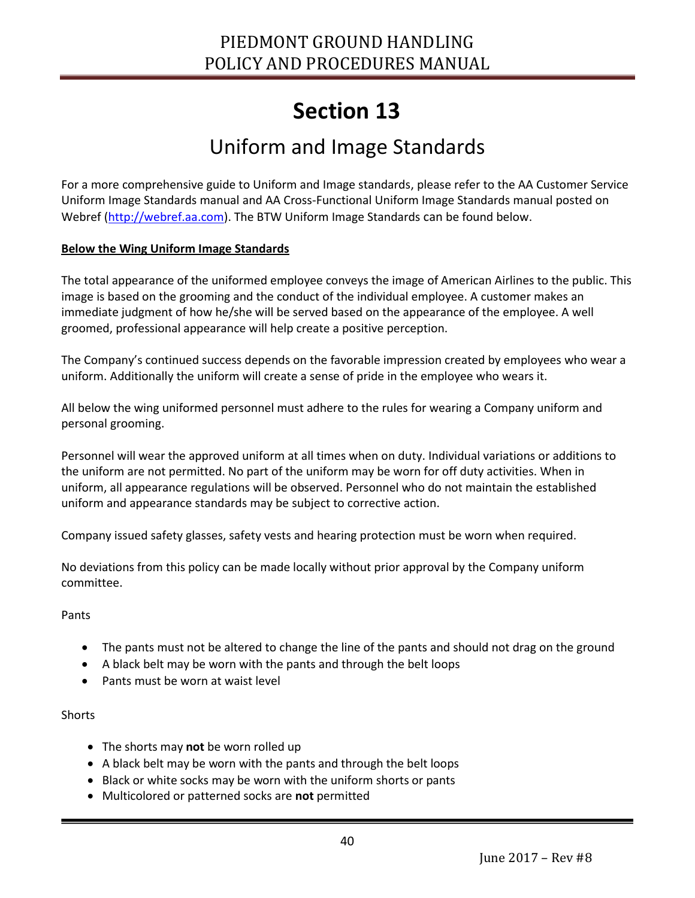# Section 13

## Uniform and Image Standards

For a more comprehensive guide to Uniform and Image standards, please refer to the AA Customer Service Uniform Image Standards manual and AA Cross-Functional Uniform Image Standards manual posted on Webref (http://webref.aa.com). The BTW Uniform Image Standards can be found below.

**Below the Wing Uniform Image Standards**

The total appearance of the uniformed employee conveys the image of American Airlines to the public. This image is based on the grooming and the conduct of the individual employee. A customer makes an immediate judgment of how he/she will be served based on the appearance of the employee. A well groomed, professional appearance will help create a positive perception.

The Company's continued success depends on the favorable impression created by employees who wear a uniform. Additionally the uniform will create a sense of pride in the employee who wears it.

All below the wing uniformed personnel must adhere to the rules for wearing a Company uniform and personal grooming.

Personnel will wear the approved uniform at all times when on duty. Individual variations or additions to the uniform are not permitted. No part of the uniform may be worn for off duty activities. When in uniform, all appearance regulations will be observed. Personnel who do not maintain the established uniform and appearance standards may be subject to corrective action.

Company issued safety glasses, safety vests and hearing protection must be worn when required.

No deviations from this policy can be made locally without prior approval by the Company uniform committee.

Pants

- The pants must not be altered to change the line of the pants and should not drag on the ground
- A black belt may be worn with the pants and through the belt loops
- Pants must be worn at waist level

Shorts

- The shorts may **not** be worn rolled up
- A black belt may be worn with the pants and through the belt loops
- Black or white socks may be worn with the uniform shorts or pants
- Multicolored or patterned socks are **not** permitted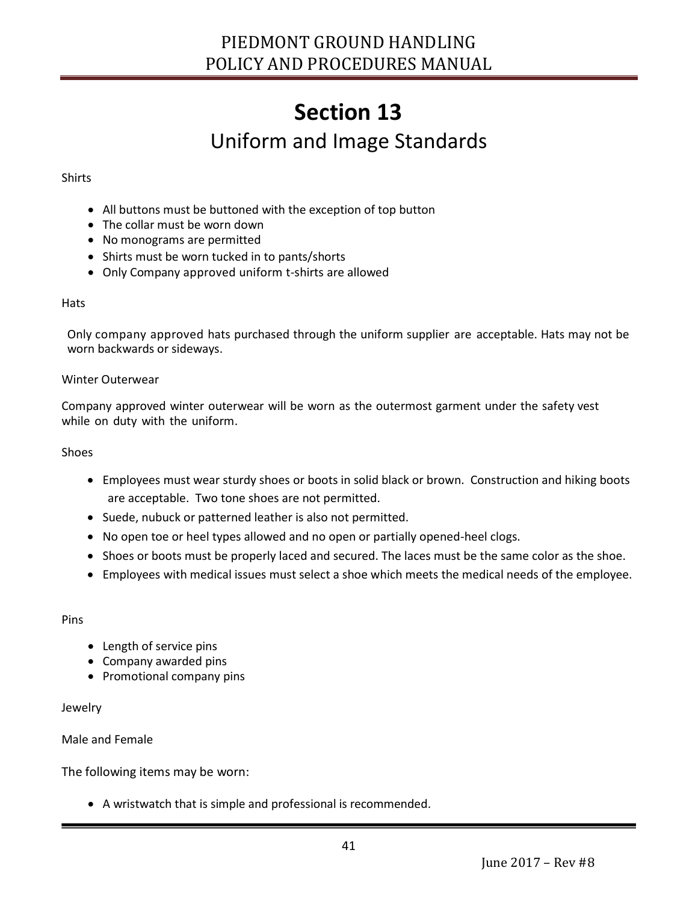# Section 13

## Uniform and Image Standards

Shirts

- All buttons must be buttoned with the exception of top button
- The collar must be worn down
- No monograms are permitted
- Shirts must be worn tucked in to pants/shorts
- Only Company approved uniform t-shirts are allowed

Hats

Only company approved hats purchased through the uniform supplier are acceptable. Hats may not be worn backwards or sideways.

Winter Outerwear

Company approved winter outerwear will be worn as the outermost garment under the safety vest while on duty with the uniform.

Shoes

- Employees must wear sturdy shoes or boots in solid black or brown. Construction and hiking boots are acceptable. Two tone shoes are not permitted.
- Suede, nubuck or patterned leather is also not permitted.
- No open toe or heel types allowed and no open or partially opened-heel clogs.
- Shoes or boots must be properly laced and secured. The laces must be the same color as the shoe.
- Employees with medical issues must select a shoe which meets the medical needs of the employee.

Pins

- Length of service pins
- Company awarded pins
- Promotional company pins

Jewelry

Male and Female

The following items may be worn:

- A wristwatch that is simple and professional is recommended.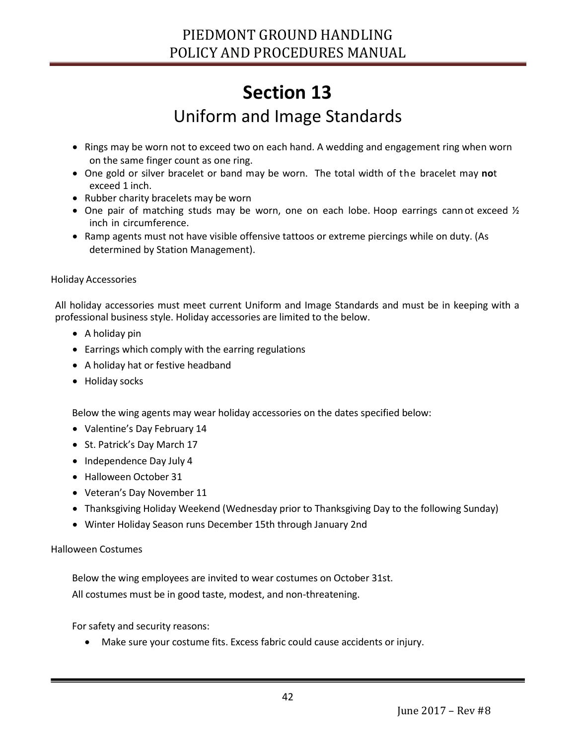# Section 13

## Uniform and Image Standards

- Rings may be worn not to exceed two on each hand. A wedding and engagement ring when worn on the same finger count as one ring.
- One gold or silver bracelet or band may be worn. The total width of the bracelet may **no**t exceed 1 inch.
- Rubber charity bracelets may be worn
- One pair of matching studs may be worn, one on each lobe. Hoop earrings cannot exceed ½ inch in circumference.
- Ramp agents must not have visible offensive tattoos or extreme piercings while on duty. (As determined by Station Management).

Holiday Accessories

All holiday accessories must meet current Uniform and Image Standards and must be in keeping with a professional business style. Holiday accessories are limited to the below.

- A holiday pin
- Earrings which comply with the earring regulations
- A holiday hat or festive headband
- Holiday socks

Below the wing agents may wear holiday accessories on the dates specified below:

- Valentine's Day February 14
- St. Patrick's Day March 17
- Independence Day July 4
- Halloween October 31
- Veteran's Day November 11
- Thanksgiving Holiday Weekend (Wednesday prior to Thanksgiving Day to the following Sunday)
- Winter Holiday Season runs December 15th through January 2nd

Halloween Costumes

Below the wing employees are invited to wear costumes on October 31st.
All costumes must be in good taste, modest, and non-threatening.

For safety and security reasons:

- Make sure your costume fits. Excess fabric could cause accidents or injury.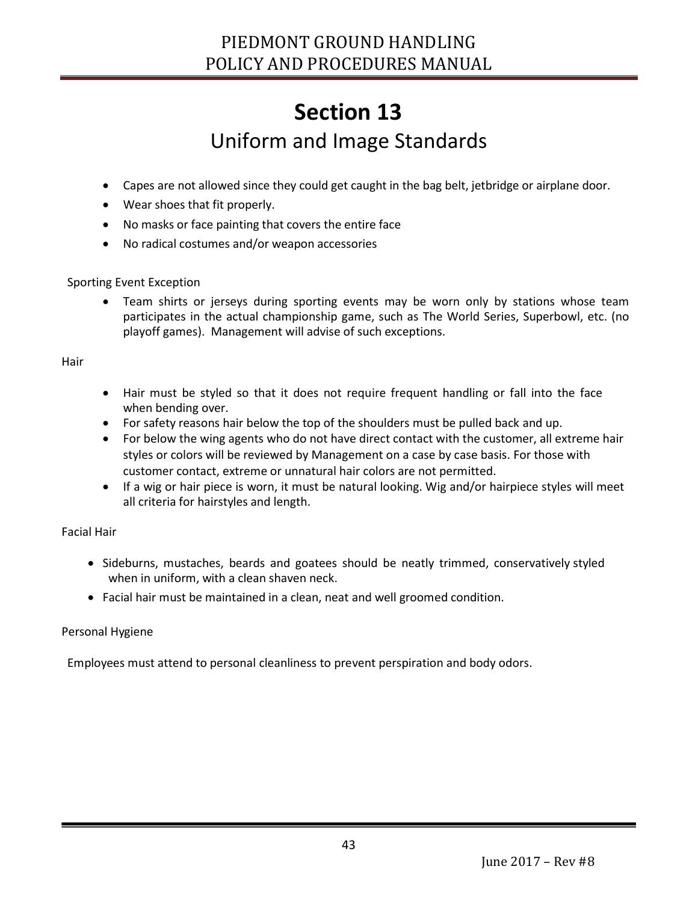# Section 13

## Uniform and Image Standards

- Capes are not allowed since they could get caught in the bag belt, jetbridge or airplane door.
- Wear shoes that fit properly.
- No masks or face painting that covers the entire face
- No radical costumes and/or weapon accessories

Sporting Event Exception

- Team shirts or jerseys during sporting events may be worn only by stations whose team participates in the actual championship game, such as The World Series, Superbowl, etc. (no playoff games). Management will advise of such exceptions.

Hair

- Hair must be styled so that it does not require frequent handling or fall into the face when bending over.
- For safety reasons hair below the top of the shoulders must be pulled back and up.
- For below the wing agents who do not have direct contact with the customer, all extreme hair styles or colors will be reviewed by Management on a case by case basis. For those with customer contact, extreme or unnatural hair colors are not permitted.
- If a wig or hair piece is worn, it must be natural looking. Wig and/or hairpiece styles will meet all criteria for hairstyles and length.

Facial Hair

- Sideburns, mustaches, beards and goatees should be neatly trimmed, conservatively styled when in uniform, with a clean shaven neck.
- Facial hair must be maintained in a clean, neat and well groomed condition.

Personal Hygiene

Employees must attend to personal cleanliness to prevent perspiration and body odors.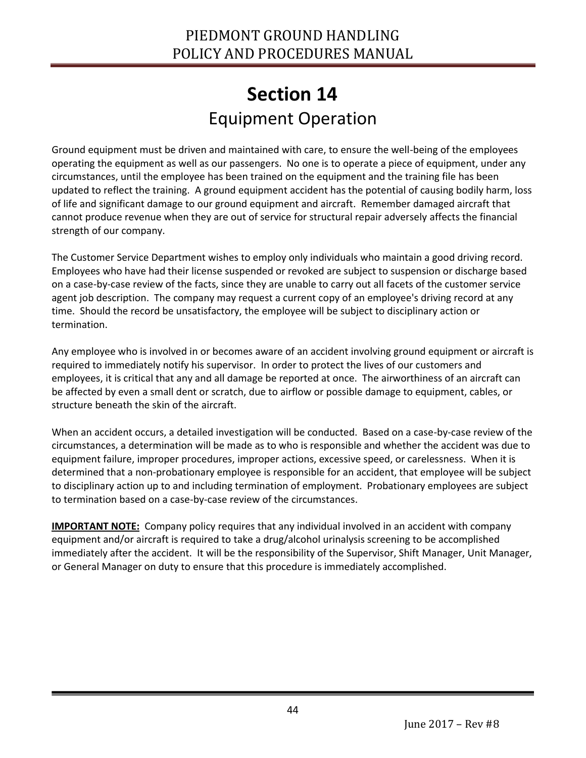# Section 14
## Equipment Operation

Ground equipment must be driven and maintained with care, to ensure the well-being of the employees operating the equipment as well as our passengers. No one is to operate a piece of equipment, under any circumstances, until the employee has been trained on the equipment and the training file has been updated to reflect the training. A ground equipment accident has the potential of causing bodily harm, loss of life and significant damage to our ground equipment and aircraft. Remember damaged aircraft that cannot produce revenue when they are out of service for structural repair adversely affects the financial strength of our company.

The Customer Service Department wishes to employ only individuals who maintain a good driving record. Employees who have had their license suspended or revoked are subject to suspension or discharge based on a case-by-case review of the facts, since they are unable to carry out all facets of the customer service agent job description. The company may request a current copy of an employee's driving record at any time. Should the record be unsatisfactory, the employee will be subject to disciplinary action or termination.

Any employee who is involved in or becomes aware of an accident involving ground equipment or aircraft is required to immediately notify his supervisor. In order to protect the lives of our customers and employees, it is critical that any and all damage be reported at once. The airworthiness of an aircraft can be affected by even a small dent or scratch, due to airflow or possible damage to equipment, cables, or structure beneath the skin of the aircraft.

When an accident occurs, a detailed investigation will be conducted. Based on a case-by-case review of the circumstances, a determination will be made as to who is responsible and whether the accident was due to equipment failure, improper procedures, improper actions, excessive speed, or carelessness. When it is determined that a non-probationary employee is responsible for an accident, that employee will be subject to disciplinary action up to and including termination of employment. Probationary employees are subject to termination based on a case-by-case review of the circumstances.

**IMPORTANT NOTE:** Company policy requires that any individual involved in an accident with company equipment and/or aircraft is required to take a drug/alcohol urinalysis screening to be accomplished immediately after the accident. It will be the responsibility of the Supervisor, Shift Manager, Unit Manager, or General Manager on duty to ensure that this procedure is immediately accomplished.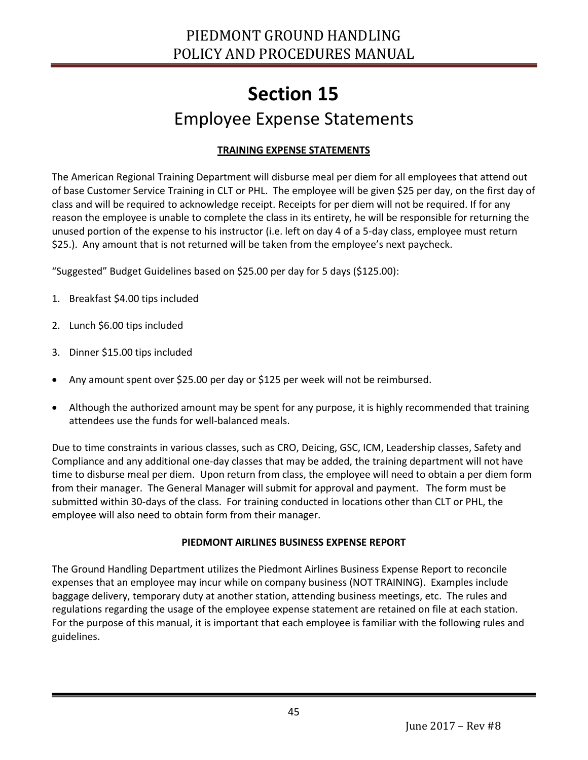# Section 15

## Employee Expense Statements

### TRAINING EXPENSE STATEMENTS

The American Regional Training Department will disburse meal per diem for all employees that attend out of base Customer Service Training in CLT or PHL. The employee will be given $25 per day, on the first day of class and will be required to acknowledge receipt. Receipts for per diem will not be required. If for any reason the employee is unable to complete the class in its entirety, he will be responsible for returning the unused portion of the expense to his instructor (i.e. left on day 4 of a 5-day class, employee must return $25.). Any amount that is not returned will be taken from the employee's next paycheck.

"Suggested" Budget Guidelines based on $25.00 per day for 5 days ($125.00):

1. Breakfast $4.00 tips included
2. Lunch $6.00 tips included
3. Dinner $15.00 tips included

- Any amount spent over $25.00 per day or $125 per week will not be reimbursed.
- Although the authorized amount may be spent for any purpose, it is highly recommended that training attendees use the funds for well-balanced meals.

Due to time constraints in various classes, such as CRO, Deicing, GSC, ICM, Leadership classes, Safety and Compliance and any additional one-day classes that may be added, the training department will not have time to disburse meal per diem. Upon return from class, the employee will need to obtain a per diem form from their manager. The General Manager will submit for approval and payment. The form must be submitted within 30-days of the class. For training conducted in locations other than CLT or PHL, the employee will also need to obtain form from their manager.

### PIEDMONT AIRLINES BUSINESS EXPENSE REPORT

The Ground Handling Department utilizes the Piedmont Airlines Business Expense Report to reconcile expenses that an employee may incur while on company business (NOT TRAINING). Examples include baggage delivery, temporary duty at another station, attending business meetings, etc. The rules and regulations regarding the usage of the employee expense statement are retained on file at each station. For the purpose of this manual, it is important that each employee is familiar with the following rules and guidelines.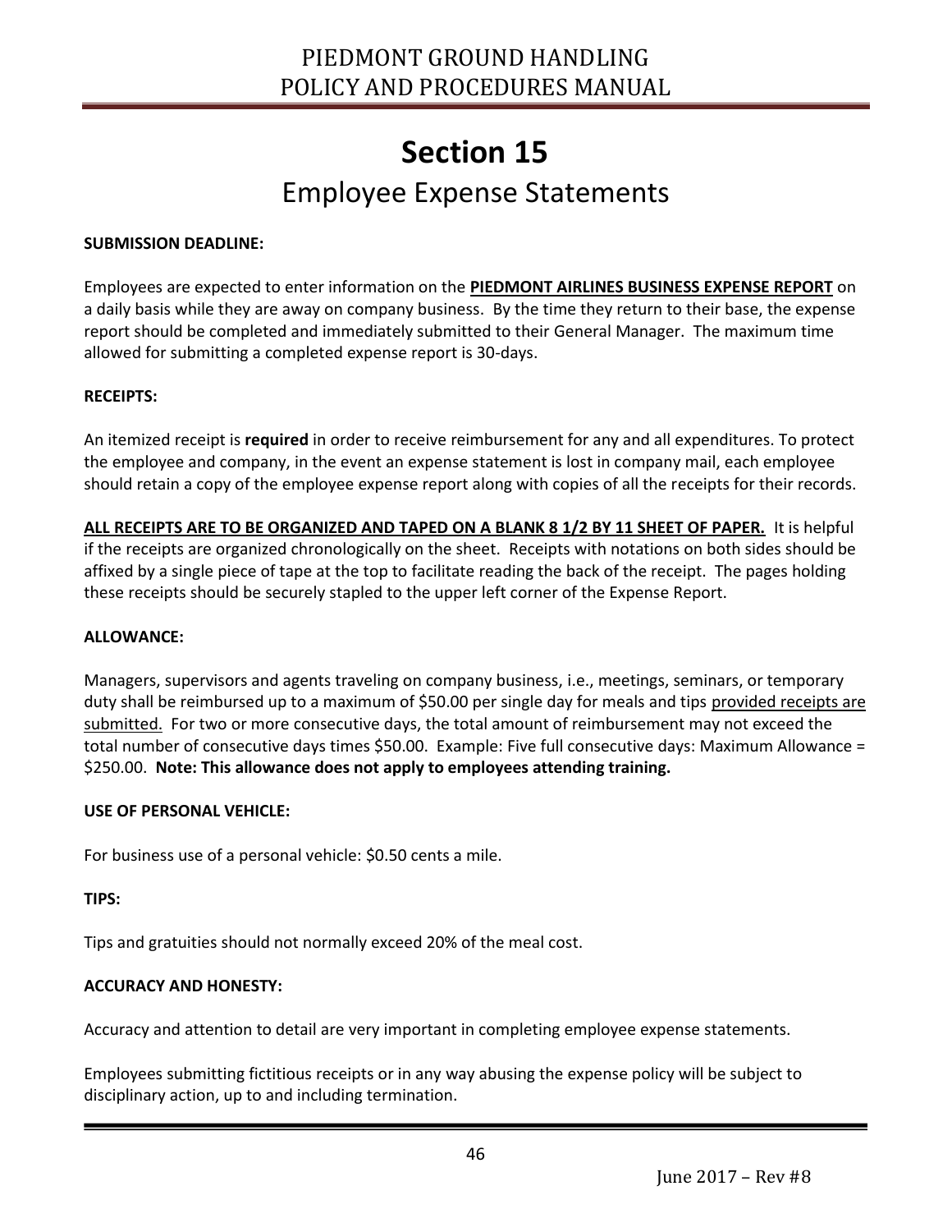# Section 15

## Employee Expense Statements

**SUBMISSION DEADLINE:**

Employees are expected to enter information on the **PIEDMONT AIRLINES BUSINESS EXPENSE REPORT** on a daily basis while they are away on company business. By the time they return to their base, the expense report should be completed and immediately submitted to their General Manager. The maximum time allowed for submitting a completed expense report is 30-days.

**RECEIPTS:**

An itemized receipt is **required** in order to receive reimbursement for any and all expenditures. To protect the employee and company, in the event an expense statement is lost in company mail, each employee should retain a copy of the employee expense report along with copies of all the receipts for their records.

**ALL RECEIPTS ARE TO BE ORGANIZED AND TAPED ON A BLANK 8 1/2 BY 11 SHEET OF PAPER.** It is helpful if the receipts are organized chronologically on the sheet. Receipts with notations on both sides should be affixed by a single piece of tape at the top to facilitate reading the back of the receipt. The pages holding these receipts should be securely stapled to the upper left corner of the Expense Report.

**ALLOWANCE:**

Managers, supervisors and agents traveling on company business, i.e., meetings, seminars, or temporary duty shall be reimbursed up to a maximum of $50.00 per single day for meals and tips provided receipts are submitted. For two or more consecutive days, the total amount of reimbursement may not exceed the total number of consecutive days times $50.00. Example: Five full consecutive days: Maximum Allowance = $250.00. **Note: This allowance does not apply to employees attending training.**

**USE OF PERSONAL VEHICLE:**

For business use of a personal vehicle: $0.50 cents a mile.

**TIPS:**

Tips and gratuities should not normally exceed 20% of the meal cost.

**ACCURACY AND HONESTY:**

Accuracy and attention to detail are very important in completing employee expense statements.

Employees submitting fictitious receipts or in any way abusing the expense policy will be subject to disciplinary action, up to and including termination.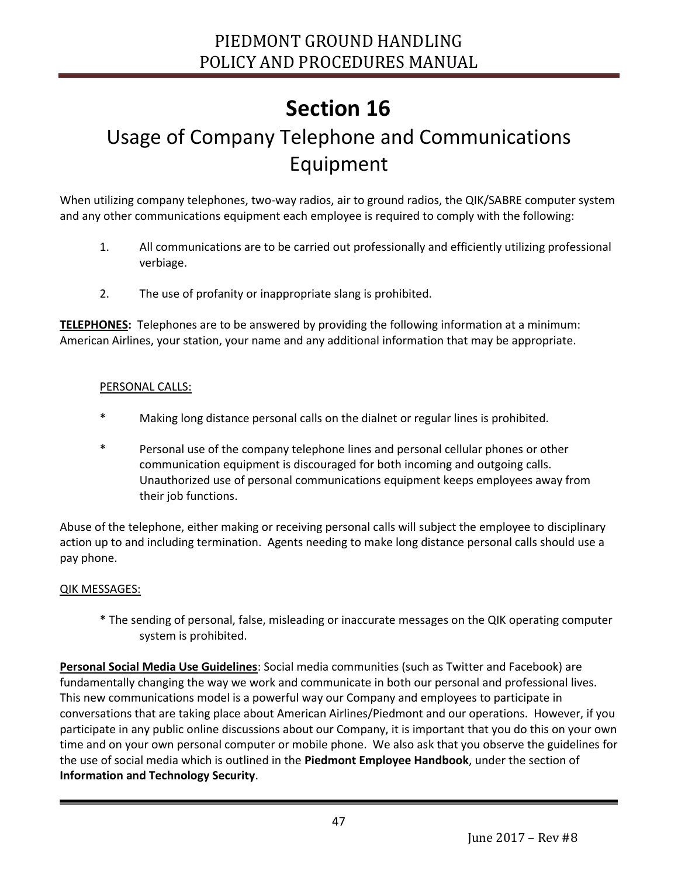# Section 16

## Usage of Company Telephone and Communications Equipment

When utilizing company telephones, two-way radios, air to ground radios, the QIK/SABRE computer system and any other communications equipment each employee is required to comply with the following:

1. All communications are to be carried out professionally and efficiently utilizing professional verbiage.

2. The use of profanity or inappropriate slang is prohibited.

**TELEPHONES:** Telephones are to be answered by providing the following information at a minimum: American Airlines, your station, your name and any additional information that may be appropriate.

PERSONAL CALLS:

* Making long distance personal calls on the dialnet or regular lines is prohibited.

* Personal use of the company telephone lines and personal cellular phones or other communication equipment is discouraged for both incoming and outgoing calls. Unauthorized use of personal communications equipment keeps employees away from their job functions.

Abuse of the telephone, either making or receiving personal calls will subject the employee to disciplinary action up to and including termination. Agents needing to make long distance personal calls should use a pay phone.

QIK MESSAGES:

* The sending of personal, false, misleading or inaccurate messages on the QIK operating computer system is prohibited.

**Personal Social Media Use Guidelines**: Social media communities (such as Twitter and Facebook) are fundamentally changing the way we work and communicate in both our personal and professional lives. This new communications model is a powerful way our Company and employees to participate in conversations that are taking place about American Airlines/Piedmont and our operations. However, if you participate in any public online discussions about our Company, it is important that you do this on your own time and on your own personal computer or mobile phone. We also ask that you observe the guidelines for the use of social media which is outlined in the **Piedmont Employee Handbook**, under the section of **Information and Technology Security**.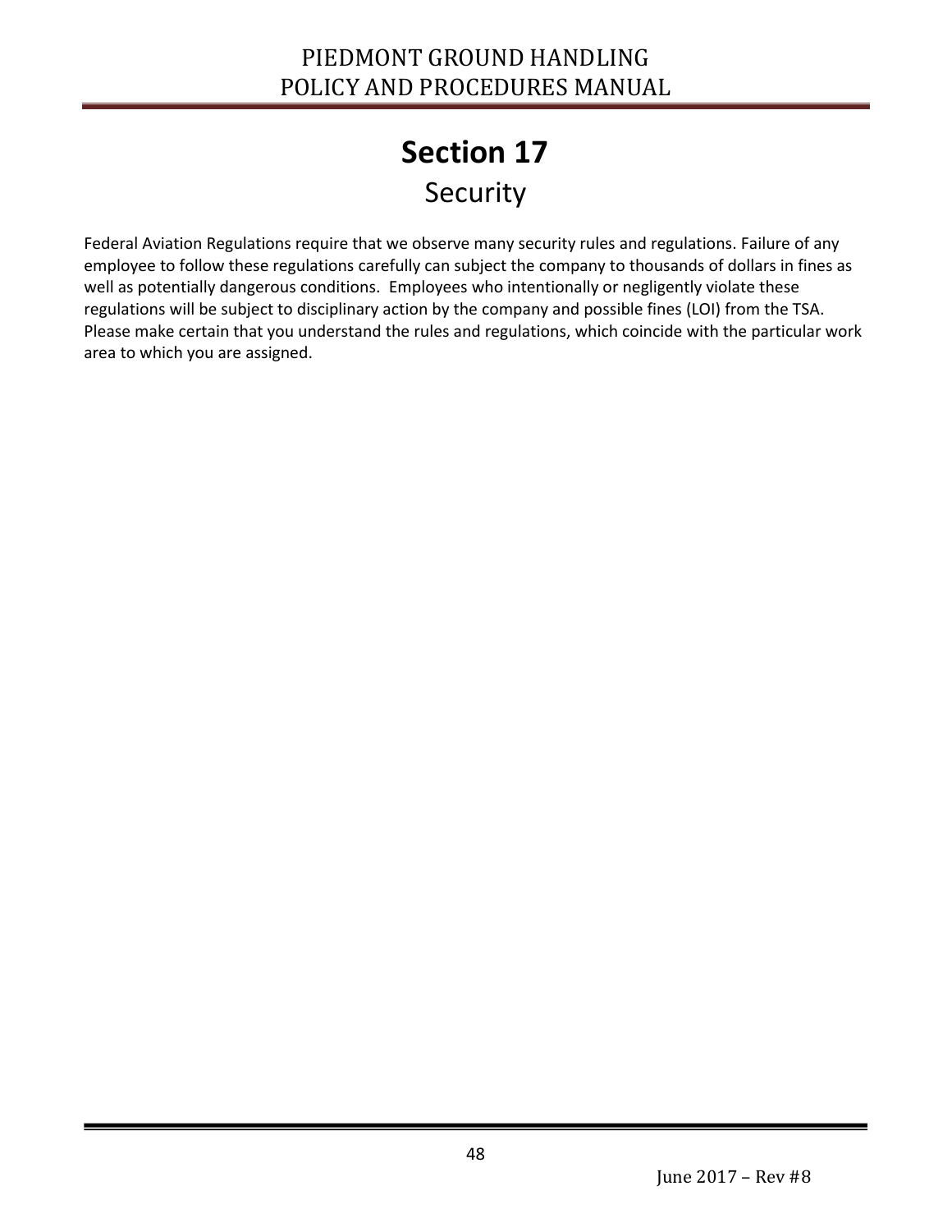# Section 17

## Security

Federal Aviation Regulations require that we observe many security rules and regulations. Failure of any employee to follow these regulations carefully can subject the company to thousands of dollars in fines as well as potentially dangerous conditions. Employees who intentionally or negligently violate these regulations will be subject to disciplinary action by the company and possible fines (LOI) from the TSA. Please make certain that you understand the rules and regulations, which coincide with the particular work area to which you are assigned.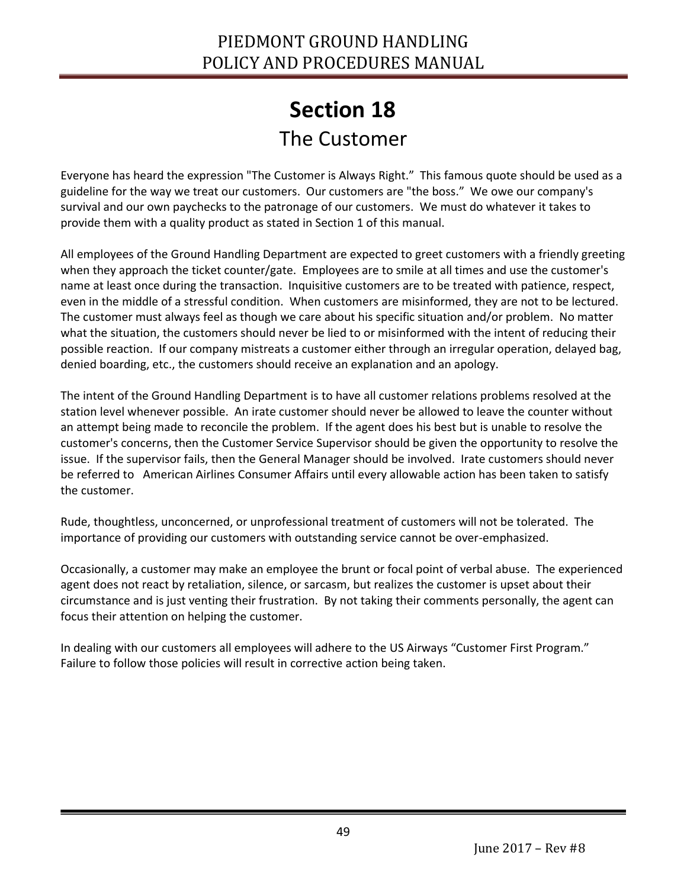# Section 18

## The Customer

Everyone has heard the expression "The Customer is Always Right." This famous quote should be used as a guideline for the way we treat our customers. Our customers are "the boss." We owe our company's survival and our own paychecks to the patronage of our customers. We must do whatever it takes to provide them with a quality product as stated in Section 1 of this manual.

All employees of the Ground Handling Department are expected to greet customers with a friendly greeting when they approach the ticket counter/gate. Employees are to smile at all times and use the customer's name at least once during the transaction. Inquisitive customers are to be treated with patience, respect, even in the middle of a stressful condition. When customers are misinformed, they are not to be lectured. The customer must always feel as though we care about his specific situation and/or problem. No matter what the situation, the customers should never be lied to or misinformed with the intent of reducing their possible reaction. If our company mistreats a customer either through an irregular operation, delayed bag, denied boarding, etc., the customers should receive an explanation and an apology.

The intent of the Ground Handling Department is to have all customer relations problems resolved at the station level whenever possible. An irate customer should never be allowed to leave the counter without an attempt being made to reconcile the problem. If the agent does his best but is unable to resolve the customer's concerns, then the Customer Service Supervisor should be given the opportunity to resolve the issue. If the supervisor fails, then the General Manager should be involved. Irate customers should never be referred to American Airlines Consumer Affairs until every allowable action has been taken to satisfy the customer.

Rude, thoughtless, unconcerned, or unprofessional treatment of customers will not be tolerated. The importance of providing our customers with outstanding service cannot be over-emphasized.

Occasionally, a customer may make an employee the brunt or focal point of verbal abuse. The experienced agent does not react by retaliation, silence, or sarcasm, but realizes the customer is upset about their circumstance and is just venting their frustration. By not taking their comments personally, the agent can focus their attention on helping the customer.

In dealing with our customers all employees will adhere to the US Airways "Customer First Program." Failure to follow those policies will result in corrective action being taken.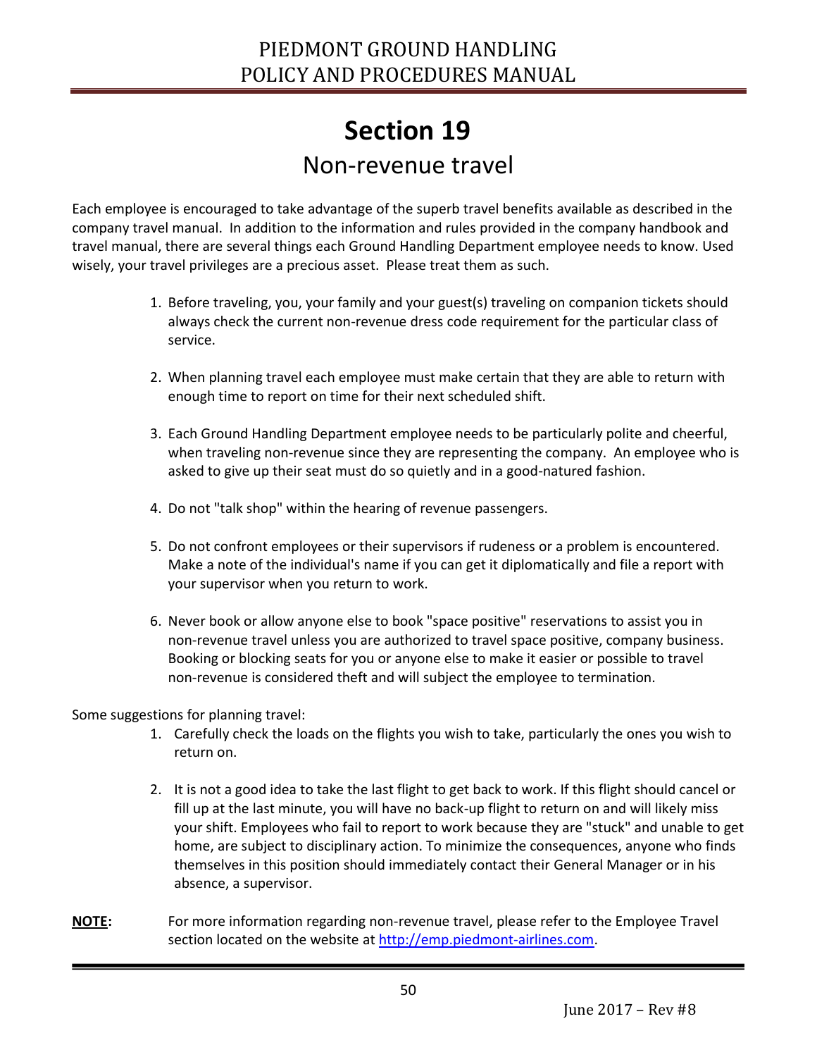# Section 19

## Non-revenue travel

Each employee is encouraged to take advantage of the superb travel benefits available as described in the company travel manual. In addition to the information and rules provided in the company handbook and travel manual, there are several things each Ground Handling Department employee needs to know. Used wisely, your travel privileges are a precious asset. Please treat them as such.

1. Before traveling, you, your family and your guest(s) traveling on companion tickets should always check the current non-revenue dress code requirement for the particular class of service.

2. When planning travel each employee must make certain that they are able to return with enough time to report on time for their next scheduled shift.

3. Each Ground Handling Department employee needs to be particularly polite and cheerful, when traveling non-revenue since they are representing the company. An employee who is asked to give up their seat must do so quietly and in a good-natured fashion.

4. Do not "talk shop" within the hearing of revenue passengers.

5. Do not confront employees or their supervisors if rudeness or a problem is encountered. Make a note of the individual's name if you can get it diplomatically and file a report with your supervisor when you return to work.

6. Never book or allow anyone else to book "space positive" reservations to assist you in non-revenue travel unless you are authorized to travel space positive, company business. Booking or blocking seats for you or anyone else to make it easier or possible to travel non-revenue is considered theft and will subject the employee to termination.

Some suggestions for planning travel:

1. Carefully check the loads on the flights you wish to take, particularly the ones you wish to return on.

2. It is not a good idea to take the last flight to get back to work. If this flight should cancel or fill up at the last minute, you will have no back-up flight to return on and will likely miss your shift. Employees who fail to report to work because they are "stuck" and unable to get home, are subject to disciplinary action. To minimize the consequences, anyone who finds themselves in this position should immediately contact their General Manager or in his absence, a supervisor.

**NOTE:** For more information regarding non-revenue travel, please refer to the Employee Travel section located on the website at http://emp.piedmont-airlines.com.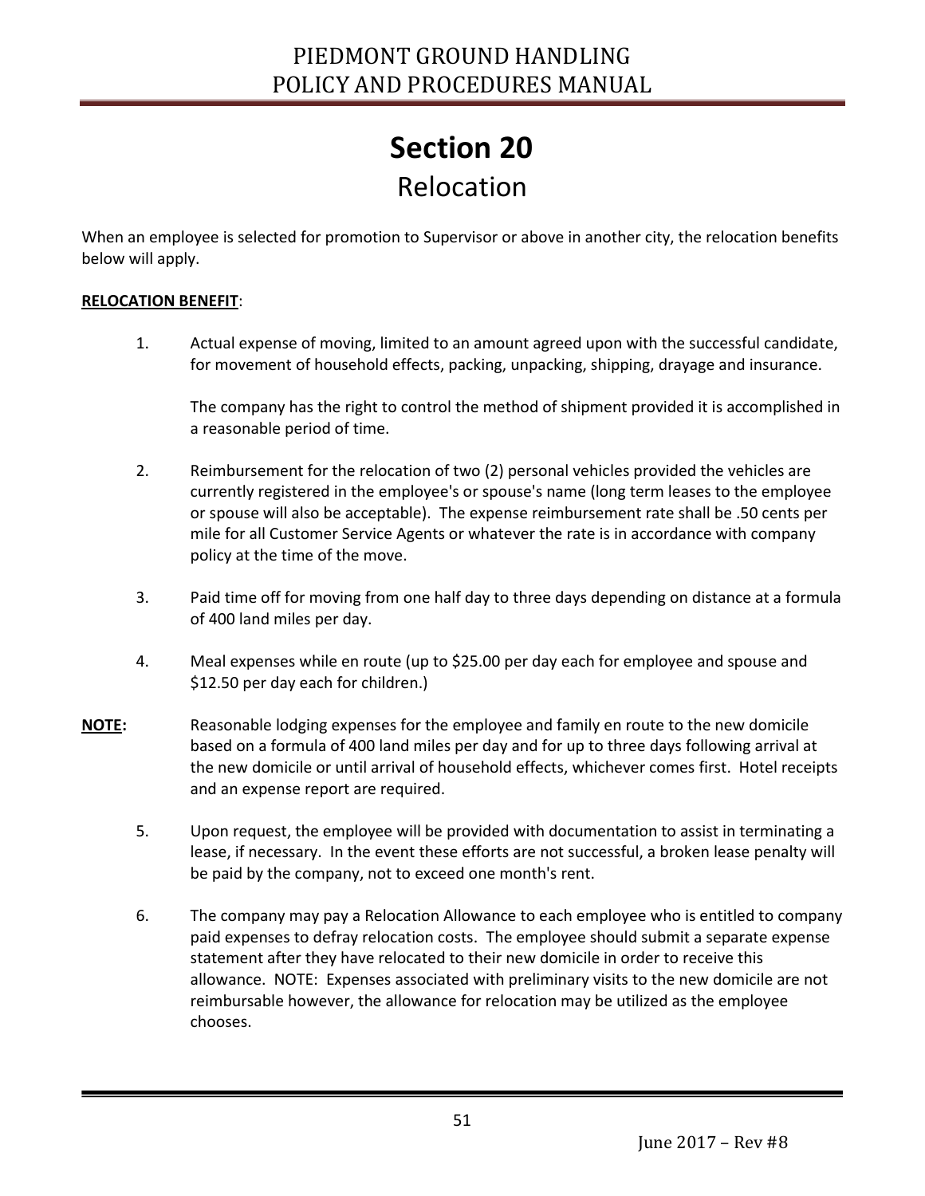# Section 20

## Relocation

When an employee is selected for promotion to Supervisor or above in another city, the relocation benefits below will apply.

**RELOCATION BENEFIT**:

1. Actual expense of moving, limited to an amount agreed upon with the successful candidate, for movement of household effects, packing, unpacking, shipping, drayage and insurance.

   The company has the right to control the method of shipment provided it is accomplished in a reasonable period of time.

2. Reimbursement for the relocation of two (2) personal vehicles provided the vehicles are currently registered in the employee's or spouse's name (long term leases to the employee or spouse will also be acceptable). The expense reimbursement rate shall be .50 cents per mile for all Customer Service Agents or whatever the rate is in accordance with company policy at the time of the move.

3. Paid time off for moving from one half day to three days depending on distance at a formula of 400 land miles per day.

4. Meal expenses while en route (up to $25.00 per day each for employee and spouse and $12.50 per day each for children.)

**NOTE:** Reasonable lodging expenses for the employee and family en route to the new domicile based on a formula of 400 land miles per day and for up to three days following arrival at the new domicile or until arrival of household effects, whichever comes first. Hotel receipts and an expense report are required.

5. Upon request, the employee will be provided with documentation to assist in terminating a lease, if necessary. In the event these efforts are not successful, a broken lease penalty will be paid by the company, not to exceed one month's rent.

6. The company may pay a Relocation Allowance to each employee who is entitled to company paid expenses to defray relocation costs. The employee should submit a separate expense statement after they have relocated to their new domicile in order to receive this allowance. NOTE: Expenses associated with preliminary visits to the new domicile are not reimbursable however, the allowance for relocation may be utilized as the employee chooses.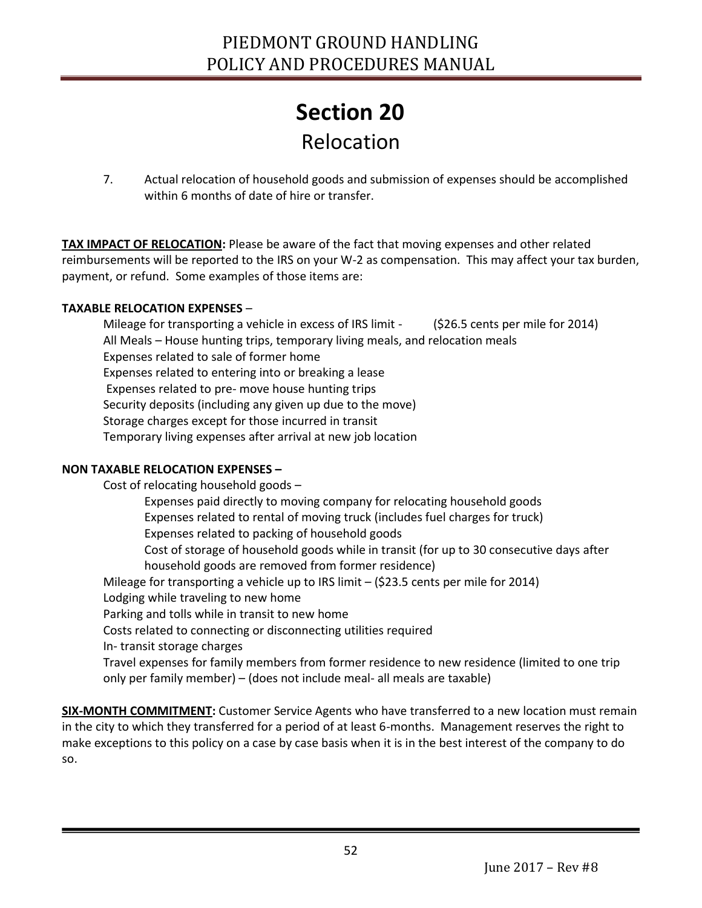# Section 20

## Relocation

7. Actual relocation of household goods and submission of expenses should be accomplished within 6 months of date of hire or transfer.

**TAX IMPACT OF RELOCATION:** Please be aware of the fact that moving expenses and other related reimbursements will be reported to the IRS on your W-2 as compensation. This may affect your tax burden, payment, or refund. Some examples of those items are:

**TAXABLE RELOCATION EXPENSES** –

- Mileage for transporting a vehicle in excess of IRS limit - ($26.5 cents per mile for 2014)
- All Meals – House hunting trips, temporary living meals, and relocation meals
- Expenses related to sale of former home
- Expenses related to entering into or breaking a lease
- Expenses related to pre- move house hunting trips
- Security deposits (including any given up due to the move)
- Storage charges except for those incurred in transit
- Temporary living expenses after arrival at new job location

**NON TAXABLE RELOCATION EXPENSES –**

- Cost of relocating household goods –
  - Expenses paid directly to moving company for relocating household goods
  - Expenses related to rental of moving truck (includes fuel charges for truck)
  - Expenses related to packing of household goods
  - Cost of storage of household goods while in transit (for up to 30 consecutive days after household goods are removed from former residence)
- Mileage for transporting a vehicle up to IRS limit – ($23.5 cents per mile for 2014)
- Lodging while traveling to new home
- Parking and tolls while in transit to new home
- Costs related to connecting or disconnecting utilities required
- In- transit storage charges
- Travel expenses for family members from former residence to new residence (limited to one trip only per family member) – (does not include meal- all meals are taxable)

**SIX-MONTH COMMITMENT:** Customer Service Agents who have transferred to a new location must remain in the city to which they transferred for a period of at least 6-months. Management reserves the right to make exceptions to this policy on a case by case basis when it is in the best interest of the company to do so.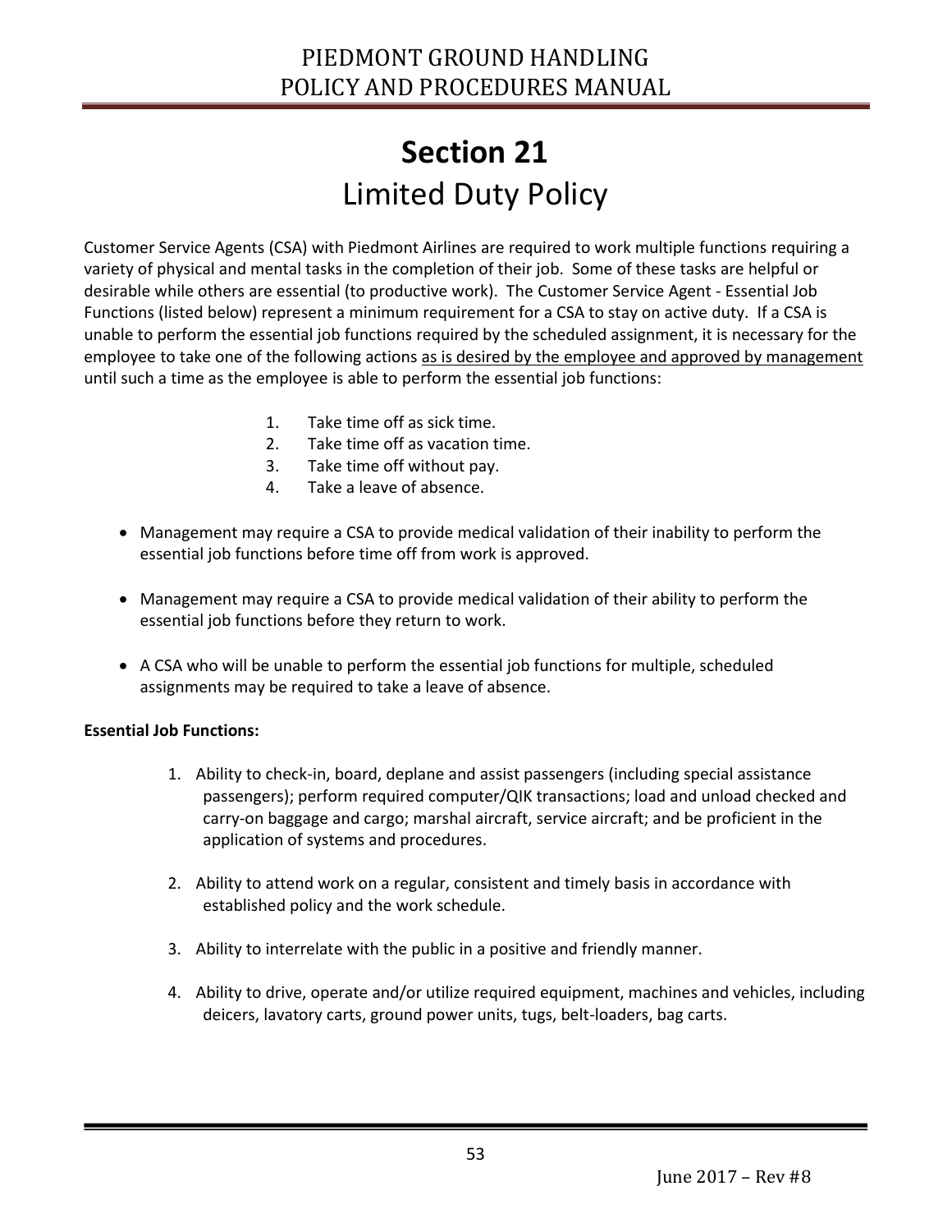# Section 21

## Limited Duty Policy

Customer Service Agents (CSA) with Piedmont Airlines are required to work multiple functions requiring a variety of physical and mental tasks in the completion of their job. Some of these tasks are helpful or desirable while others are essential (to productive work). The Customer Service Agent - Essential Job Functions (listed below) represent a minimum requirement for a CSA to stay on active duty. If a CSA is unable to perform the essential job functions required by the scheduled assignment, it is necessary for the employee to take one of the following actions <u>as is desired by the employee and approved by management</u> until such a time as the employee is able to perform the essential job functions:

1. Take time off as sick time.
2. Take time off as vacation time.
3. Take time off without pay.
4. Take a leave of absence.

- Management may require a CSA to provide medical validation of their inability to perform the essential job functions before time off from work is approved.
- Management may require a CSA to provide medical validation of their ability to perform the essential job functions before they return to work.
- A CSA who will be unable to perform the essential job functions for multiple, scheduled assignments may be required to take a leave of absence.

**Essential Job Functions:**

1. Ability to check-in, board, deplane and assist passengers (including special assistance passengers); perform required computer/QIK transactions; load and unload checked and carry-on baggage and cargo; marshal aircraft, service aircraft; and be proficient in the application of systems and procedures.
2. Ability to attend work on a regular, consistent and timely basis in accordance with established policy and the work schedule.
3. Ability to interrelate with the public in a positive and friendly manner.
4. Ability to drive, operate and/or utilize required equipment, machines and vehicles, including deicers, lavatory carts, ground power units, tugs, belt-loaders, bag carts.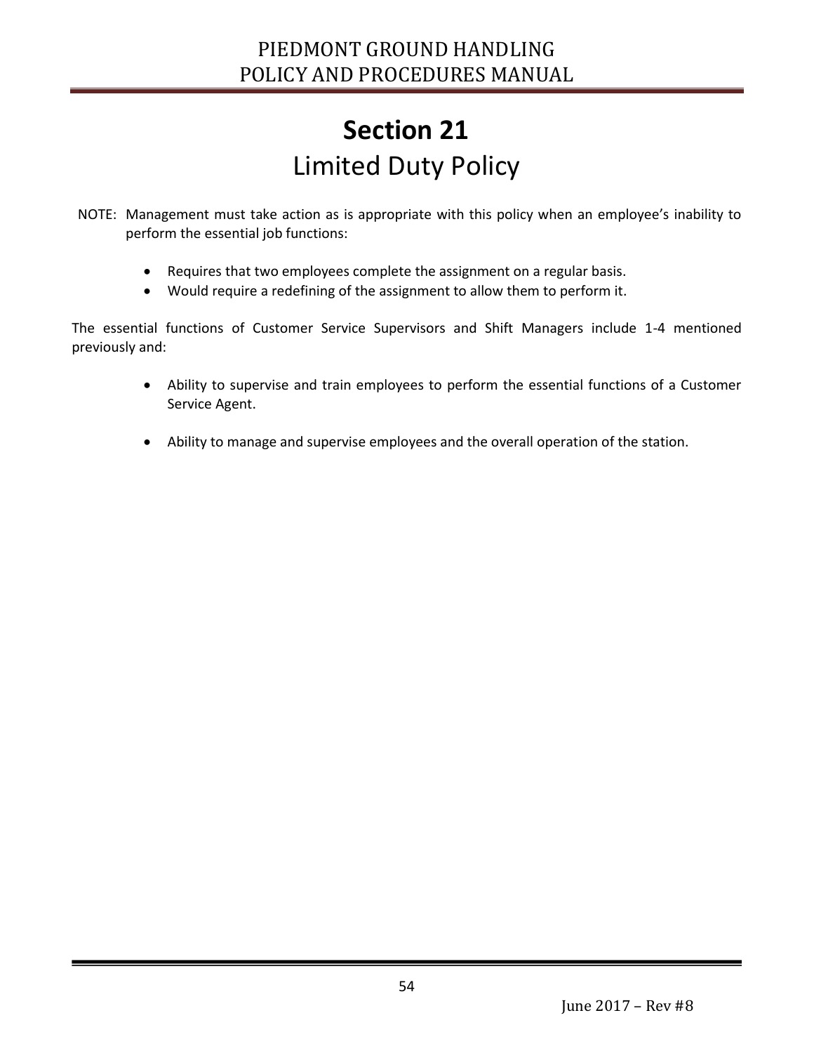# Section 21
## Limited Duty Policy

NOTE: Management must take action as is appropriate with this policy when an employee's inability to perform the essential job functions:

- Requires that two employees complete the assignment on a regular basis.
- Would require a redefining of the assignment to allow them to perform it.

The essential functions of Customer Service Supervisors and Shift Managers include 1-4 mentioned previously and:

- Ability to supervise and train employees to perform the essential functions of a Customer Service Agent.
- Ability to manage and supervise employees and the overall operation of the station.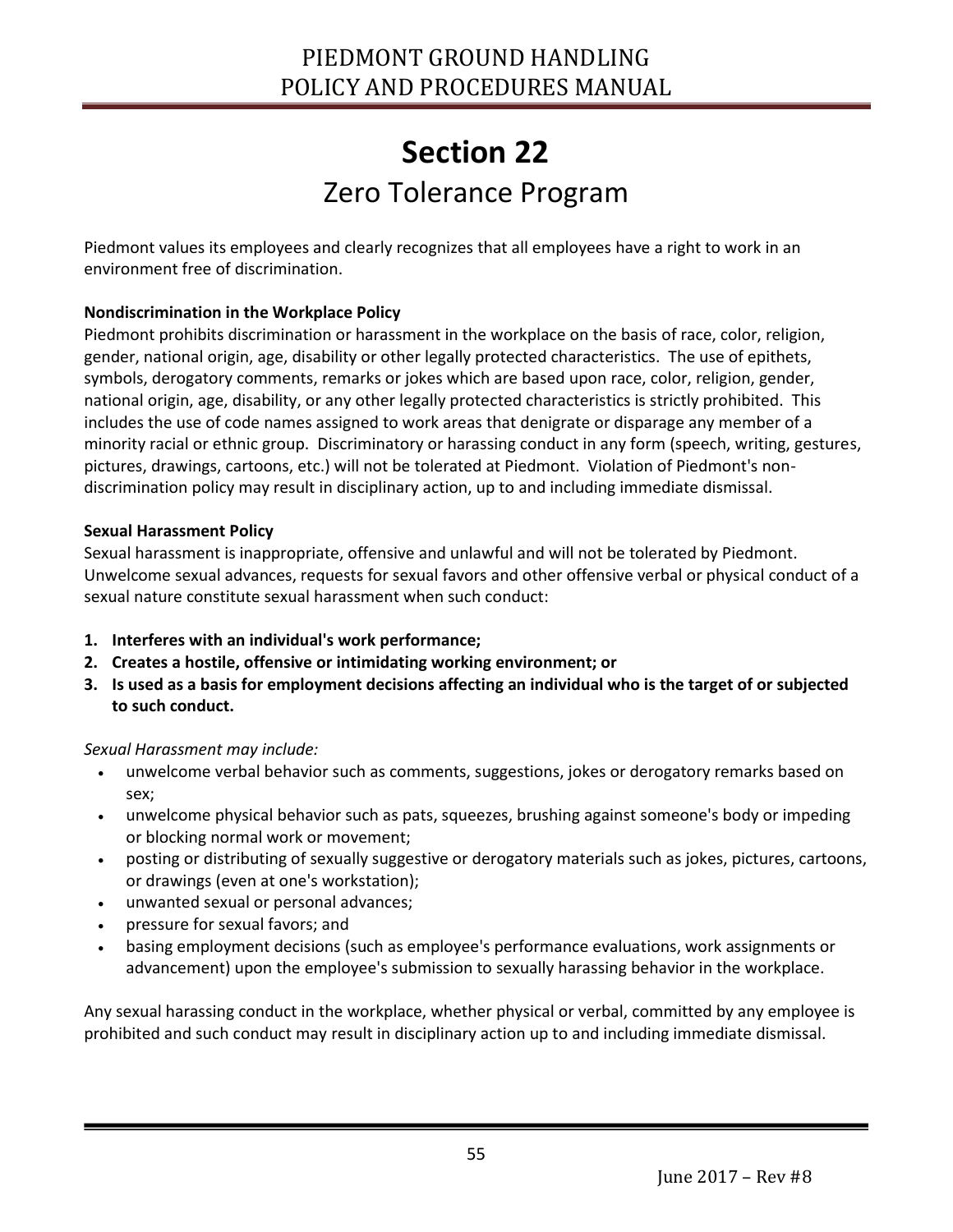# Section 22

## Zero Tolerance Program

Piedmont values its employees and clearly recognizes that all employees have a right to work in an environment free of discrimination.

**Nondiscrimination in the Workplace Policy**

Piedmont prohibits discrimination or harassment in the workplace on the basis of race, color, religion, gender, national origin, age, disability or other legally protected characteristics. The use of epithets, symbols, derogatory comments, remarks or jokes which are based upon race, color, religion, gender, national origin, age, disability, or any other legally protected characteristics is strictly prohibited. This includes the use of code names assigned to work areas that denigrate or disparage any member of a minority racial or ethnic group. Discriminatory or harassing conduct in any form (speech, writing, gestures, pictures, drawings, cartoons, etc.) will not be tolerated at Piedmont. Violation of Piedmont's non-discrimination policy may result in disciplinary action, up to and including immediate dismissal.

**Sexual Harassment Policy**

Sexual harassment is inappropriate, offensive and unlawful and will not be tolerated by Piedmont. Unwelcome sexual advances, requests for sexual favors and other offensive verbal or physical conduct of a sexual nature constitute sexual harassment when such conduct:

1. **Interferes with an individual's work performance;**
2. **Creates a hostile, offensive or intimidating working environment; or**
3. **Is used as a basis for employment decisions affecting an individual who is the target of or subjected to such conduct.**

*Sexual Harassment may include:*

- unwelcome verbal behavior such as comments, suggestions, jokes or derogatory remarks based on sex;
- unwelcome physical behavior such as pats, squeezes, brushing against someone's body or impeding or blocking normal work or movement;
- posting or distributing of sexually suggestive or derogatory materials such as jokes, pictures, cartoons, or drawings (even at one's workstation);
- unwanted sexual or personal advances;
- pressure for sexual favors; and
- basing employment decisions (such as employee's performance evaluations, work assignments or advancement) upon the employee's submission to sexually harassing behavior in the workplace.

Any sexual harassing conduct in the workplace, whether physical or verbal, committed by any employee is prohibited and such conduct may result in disciplinary action up to and including immediate dismissal.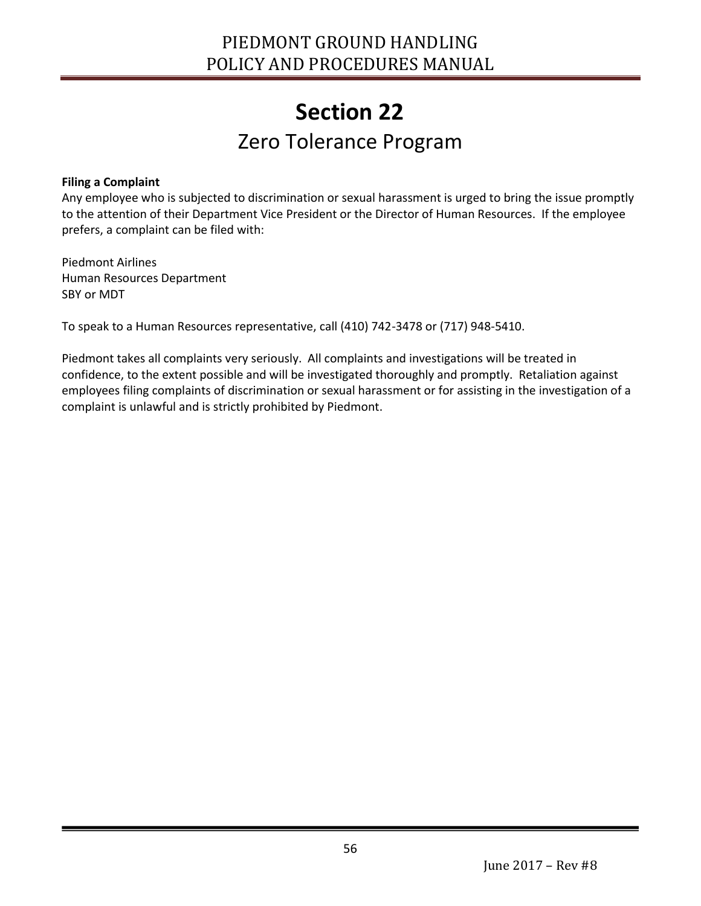# Section 22

## Zero Tolerance Program

**Filing a Complaint**

Any employee who is subjected to discrimination or sexual harassment is urged to bring the issue promptly to the attention of their Department Vice President or the Director of Human Resources. If the employee prefers, a complaint can be filed with:

Piedmont Airlines
Human Resources Department
SBY or MDT

To speak to a Human Resources representative, call (410) 742-3478 or (717) 948-5410.

Piedmont takes all complaints very seriously. All complaints and investigations will be treated in confidence, to the extent possible and will be investigated thoroughly and promptly. Retaliation against employees filing complaints of discrimination or sexual harassment or for assisting in the investigation of a complaint is unlawful and is strictly prohibited by Piedmont.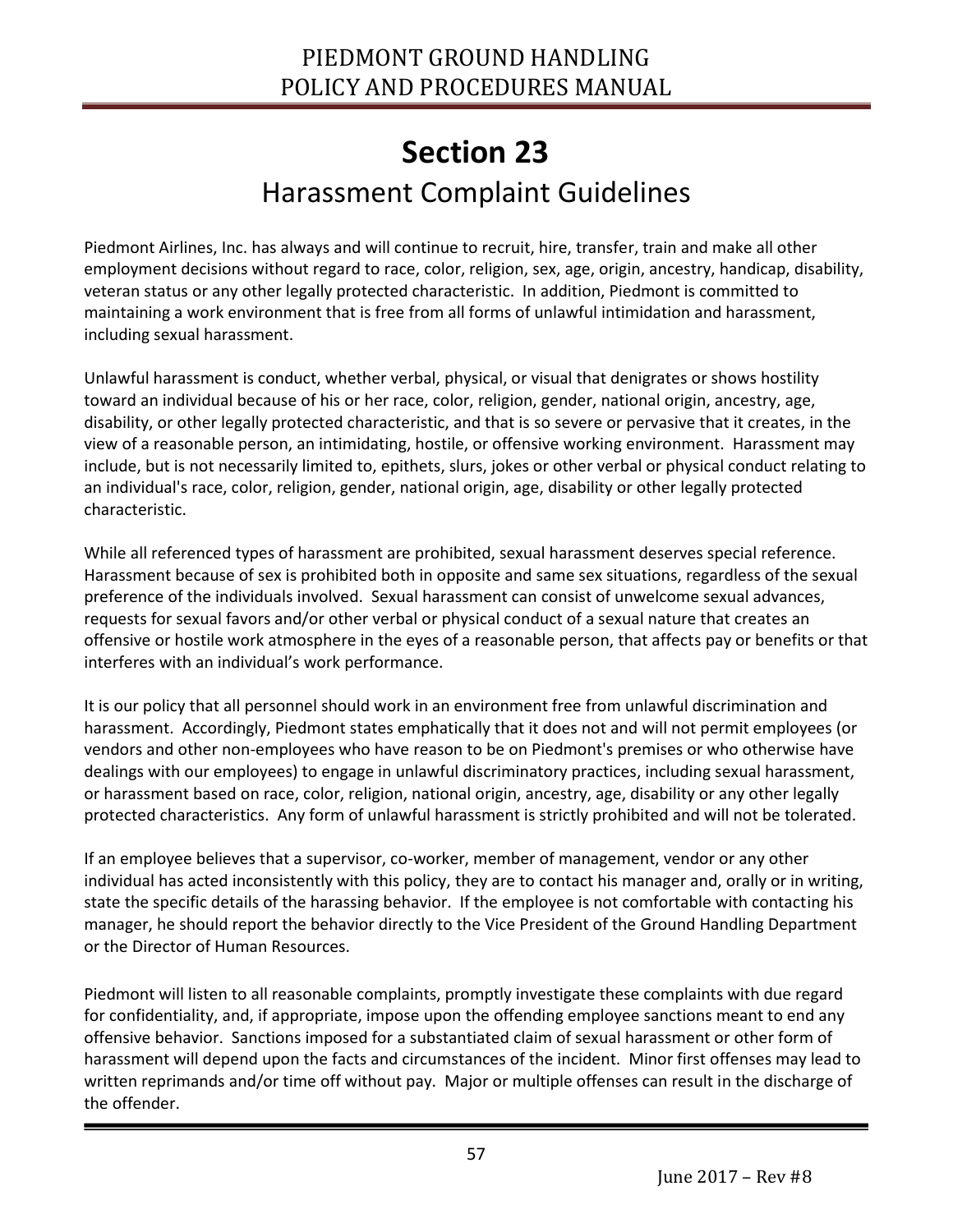# Section 23

## Harassment Complaint Guidelines

Piedmont Airlines, Inc. has always and will continue to recruit, hire, transfer, train and make all other employment decisions without regard to race, color, religion, sex, age, origin, ancestry, handicap, disability, veteran status or any other legally protected characteristic. In addition, Piedmont is committed to maintaining a work environment that is free from all forms of unlawful intimidation and harassment, including sexual harassment.

Unlawful harassment is conduct, whether verbal, physical, or visual that denigrates or shows hostility toward an individual because of his or her race, color, religion, gender, national origin, ancestry, age, disability, or other legally protected characteristic, and that is so severe or pervasive that it creates, in the view of a reasonable person, an intimidating, hostile, or offensive working environment. Harassment may include, but is not necessarily limited to, epithets, slurs, jokes or other verbal or physical conduct relating to an individual's race, color, religion, gender, national origin, age, disability or other legally protected characteristic.

While all referenced types of harassment are prohibited, sexual harassment deserves special reference. Harassment because of sex is prohibited both in opposite and same sex situations, regardless of the sexual preference of the individuals involved. Sexual harassment can consist of unwelcome sexual advances, requests for sexual favors and/or other verbal or physical conduct of a sexual nature that creates an offensive or hostile work atmosphere in the eyes of a reasonable person, that affects pay or benefits or that interferes with an individual's work performance.

It is our policy that all personnel should work in an environment free from unlawful discrimination and harassment. Accordingly, Piedmont states emphatically that it does not and will not permit employees (or vendors and other non-employees who have reason to be on Piedmont's premises or who otherwise have dealings with our employees) to engage in unlawful discriminatory practices, including sexual harassment, or harassment based on race, color, religion, national origin, ancestry, age, disability or any other legally protected characteristics. Any form of unlawful harassment is strictly prohibited and will not be tolerated.

If an employee believes that a supervisor, co-worker, member of management, vendor or any other individual has acted inconsistently with this policy, they are to contact his manager and, orally or in writing, state the specific details of the harassing behavior. If the employee is not comfortable with contacting his manager, he should report the behavior directly to the Vice President of the Ground Handling Department or the Director of Human Resources.

Piedmont will listen to all reasonable complaints, promptly investigate these complaints with due regard for confidentiality, and, if appropriate, impose upon the offending employee sanctions meant to end any offensive behavior. Sanctions imposed for a substantiated claim of sexual harassment or other form of harassment will depend upon the facts and circumstances of the incident. Minor first offenses may lead to written reprimands and/or time off without pay. Major or multiple offenses can result in the discharge of the offender.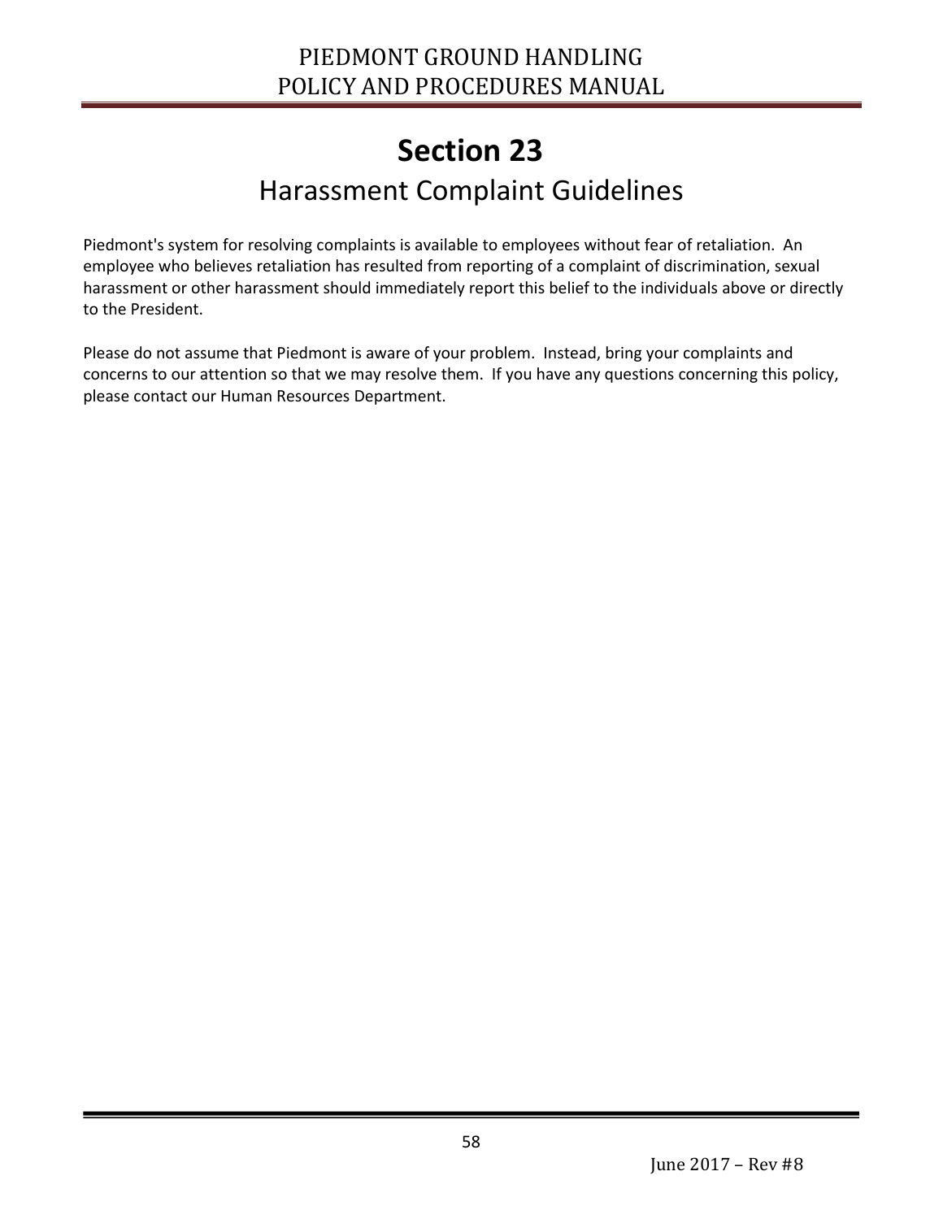# Section 23

## Harassment Complaint Guidelines

Piedmont's system for resolving complaints is available to employees without fear of retaliation. An employee who believes retaliation has resulted from reporting of a complaint of discrimination, sexual harassment or other harassment should immediately report this belief to the individuals above or directly to the President.

Please do not assume that Piedmont is aware of your problem. Instead, bring your complaints and concerns to our attention so that we may resolve them. If you have any questions concerning this policy, please contact our Human Resources Department.